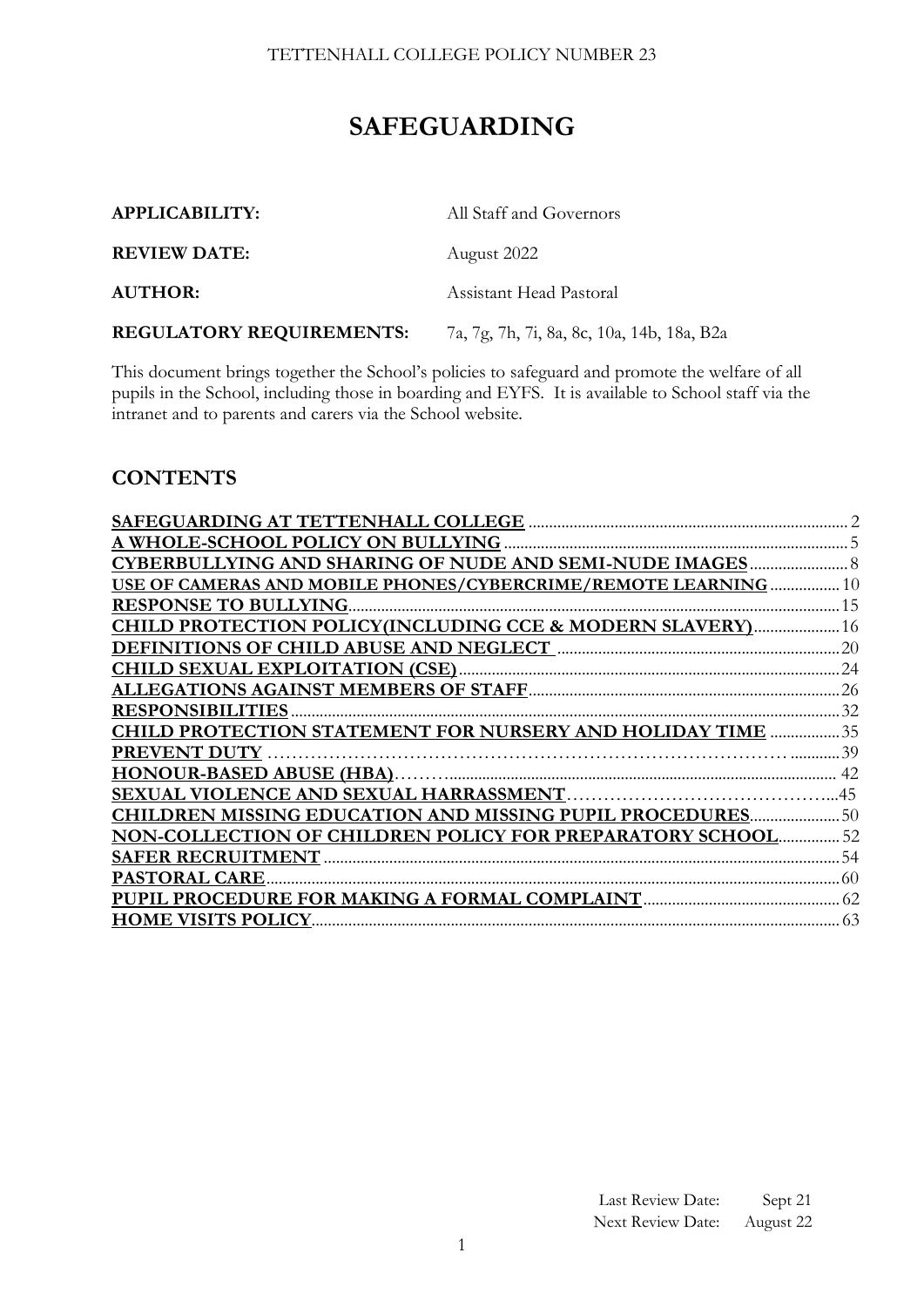TETTENHALL COLLEGE POLICY NUMBER 23

# SAFEGUARDING

| | |
|---|---|
| **APPLICABILITY:** | All Staff and Governors |
| **REVIEW DATE:** | August 2022 |
| **AUTHOR:** | Assistant Head Pastoral |
| **REGULATORY REQUIREMENTS:** | 7a, 7g, 7h, 7i, 8a, 8c, 10a, 14b, 18a, B2a |

This document brings together the School's policies to safeguard and promote the welfare of all pupils in the School, including those in boarding and EYFS. It is available to School staff via the intranet and to parents and carers via the School website.

## CONTENTS

| | |
|---|---|
| **SAFEGUARDING AT TETTENHALL COLLEGE** | 2 |
| **A WHOLE-SCHOOL POLICY ON BULLYING** | 5 |
| **CYBERBULLYING AND SHARING OF NUDE AND SEMI-NUDE IMAGES** | 8 |
| **USE OF CAMERAS AND MOBILE PHONES/CYBERCRIME/REMOTE LEARNING** | 10 |
| **RESPONSE TO BULLYING** | 15 |
| **CHILD PROTECTION POLICY(INCLUDING CCE & MODERN SLAVERY)** | 16 |
| **DEFINITIONS OF CHILD ABUSE AND NEGLECT** | 20 |
| **CHILD SEXUAL EXPLOITATION (CSE)** | 24 |
| **ALLEGATIONS AGAINST MEMBERS OF STAFF** | 26 |
| **RESPONSIBILITIES** | 32 |
| **CHILD PROTECTION STATEMENT FOR NURSERY AND HOLIDAY TIME** | 35 |
| **PREVENT DUTY** | 39 |
| **HONOUR-BASED ABUSE (HBA)** | 42 |
| **SEXUAL VIOLENCE AND SEXUAL HARRASSMENT** | 45 |
| **CHILDREN MISSING EDUCATION AND MISSING PUPIL PROCEDURES** | 50 |
| **NON-COLLECTION OF CHILDREN POLICY FOR PREPARATORY SCHOOL** | 52 |
| **SAFER RECRUITMENT** | 54 |
| **PASTORAL CARE** | 60 |
| **PUPIL PROCEDURE FOR MAKING A FORMAL COMPLAINT** | 62 |
| **HOME VISITS POLICY** | 63 |

Last Review Date: Sept 21
Next Review Date: August 22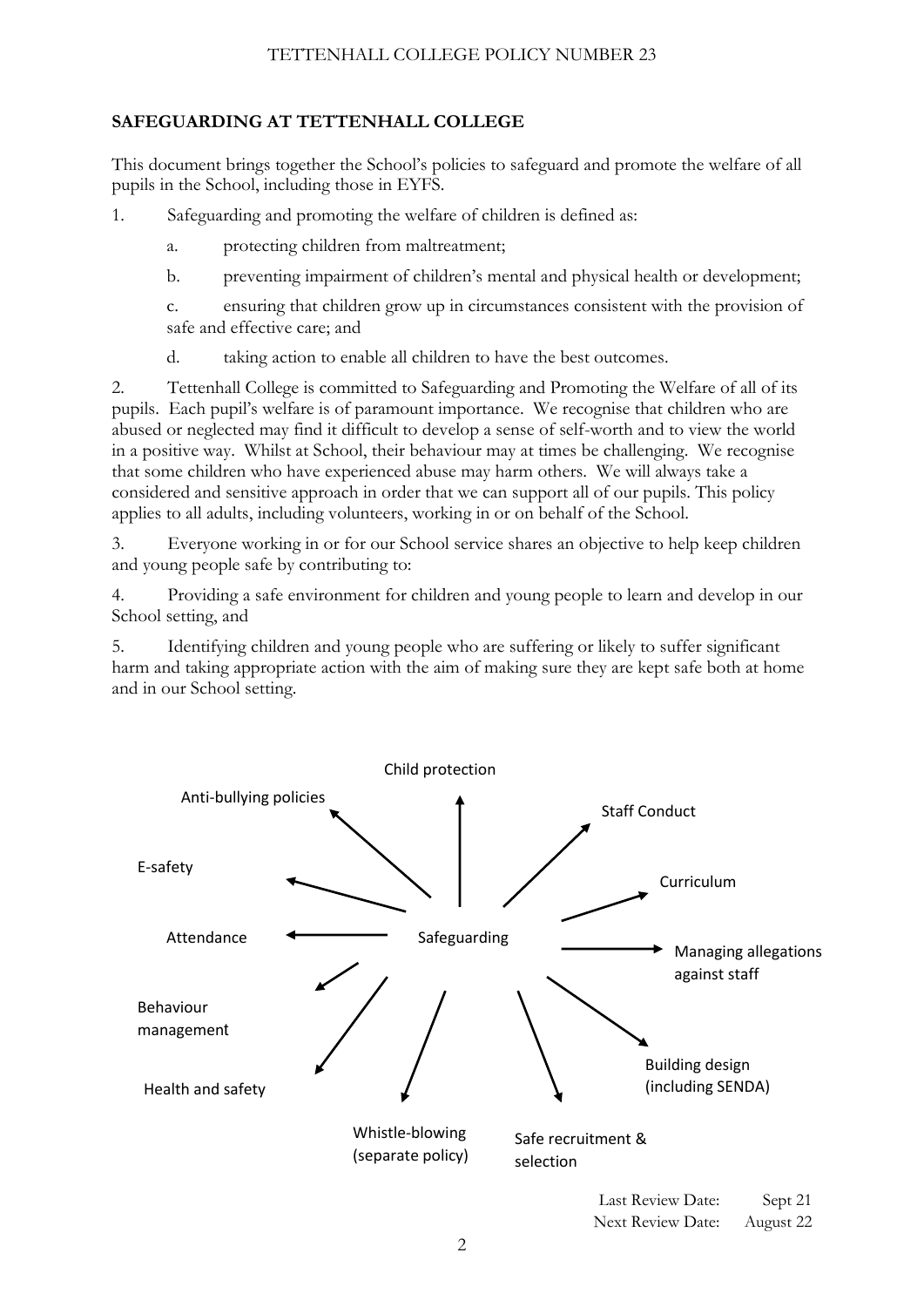## SAFEGUARDING AT TETTENHALL COLLEGE

This document brings together the School's policies to safeguard and promote the welfare of all pupils in the School, including those in EYFS.

1. Safeguarding and promoting the welfare of children is defined as:

   a. protecting children from maltreatment;

   b. preventing impairment of children's mental and physical health or development;

   c. ensuring that children grow up in circumstances consistent with the provision of safe and effective care; and

   d. taking action to enable all children to have the best outcomes.

2. Tettenhall College is committed to Safeguarding and Promoting the Welfare of all of its pupils. Each pupil's welfare is of paramount importance. We recognise that children who are abused or neglected may find it difficult to develop a sense of self-worth and to view the world in a positive way. Whilst at School, their behaviour may at times be challenging. We recognise that some children who have experienced abuse may harm others. We will always take a considered and sensitive approach in order that we can support all of our pupils. This policy applies to all adults, including volunteers, working in or on behalf of the School.

3. Everyone working in or for our School service shares an objective to help keep children and young people safe by contributing to:

4. Providing a safe environment for children and young people to learn and develop in our School setting, and

5. Identifying children and young people who are suffering or likely to suffer significant harm and taking appropriate action with the aim of making sure they are kept safe both at home and in our School setting.

Safeguarding:

- Child protection
- Staff Conduct
- Curriculum
- Managing allegations against staff
- Building design (including SENDA)
- Safe recruitment & selection
- Whistle-blowing (separate policy)
- Health and safety
- Behaviour management
- Attendance
- E-safety
- Anti-bullying policies

Last Review Date: Sept 21
Next Review Date: August 22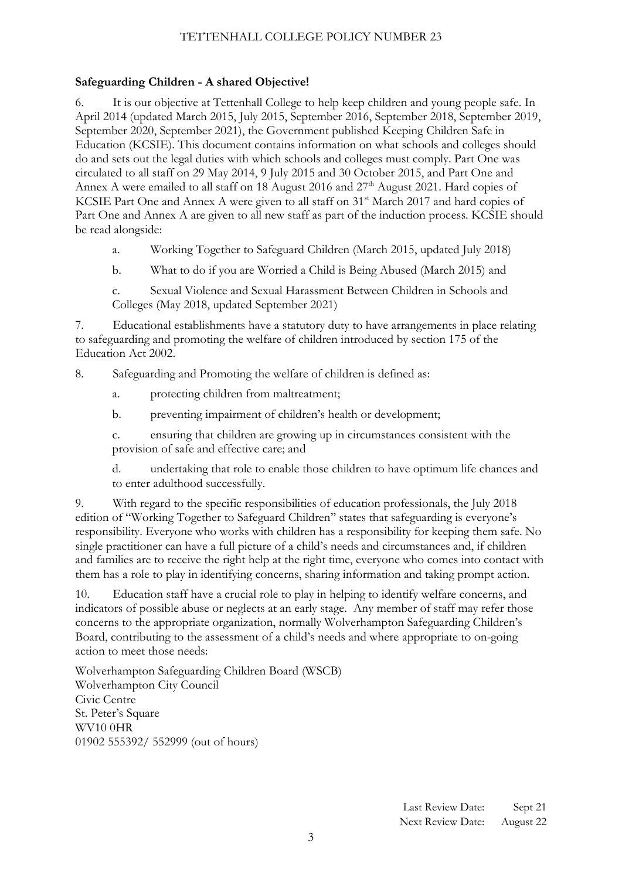**Safeguarding Children - A shared Objective!**

6. It is our objective at Tettenhall College to help keep children and young people safe. In April 2014 (updated March 2015, July 2015, September 2016, September 2018, September 2019, September 2020, September 2021), the Government published Keeping Children Safe in Education (KCSIE). This document contains information on what schools and colleges should do and sets out the legal duties with which schools and colleges must comply. Part One was circulated to all staff on 29 May 2014, 9 July 2015 and 30 October 2015, and Part One and Annex A were emailed to all staff on 18 August 2016 and 27th August 2021. Hard copies of KCSIE Part One and Annex A were given to all staff on 31st March 2017 and hard copies of Part One and Annex A are given to all new staff as part of the induction process. KCSIE should be read alongside:

a. Working Together to Safeguard Children (March 2015, updated July 2018)

b. What to do if you are Worried a Child is Being Abused (March 2015) and

c. Sexual Violence and Sexual Harassment Between Children in Schools and Colleges (May 2018, updated September 2021)

7. Educational establishments have a statutory duty to have arrangements in place relating to safeguarding and promoting the welfare of children introduced by section 175 of the Education Act 2002.

8. Safeguarding and Promoting the welfare of children is defined as:

a. protecting children from maltreatment;

b. preventing impairment of children's health or development;

c. ensuring that children are growing up in circumstances consistent with the provision of safe and effective care; and

d. undertaking that role to enable those children to have optimum life chances and to enter adulthood successfully.

9. With regard to the specific responsibilities of education professionals, the July 2018 edition of "Working Together to Safeguard Children" states that safeguarding is everyone's responsibility. Everyone who works with children has a responsibility for keeping them safe. No single practitioner can have a full picture of a child's needs and circumstances and, if children and families are to receive the right help at the right time, everyone who comes into contact with them has a role to play in identifying concerns, sharing information and taking prompt action.

10. Education staff have a crucial role to play in helping to identify welfare concerns, and indicators of possible abuse or neglects at an early stage. Any member of staff may refer those concerns to the appropriate organization, normally Wolverhampton Safeguarding Children's Board, contributing to the assessment of a child's needs and where appropriate to on-going action to meet those needs:

Wolverhampton Safeguarding Children Board (WSCB)
Wolverhampton City Council
Civic Centre
St. Peter's Square
WV10 0HR
01902 555392/ 552999 (out of hours)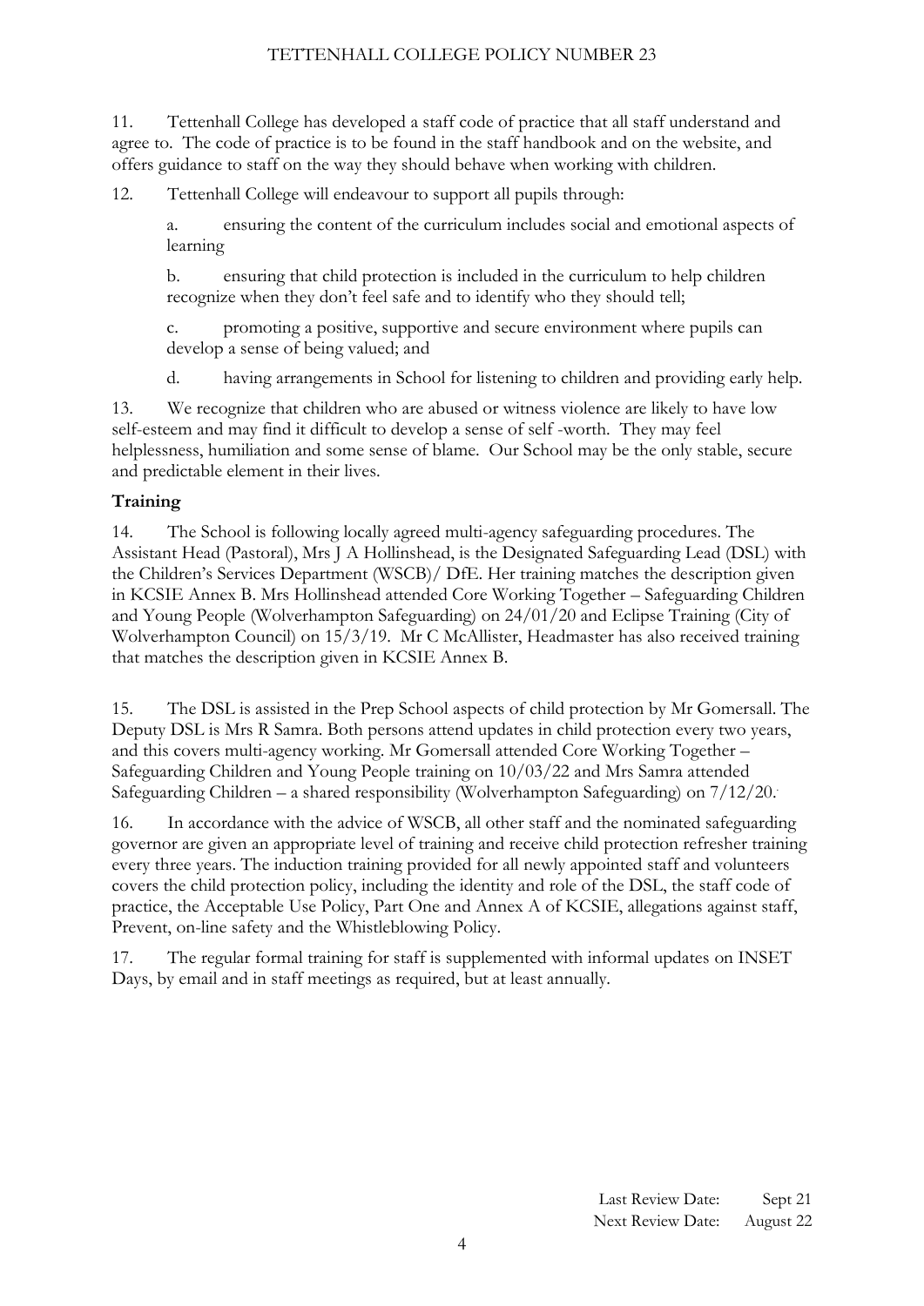11. Tettenhall College has developed a staff code of practice that all staff understand and agree to. The code of practice is to be found in the staff handbook and on the website, and offers guidance to staff on the way they should behave when working with children.

12. Tettenhall College will endeavour to support all pupils through:

a. ensuring the content of the curriculum includes social and emotional aspects of learning

b. ensuring that child protection is included in the curriculum to help children recognize when they don't feel safe and to identify who they should tell;

c. promoting a positive, supportive and secure environment where pupils can develop a sense of being valued; and

d. having arrangements in School for listening to children and providing early help.

13. We recognize that children who are abused or witness violence are likely to have low self-esteem and may find it difficult to develop a sense of self -worth. They may feel helplessness, humiliation and some sense of blame. Our School may be the only stable, secure and predictable element in their lives.

**Training**

14. The School is following locally agreed multi-agency safeguarding procedures. The Assistant Head (Pastoral), Mrs J A Hollinshead, is the Designated Safeguarding Lead (DSL) with the Children's Services Department (WSCB)/ DfE. Her training matches the description given in KCSIE Annex B. Mrs Hollinshead attended Core Working Together – Safeguarding Children and Young People (Wolverhampton Safeguarding) on 24/01/20 and Eclipse Training (City of Wolverhampton Council) on 15/3/19. Mr C McAllister, Headmaster has also received training that matches the description given in KCSIE Annex B.

15. The DSL is assisted in the Prep School aspects of child protection by Mr Gomersall. The Deputy DSL is Mrs R Samra. Both persons attend updates in child protection every two years, and this covers multi-agency working. Mr Gomersall attended Core Working Together – Safeguarding Children and Young People training on 10/03/22 and Mrs Samra attended Safeguarding Children – a shared responsibility (Wolverhampton Safeguarding) on 7/12/20.

16. In accordance with the advice of WSCB, all other staff and the nominated safeguarding governor are given an appropriate level of training and receive child protection refresher training every three years. The induction training provided for all newly appointed staff and volunteers covers the child protection policy, including the identity and role of the DSL, the staff code of practice, the Acceptable Use Policy, Part One and Annex A of KCSIE, allegations against staff, Prevent, on-line safety and the Whistleblowing Policy.

17. The regular formal training for staff is supplemented with informal updates on INSET Days, by email and in staff meetings as required, but at least annually.

Last Review Date: Sept 21
Next Review Date: August 22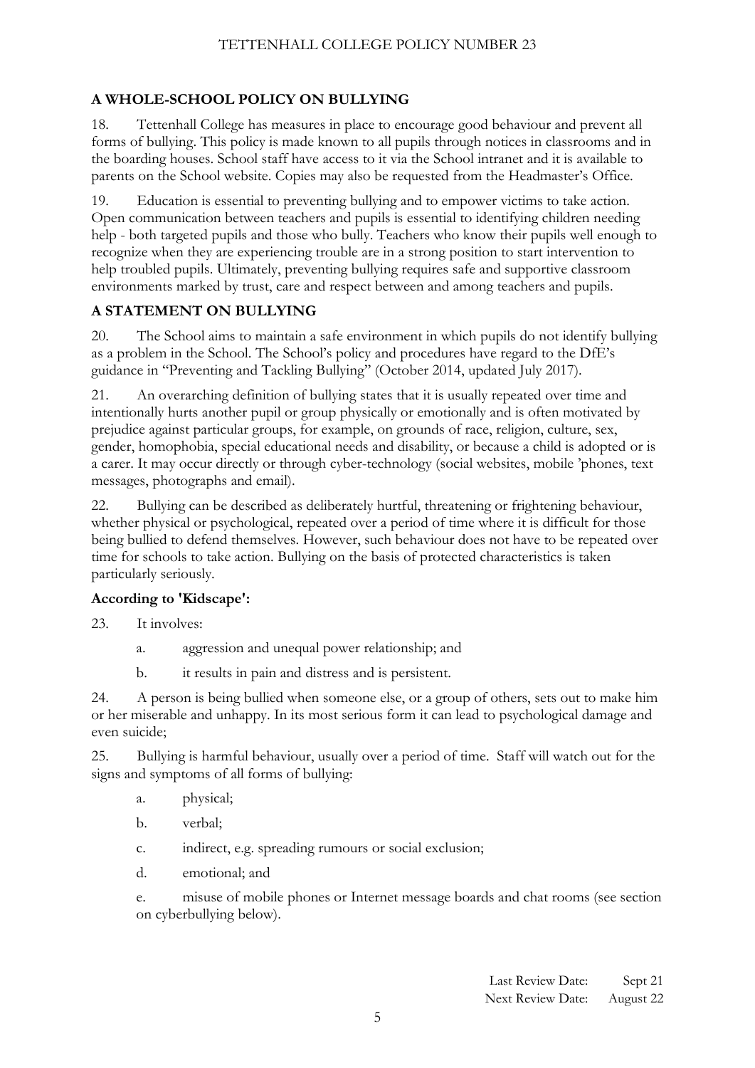## A WHOLE-SCHOOL POLICY ON BULLYING

18. Tettenhall College has measures in place to encourage good behaviour and prevent all forms of bullying. This policy is made known to all pupils through notices in classrooms and in the boarding houses. School staff have access to it via the School intranet and it is available to parents on the School website. Copies may also be requested from the Headmaster's Office.

19. Education is essential to preventing bullying and to empower victims to take action. Open communication between teachers and pupils is essential to identifying children needing help - both targeted pupils and those who bully. Teachers who know their pupils well enough to recognize when they are experiencing trouble are in a strong position to start intervention to help troubled pupils. Ultimately, preventing bullying requires safe and supportive classroom environments marked by trust, care and respect between and among teachers and pupils.

## A STATEMENT ON BULLYING

20. The School aims to maintain a safe environment in which pupils do not identify bullying as a problem in the School. The School's policy and procedures have regard to the DfE's guidance in "Preventing and Tackling Bullying" (October 2014, updated July 2017).

21. An overarching definition of bullying states that it is usually repeated over time and intentionally hurts another pupil or group physically or emotionally and is often motivated by prejudice against particular groups, for example, on grounds of race, religion, culture, sex, gender, homophobia, special educational needs and disability, or because a child is adopted or is a carer. It may occur directly or through cyber-technology (social websites, mobile 'phones, text messages, photographs and email).

22. Bullying can be described as deliberately hurtful, threatening or frightening behaviour, whether physical or psychological, repeated over a period of time where it is difficult for those being bullied to defend themselves. However, such behaviour does not have to be repeated over time for schools to take action. Bullying on the basis of protected characteristics is taken particularly seriously.

### According to 'Kidscape':

23. It involves:

   a. aggression and unequal power relationship; and

   b. it results in pain and distress and is persistent.

24. A person is being bullied when someone else, or a group of others, sets out to make him or her miserable and unhappy. In its most serious form it can lead to psychological damage and even suicide;

25. Bullying is harmful behaviour, usually over a period of time. Staff will watch out for the signs and symptoms of all forms of bullying:

   a. physical;

   b. verbal;

   c. indirect, e.g. spreading rumours or social exclusion;

   d. emotional; and

   e. misuse of mobile phones or Internet message boards and chat rooms (see section on cyberbullying below).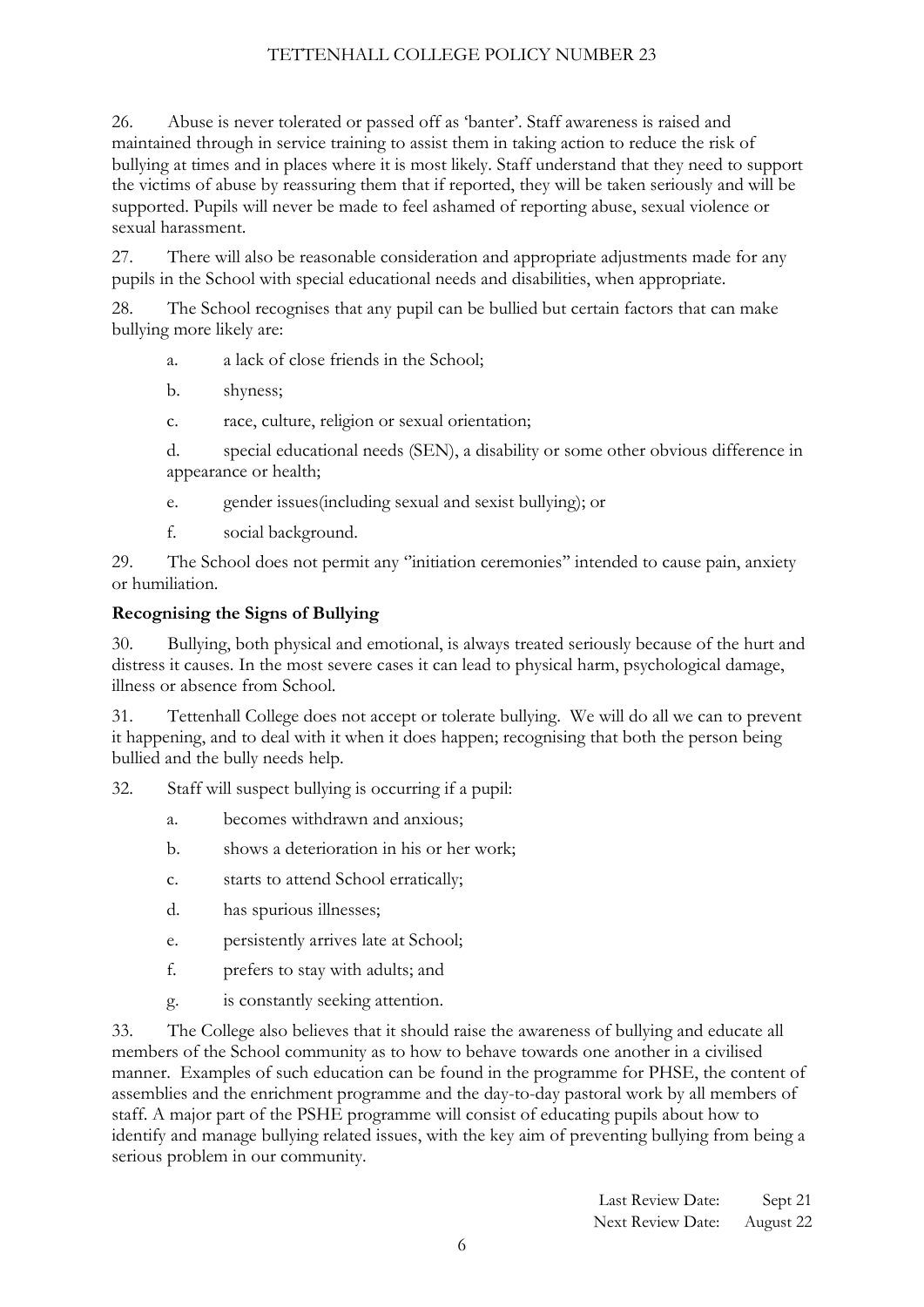26. Abuse is never tolerated or passed off as 'banter'. Staff awareness is raised and maintained through in service training to assist them in taking action to reduce the risk of bullying at times and in places where it is most likely. Staff understand that they need to support the victims of abuse by reassuring them that if reported, they will be taken seriously and will be supported. Pupils will never be made to feel ashamed of reporting abuse, sexual violence or sexual harassment.

27. There will also be reasonable consideration and appropriate adjustments made for any pupils in the School with special educational needs and disabilities, when appropriate.

28. The School recognises that any pupil can be bullied but certain factors that can make bullying more likely are:

   a. a lack of close friends in the School;

   b. shyness;

   c. race, culture, religion or sexual orientation;

   d. special educational needs (SEN), a disability or some other obvious difference in appearance or health;

   e. gender issues(including sexual and sexist bullying); or

   f. social background.

29. The School does not permit any ''initiation ceremonies" intended to cause pain, anxiety or humiliation.

**Recognising the Signs of Bullying**

30. Bullying, both physical and emotional, is always treated seriously because of the hurt and distress it causes. In the most severe cases it can lead to physical harm, psychological damage, illness or absence from School.

31. Tettenhall College does not accept or tolerate bullying. We will do all we can to prevent it happening, and to deal with it when it does happen; recognising that both the person being bullied and the bully needs help.

32. Staff will suspect bullying is occurring if a pupil:

   a. becomes withdrawn and anxious;

   b. shows a deterioration in his or her work;

   c. starts to attend School erratically;

   d. has spurious illnesses;

   e. persistently arrives late at School;

   f. prefers to stay with adults; and

   g. is constantly seeking attention.

33. The College also believes that it should raise the awareness of bullying and educate all members of the School community as to how to behave towards one another in a civilised manner. Examples of such education can be found in the programme for PHSE, the content of assemblies and the enrichment programme and the day-to-day pastoral work by all members of staff. A major part of the PSHE programme will consist of educating pupils about how to identify and manage bullying related issues, with the key aim of preventing bullying from being a serious problem in our community.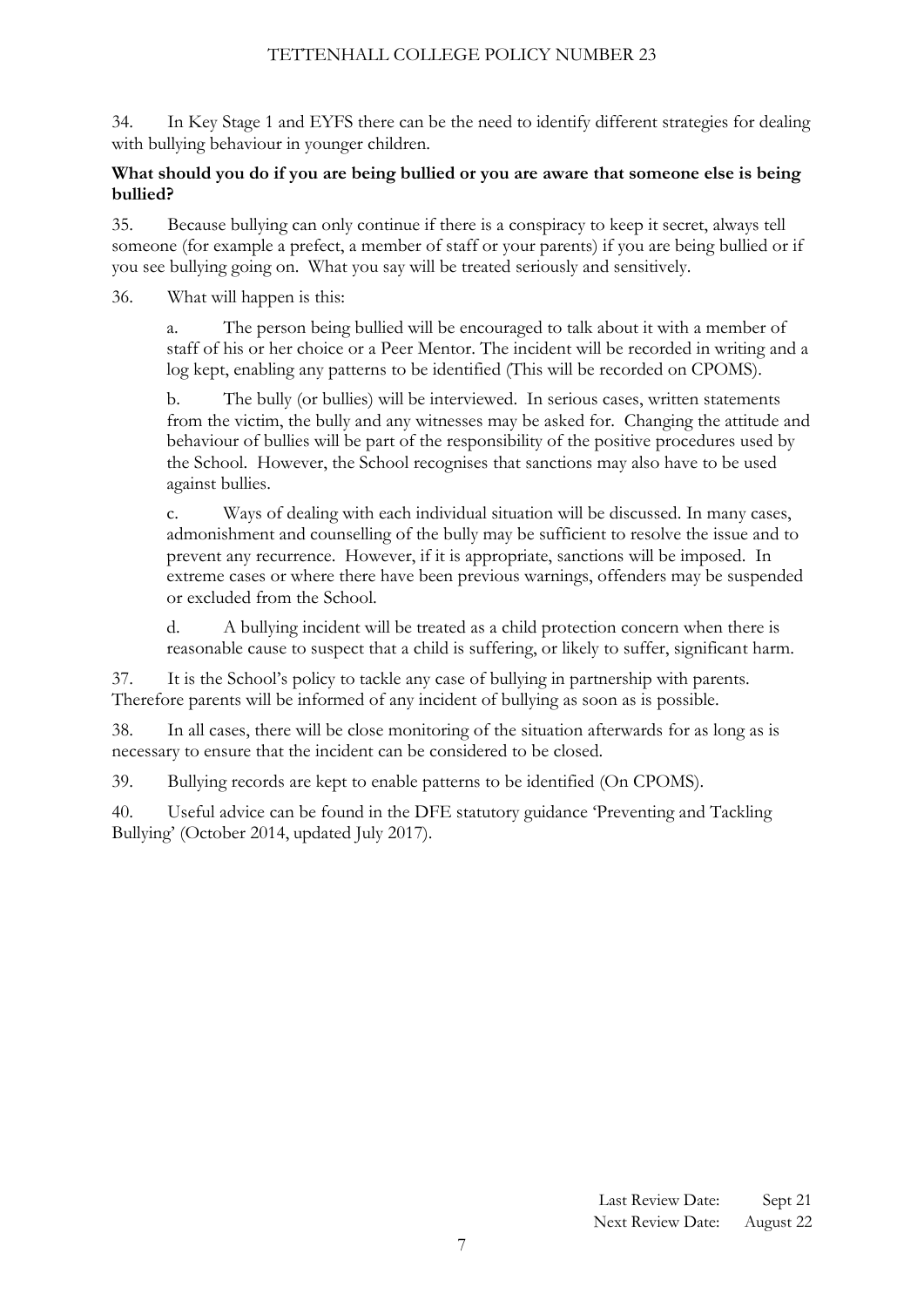34. In Key Stage 1 and EYFS there can be the need to identify different strategies for dealing with bullying behaviour in younger children.

**What should you do if you are being bullied or you are aware that someone else is being bullied?**

35. Because bullying can only continue if there is a conspiracy to keep it secret, always tell someone (for example a prefect, a member of staff or your parents) if you are being bullied or if you see bullying going on. What you say will be treated seriously and sensitively.

36. What will happen is this:

   a. The person being bullied will be encouraged to talk about it with a member of staff of his or her choice or a Peer Mentor. The incident will be recorded in writing and a log kept, enabling any patterns to be identified (This will be recorded on CPOMS).

   b. The bully (or bullies) will be interviewed. In serious cases, written statements from the victim, the bully and any witnesses may be asked for. Changing the attitude and behaviour of bullies will be part of the responsibility of the positive procedures used by the School. However, the School recognises that sanctions may also have to be used against bullies.

   c. Ways of dealing with each individual situation will be discussed. In many cases, admonishment and counselling of the bully may be sufficient to resolve the issue and to prevent any recurrence. However, if it is appropriate, sanctions will be imposed. In extreme cases or where there have been previous warnings, offenders may be suspended or excluded from the School.

   d. A bullying incident will be treated as a child protection concern when there is reasonable cause to suspect that a child is suffering, or likely to suffer, significant harm.

37. It is the School's policy to tackle any case of bullying in partnership with parents. Therefore parents will be informed of any incident of bullying as soon as is possible.

38. In all cases, there will be close monitoring of the situation afterwards for as long as is necessary to ensure that the incident can be considered to be closed.

39. Bullying records are kept to enable patterns to be identified (On CPOMS).

40. Useful advice can be found in the DFE statutory guidance 'Preventing and Tackling Bullying' (October 2014, updated July 2017).

Last Review Date: Sept 21
Next Review Date: August 22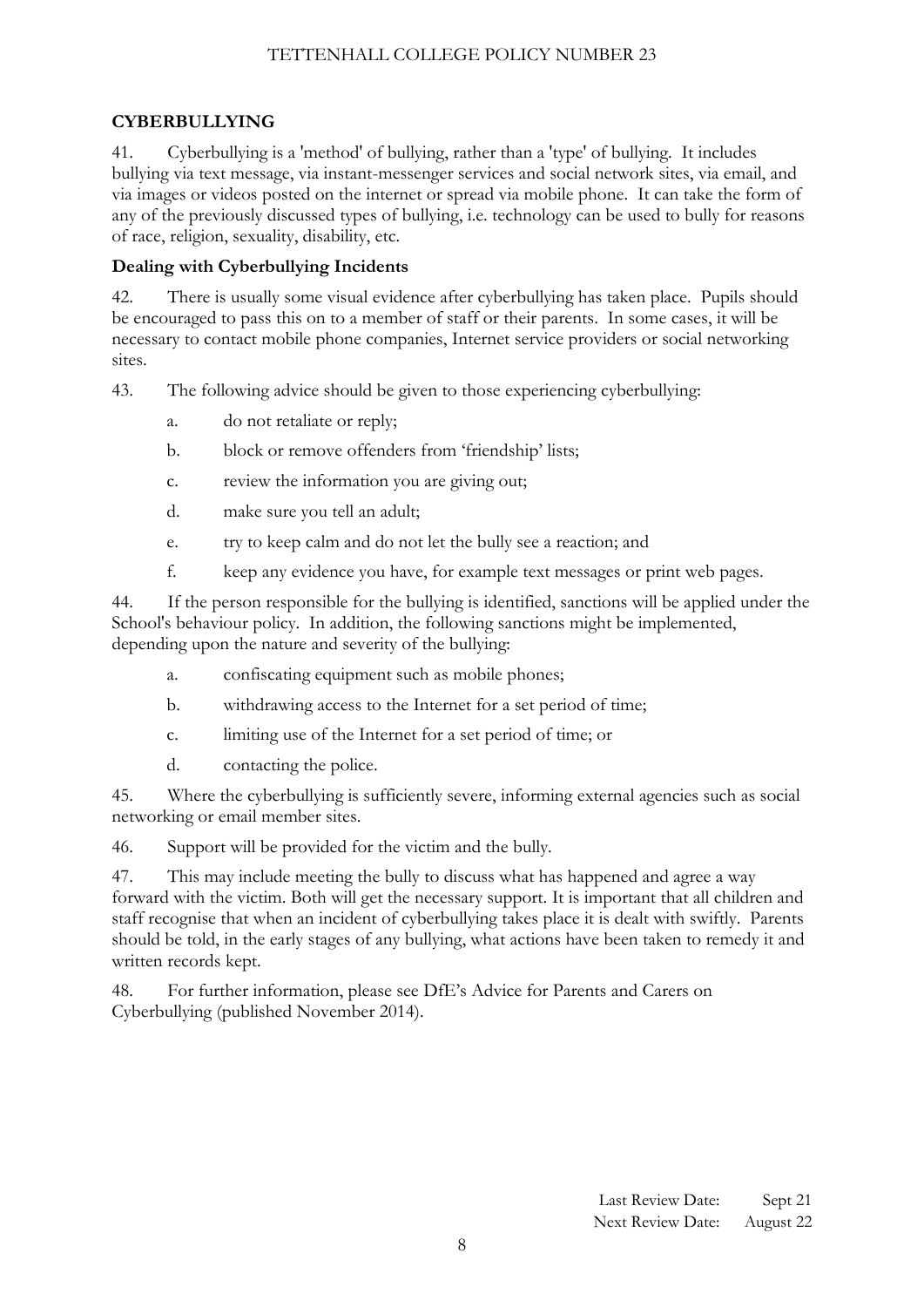## CYBERBULLYING

41. Cyberbullying is a 'method' of bullying, rather than a 'type' of bullying. It includes bullying via text message, via instant-messenger services and social network sites, via email, and via images or videos posted on the internet or spread via mobile phone. It can take the form of any of the previously discussed types of bullying, i.e. technology can be used to bully for reasons of race, religion, sexuality, disability, etc.

### Dealing with Cyberbullying Incidents

42. There is usually some visual evidence after cyberbullying has taken place. Pupils should be encouraged to pass this on to a member of staff or their parents. In some cases, it will be necessary to contact mobile phone companies, Internet service providers or social networking sites.

43. The following advice should be given to those experiencing cyberbullying:

  a. do not retaliate or reply;

  b. block or remove offenders from 'friendship' lists;

  c. review the information you are giving out;

  d. make sure you tell an adult;

  e. try to keep calm and do not let the bully see a reaction; and

  f. keep any evidence you have, for example text messages or print web pages.

44. If the person responsible for the bullying is identified, sanctions will be applied under the School's behaviour policy. In addition, the following sanctions might be implemented, depending upon the nature and severity of the bullying:

  a. confiscating equipment such as mobile phones;

  b. withdrawing access to the Internet for a set period of time;

  c. limiting use of the Internet for a set period of time; or

  d. contacting the police.

45. Where the cyberbullying is sufficiently severe, informing external agencies such as social networking or email member sites.

46. Support will be provided for the victim and the bully.

47. This may include meeting the bully to discuss what has happened and agree a way forward with the victim. Both will get the necessary support. It is important that all children and staff recognise that when an incident of cyberbullying takes place it is dealt with swiftly. Parents should be told, in the early stages of any bullying, what actions have been taken to remedy it and written records kept.

48. For further information, please see DfE's Advice for Parents and Carers on Cyberbullying (published November 2014).

Last Review Date: Sept 21
Next Review Date: August 22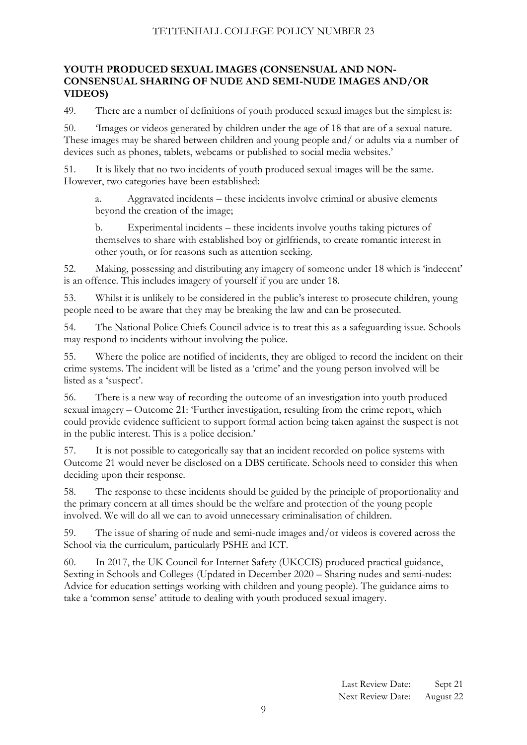## YOUTH PRODUCED SEXUAL IMAGES (CONSENSUAL AND NON-CONSENSUAL SHARING OF NUDE AND SEMI-NUDE IMAGES AND/OR VIDEOS)

49. There are a number of definitions of youth produced sexual images but the simplest is:

50. 'Images or videos generated by children under the age of 18 that are of a sexual nature. These images may be shared between children and young people and/ or adults via a number of devices such as phones, tablets, webcams or published to social media websites.'

51. It is likely that no two incidents of youth produced sexual images will be the same. However, two categories have been established:

   a. Aggravated incidents – these incidents involve criminal or abusive elements beyond the creation of the image;

   b. Experimental incidents – these incidents involve youths taking pictures of themselves to share with established boy or girlfriends, to create romantic interest in other youth, or for reasons such as attention seeking.

52. Making, possessing and distributing any imagery of someone under 18 which is 'indecent' is an offence. This includes imagery of yourself if you are under 18.

53. Whilst it is unlikely to be considered in the public's interest to prosecute children, young people need to be aware that they may be breaking the law and can be prosecuted.

54. The National Police Chiefs Council advice is to treat this as a safeguarding issue. Schools may respond to incidents without involving the police.

55. Where the police are notified of incidents, they are obliged to record the incident on their crime systems. The incident will be listed as a 'crime' and the young person involved will be listed as a 'suspect'.

56. There is a new way of recording the outcome of an investigation into youth produced sexual imagery – Outcome 21: 'Further investigation, resulting from the crime report, which could provide evidence sufficient to support formal action being taken against the suspect is not in the public interest. This is a police decision.'

57. It is not possible to categorically say that an incident recorded on police systems with Outcome 21 would never be disclosed on a DBS certificate. Schools need to consider this when deciding upon their response.

58. The response to these incidents should be guided by the principle of proportionality and the primary concern at all times should be the welfare and protection of the young people involved. We will do all we can to avoid unnecessary criminalisation of children.

59. The issue of sharing of nude and semi-nude images and/or videos is covered across the School via the curriculum, particularly PSHE and ICT.

60. In 2017, the UK Council for Internet Safety (UKCCIS) produced practical guidance, Sexting in Schools and Colleges (Updated in December 2020 – Sharing nudes and semi-nudes: Advice for education settings working with children and young people). The guidance aims to take a 'common sense' attitude to dealing with youth produced sexual imagery.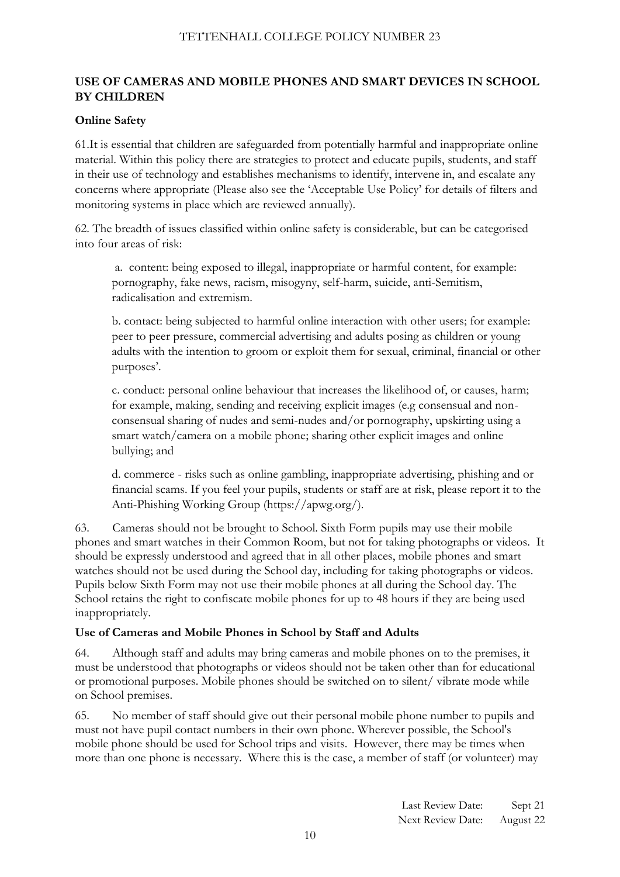## USE OF CAMERAS AND MOBILE PHONES AND SMART DEVICES IN SCHOOL BY CHILDREN

### Online Safety

61.It is essential that children are safeguarded from potentially harmful and inappropriate online material. Within this policy there are strategies to protect and educate pupils, students, and staff in their use of technology and establishes mechanisms to identify, intervene in, and escalate any concerns where appropriate (Please also see the 'Acceptable Use Policy' for details of filters and monitoring systems in place which are reviewed annually).

62. The breadth of issues classified within online safety is considerable, but can be categorised into four areas of risk:

a. content: being exposed to illegal, inappropriate or harmful content, for example: pornography, fake news, racism, misogyny, self-harm, suicide, anti-Semitism, radicalisation and extremism.

b. contact: being subjected to harmful online interaction with other users; for example: peer to peer pressure, commercial advertising and adults posing as children or young adults with the intention to groom or exploit them for sexual, criminal, financial or other purposes'.

c. conduct: personal online behaviour that increases the likelihood of, or causes, harm; for example, making, sending and receiving explicit images (e.g consensual and non-consensual sharing of nudes and semi-nudes and/or pornography, upskirting using a smart watch/camera on a mobile phone; sharing other explicit images and online bullying; and

d. commerce - risks such as online gambling, inappropriate advertising, phishing and or financial scams. If you feel your pupils, students or staff are at risk, please report it to the Anti-Phishing Working Group (https://apwg.org/).

63. Cameras should not be brought to School. Sixth Form pupils may use their mobile phones and smart watches in their Common Room, but not for taking photographs or videos. It should be expressly understood and agreed that in all other places, mobile phones and smart watches should not be used during the School day, including for taking photographs or videos. Pupils below Sixth Form may not use their mobile phones at all during the School day. The School retains the right to confiscate mobile phones for up to 48 hours if they are being used inappropriately.

### Use of Cameras and Mobile Phones in School by Staff and Adults

64. Although staff and adults may bring cameras and mobile phones on to the premises, it must be understood that photographs or videos should not be taken other than for educational or promotional purposes. Mobile phones should be switched on to silent/ vibrate mode while on School premises.

65. No member of staff should give out their personal mobile phone number to pupils and must not have pupil contact numbers in their own phone. Wherever possible, the School's mobile phone should be used for School trips and visits. However, there may be times when more than one phone is necessary. Where this is the case, a member of staff (or volunteer) may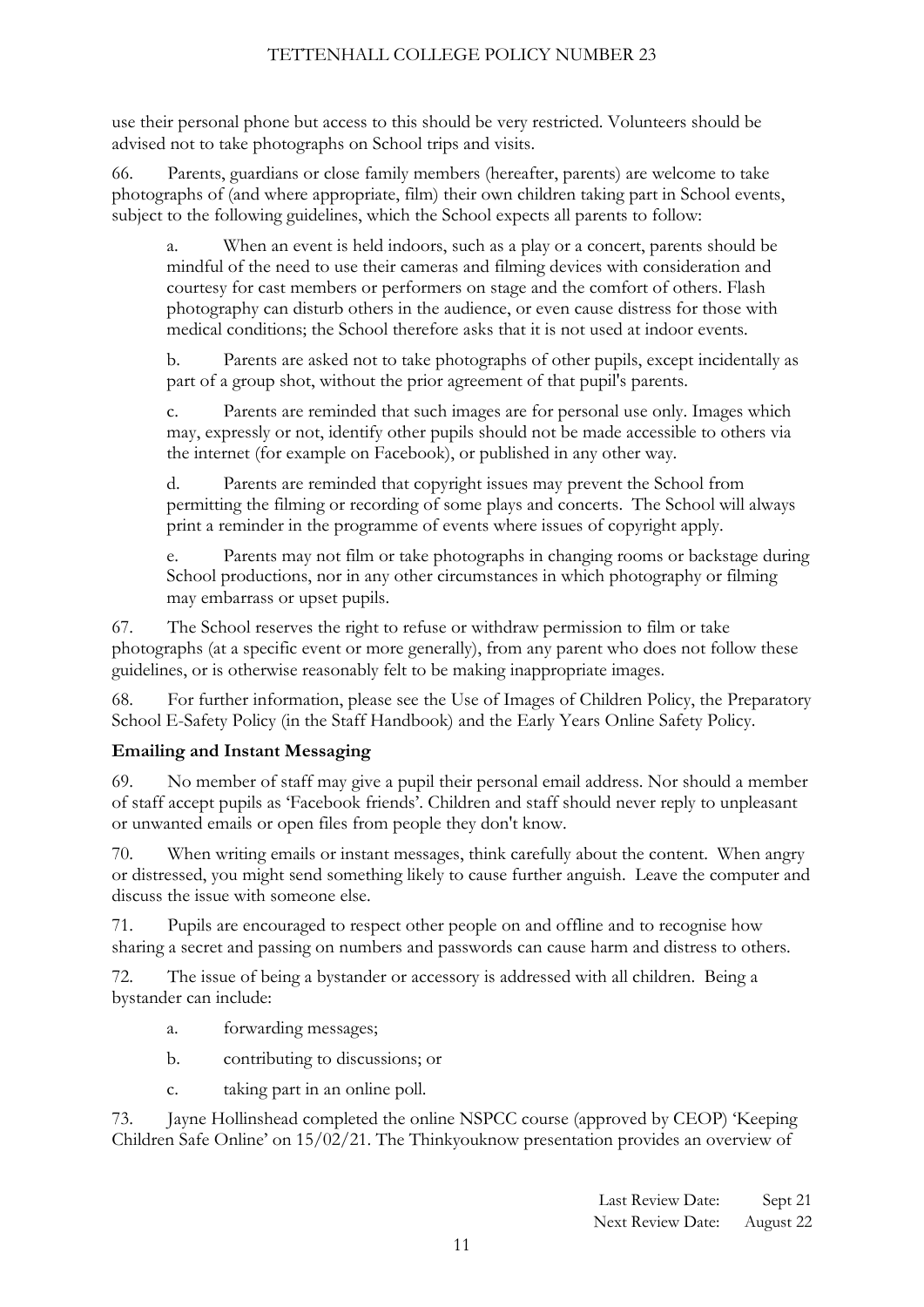use their personal phone but access to this should be very restricted. Volunteers should be advised not to take photographs on School trips and visits.

66. Parents, guardians or close family members (hereafter, parents) are welcome to take photographs of (and where appropriate, film) their own children taking part in School events, subject to the following guidelines, which the School expects all parents to follow:

a. When an event is held indoors, such as a play or a concert, parents should be mindful of the need to use their cameras and filming devices with consideration and courtesy for cast members or performers on stage and the comfort of others. Flash photography can disturb others in the audience, or even cause distress for those with medical conditions; the School therefore asks that it is not used at indoor events.

b. Parents are asked not to take photographs of other pupils, except incidentally as part of a group shot, without the prior agreement of that pupil's parents.

c. Parents are reminded that such images are for personal use only. Images which may, expressly or not, identify other pupils should not be made accessible to others via the internet (for example on Facebook), or published in any other way.

d. Parents are reminded that copyright issues may prevent the School from permitting the filming or recording of some plays and concerts. The School will always print a reminder in the programme of events where issues of copyright apply.

e. Parents may not film or take photographs in changing rooms or backstage during School productions, nor in any other circumstances in which photography or filming may embarrass or upset pupils.

67. The School reserves the right to refuse or withdraw permission to film or take photographs (at a specific event or more generally), from any parent who does not follow these guidelines, or is otherwise reasonably felt to be making inappropriate images.

68. For further information, please see the Use of Images of Children Policy, the Preparatory School E-Safety Policy (in the Staff Handbook) and the Early Years Online Safety Policy.

**Emailing and Instant Messaging**

69. No member of staff may give a pupil their personal email address. Nor should a member of staff accept pupils as 'Facebook friends'. Children and staff should never reply to unpleasant or unwanted emails or open files from people they don't know.

70. When writing emails or instant messages, think carefully about the content. When angry or distressed, you might send something likely to cause further anguish. Leave the computer and discuss the issue with someone else.

71. Pupils are encouraged to respect other people on and offline and to recognise how sharing a secret and passing on numbers and passwords can cause harm and distress to others.

72. The issue of being a bystander or accessory is addressed with all children. Being a bystander can include:

a. forwarding messages;

b. contributing to discussions; or

c. taking part in an online poll.

73. Jayne Hollinshead completed the online NSPCC course (approved by CEOP) 'Keeping Children Safe Online' on 15/02/21. The Thinkyouknow presentation provides an overview of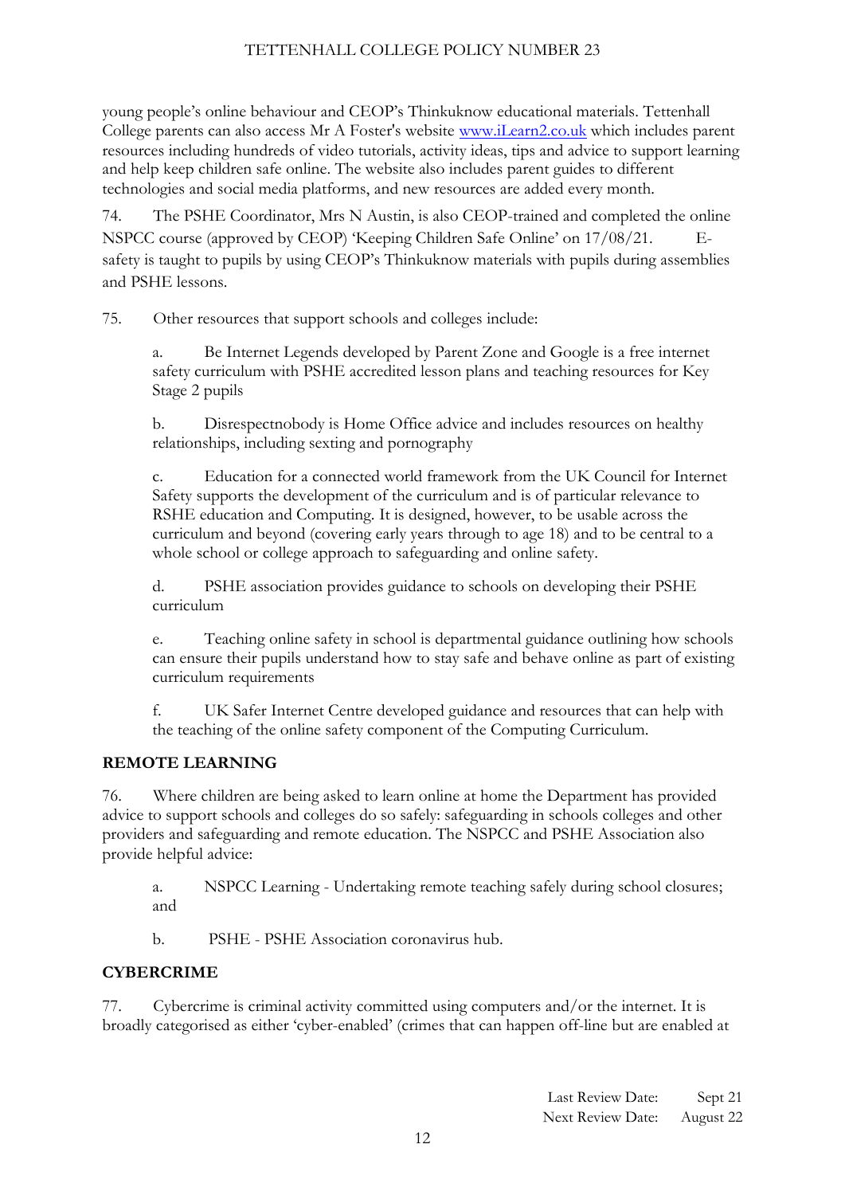young people's online behaviour and CEOP's Thinkuknow educational materials. Tettenhall College parents can also access Mr A Foster's website [www.iLearn2.co.uk](http://www.iLearn2.co.uk) which includes parent resources including hundreds of video tutorials, activity ideas, tips and advice to support learning and help keep children safe online. The website also includes parent guides to different technologies and social media platforms, and new resources are added every month.

74. The PSHE Coordinator, Mrs N Austin, is also CEOP-trained and completed the online NSPCC course (approved by CEOP) 'Keeping Children Safe Online' on 17/08/21. E-safety is taught to pupils by using CEOP's Thinkuknow materials with pupils during assemblies and PSHE lessons.

75. Other resources that support schools and colleges include:

a. Be Internet Legends developed by Parent Zone and Google is a free internet safety curriculum with PSHE accredited lesson plans and teaching resources for Key Stage 2 pupils

b. Disrespectnobody is Home Office advice and includes resources on healthy relationships, including sexting and pornography

c. Education for a connected world framework from the UK Council for Internet Safety supports the development of the curriculum and is of particular relevance to RSHE education and Computing. It is designed, however, to be usable across the curriculum and beyond (covering early years through to age 18) and to be central to a whole school or college approach to safeguarding and online safety.

d. PSHE association provides guidance to schools on developing their PSHE curriculum

e. Teaching online safety in school is departmental guidance outlining how schools can ensure their pupils understand how to stay safe and behave online as part of existing curriculum requirements

f. UK Safer Internet Centre developed guidance and resources that can help with the teaching of the online safety component of the Computing Curriculum.

## REMOTE LEARNING

76. Where children are being asked to learn online at home the Department has provided advice to support schools and colleges do so safely: safeguarding in schools colleges and other providers and safeguarding and remote education. The NSPCC and PSHE Association also provide helpful advice:

a. NSPCC Learning - Undertaking remote teaching safely during school closures; and

b. PSHE - PSHE Association coronavirus hub.

## CYBERCRIME

77. Cybercrime is criminal activity committed using computers and/or the internet. It is broadly categorised as either 'cyber-enabled' (crimes that can happen off-line but are enabled at

Last Review Date: Sept 21
Next Review Date: August 22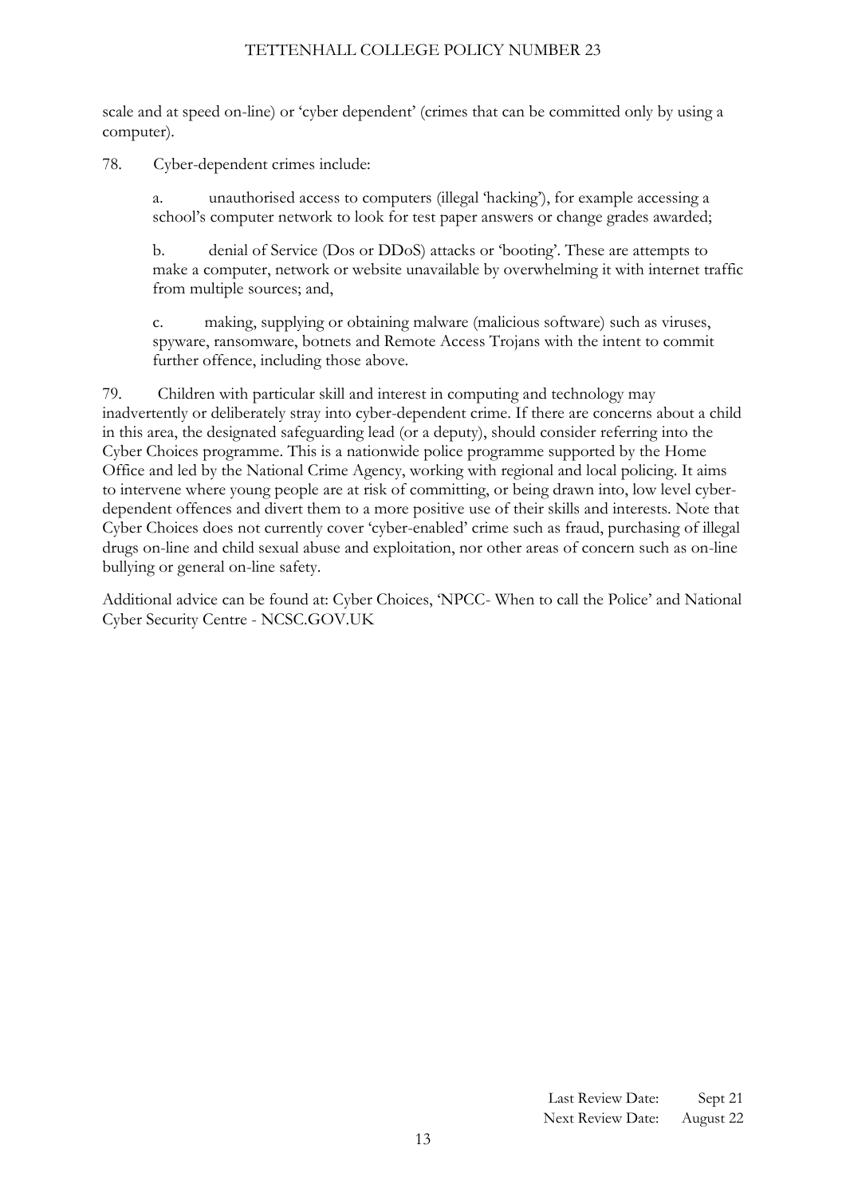scale and at speed on-line) or 'cyber dependent' (crimes that can be committed only by using a computer).

78. Cyber-dependent crimes include:

a. unauthorised access to computers (illegal 'hacking'), for example accessing a school's computer network to look for test paper answers or change grades awarded;

b. denial of Service (Dos or DDoS) attacks or 'booting'. These are attempts to make a computer, network or website unavailable by overwhelming it with internet traffic from multiple sources; and,

c. making, supplying or obtaining malware (malicious software) such as viruses, spyware, ransomware, botnets and Remote Access Trojans with the intent to commit further offence, including those above.

79. Children with particular skill and interest in computing and technology may inadvertently or deliberately stray into cyber-dependent crime. If there are concerns about a child in this area, the designated safeguarding lead (or a deputy), should consider referring into the Cyber Choices programme. This is a nationwide police programme supported by the Home Office and led by the National Crime Agency, working with regional and local policing. It aims to intervene where young people are at risk of committing, or being drawn into, low level cyber-dependent offences and divert them to a more positive use of their skills and interests. Note that Cyber Choices does not currently cover 'cyber-enabled' crime such as fraud, purchasing of illegal drugs on-line and child sexual abuse and exploitation, nor other areas of concern such as on-line bullying or general on-line safety.

Additional advice can be found at: Cyber Choices, 'NPCC- When to call the Police' and National Cyber Security Centre - NCSC.GOV.UK

Last Review Date: Sept 21
Next Review Date: August 22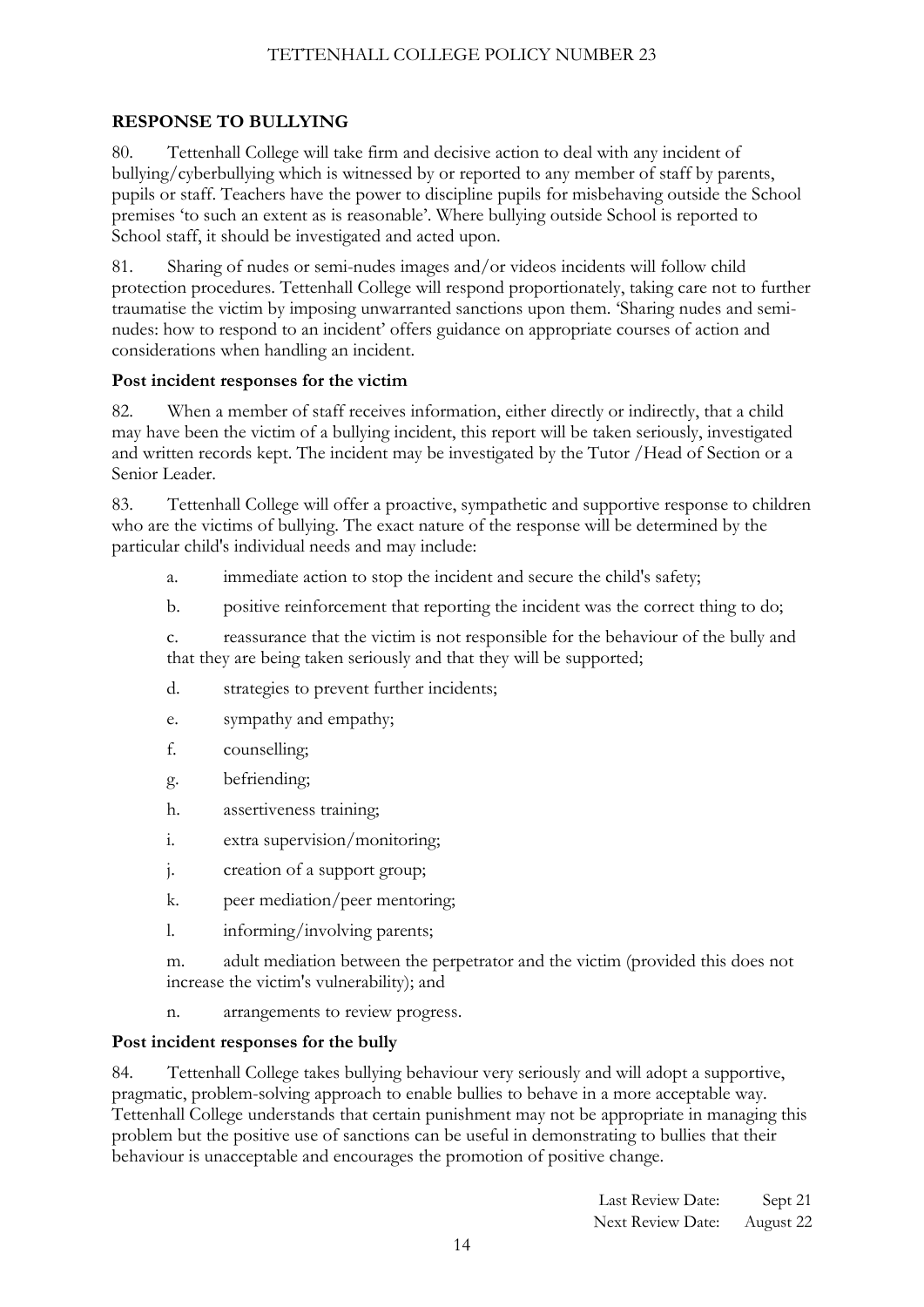## RESPONSE TO BULLYING

80. Tettenhall College will take firm and decisive action to deal with any incident of bullying/cyberbullying which is witnessed by or reported to any member of staff by parents, pupils or staff. Teachers have the power to discipline pupils for misbehaving outside the School premises 'to such an extent as is reasonable'. Where bullying outside School is reported to School staff, it should be investigated and acted upon.

81. Sharing of nudes or semi-nudes images and/or videos incidents will follow child protection procedures. Tettenhall College will respond proportionately, taking care not to further traumatise the victim by imposing unwarranted sanctions upon them. 'Sharing nudes and semi-nudes: how to respond to an incident' offers guidance on appropriate courses of action and considerations when handling an incident.

### Post incident responses for the victim

82. When a member of staff receives information, either directly or indirectly, that a child may have been the victim of a bullying incident, this report will be taken seriously, investigated and written records kept. The incident may be investigated by the Tutor /Head of Section or a Senior Leader.

83. Tettenhall College will offer a proactive, sympathetic and supportive response to children who are the victims of bullying. The exact nature of the response will be determined by the particular child's individual needs and may include:

a. immediate action to stop the incident and secure the child's safety;

b. positive reinforcement that reporting the incident was the correct thing to do;

c. reassurance that the victim is not responsible for the behaviour of the bully and that they are being taken seriously and that they will be supported;

d. strategies to prevent further incidents;

e. sympathy and empathy;

f. counselling;

g. befriending;

h. assertiveness training;

i. extra supervision/monitoring;

j. creation of a support group;

k. peer mediation/peer mentoring;

l. informing/involving parents;

m. adult mediation between the perpetrator and the victim (provided this does not increase the victim's vulnerability); and

n. arrangements to review progress.

### Post incident responses for the bully

84. Tettenhall College takes bullying behaviour very seriously and will adopt a supportive, pragmatic, problem-solving approach to enable bullies to behave in a more acceptable way. Tettenhall College understands that certain punishment may not be appropriate in managing this problem but the positive use of sanctions can be useful in demonstrating to bullies that their behaviour is unacceptable and encourages the promotion of positive change.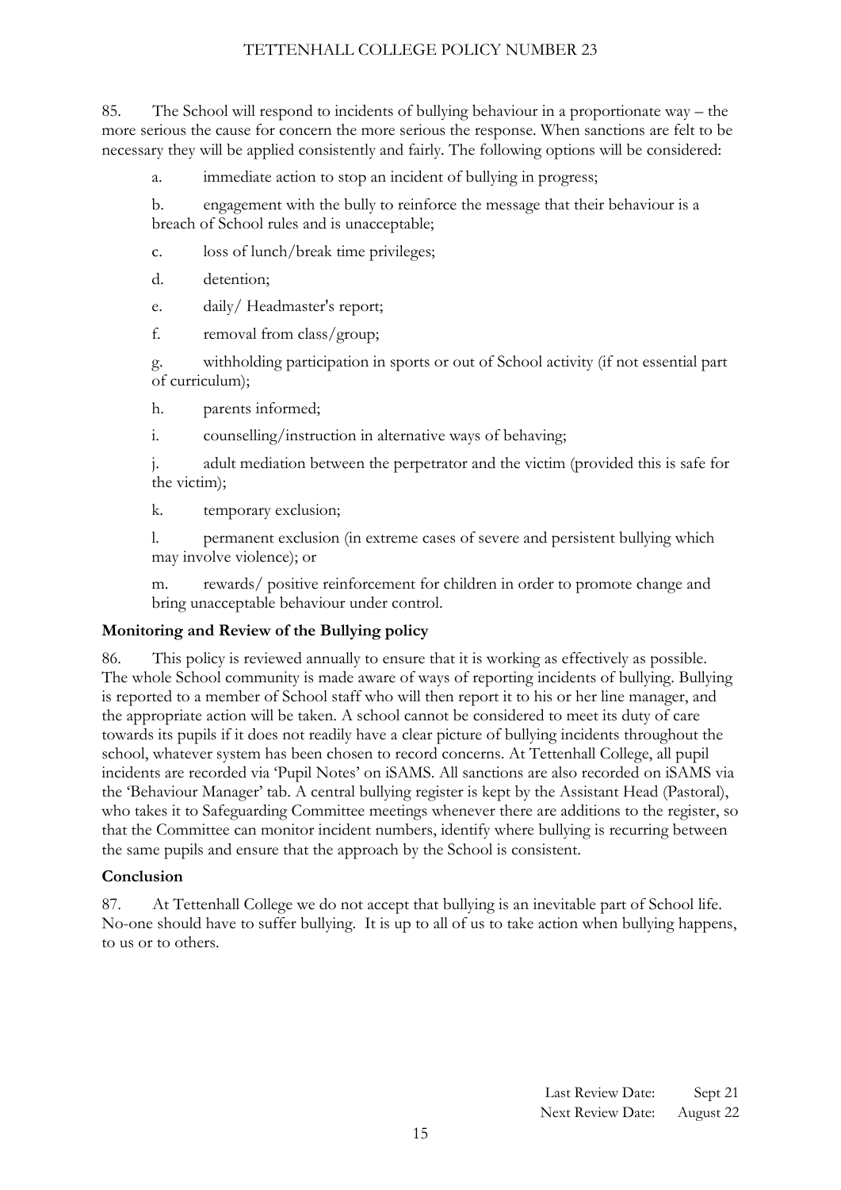85. The School will respond to incidents of bullying behaviour in a proportionate way – the more serious the cause for concern the more serious the response. When sanctions are felt to be necessary they will be applied consistently and fairly. The following options will be considered:

a. immediate action to stop an incident of bullying in progress;

b. engagement with the bully to reinforce the message that their behaviour is a breach of School rules and is unacceptable;

c. loss of lunch/break time privileges;

d. detention;

e. daily/ Headmaster's report;

f. removal from class/group;

g. withholding participation in sports or out of School activity (if not essential part of curriculum);

h. parents informed;

i. counselling/instruction in alternative ways of behaving;

j. adult mediation between the perpetrator and the victim (provided this is safe for the victim);

k. temporary exclusion;

l. permanent exclusion (in extreme cases of severe and persistent bullying which may involve violence); or

m. rewards/ positive reinforcement for children in order to promote change and bring unacceptable behaviour under control.

**Monitoring and Review of the Bullying policy**

86. This policy is reviewed annually to ensure that it is working as effectively as possible. The whole School community is made aware of ways of reporting incidents of bullying. Bullying is reported to a member of School staff who will then report it to his or her line manager, and the appropriate action will be taken. A school cannot be considered to meet its duty of care towards its pupils if it does not readily have a clear picture of bullying incidents throughout the school, whatever system has been chosen to record concerns. At Tettenhall College, all pupil incidents are recorded via 'Pupil Notes' on iSAMS. All sanctions are also recorded on iSAMS via the 'Behaviour Manager' tab. A central bullying register is kept by the Assistant Head (Pastoral), who takes it to Safeguarding Committee meetings whenever there are additions to the register, so that the Committee can monitor incident numbers, identify where bullying is recurring between the same pupils and ensure that the approach by the School is consistent.

**Conclusion**

87. At Tettenhall College we do not accept that bullying is an inevitable part of School life. No-one should have to suffer bullying. It is up to all of us to take action when bullying happens, to us or to others.

Last Review Date: Sept 21
Next Review Date: August 22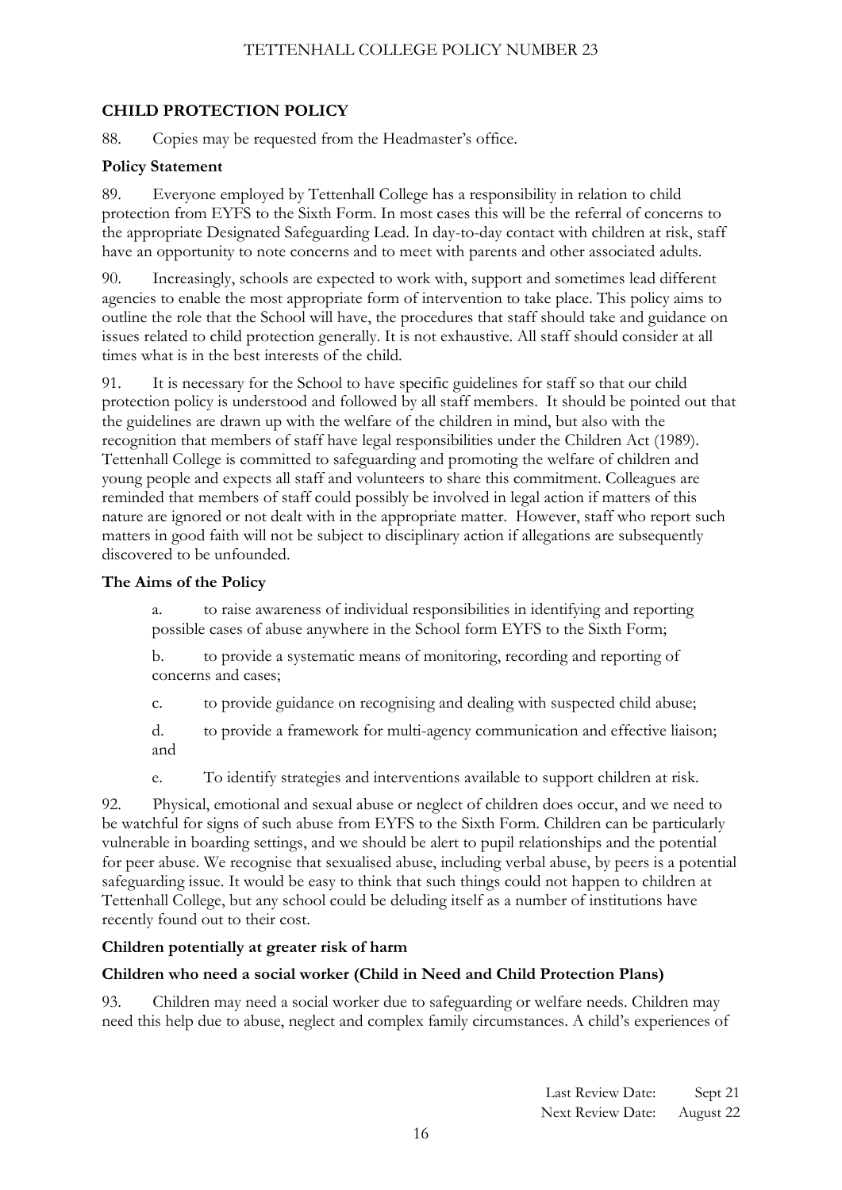## CHILD PROTECTION POLICY

88. Copies may be requested from the Headmaster's office.

### Policy Statement

89. Everyone employed by Tettenhall College has a responsibility in relation to child protection from EYFS to the Sixth Form. In most cases this will be the referral of concerns to the appropriate Designated Safeguarding Lead. In day-to-day contact with children at risk, staff have an opportunity to note concerns and to meet with parents and other associated adults.

90. Increasingly, schools are expected to work with, support and sometimes lead different agencies to enable the most appropriate form of intervention to take place. This policy aims to outline the role that the School will have, the procedures that staff should take and guidance on issues related to child protection generally. It is not exhaustive. All staff should consider at all times what is in the best interests of the child.

91. It is necessary for the School to have specific guidelines for staff so that our child protection policy is understood and followed by all staff members. It should be pointed out that the guidelines are drawn up with the welfare of the children in mind, but also with the recognition that members of staff have legal responsibilities under the Children Act (1989). Tettenhall College is committed to safeguarding and promoting the welfare of children and young people and expects all staff and volunteers to share this commitment. Colleagues are reminded that members of staff could possibly be involved in legal action if matters of this nature are ignored or not dealt with in the appropriate matter. However, staff who report such matters in good faith will not be subject to disciplinary action if allegations are subsequently discovered to be unfounded.

### The Aims of the Policy

a. to raise awareness of individual responsibilities in identifying and reporting possible cases of abuse anywhere in the School form EYFS to the Sixth Form;

b. to provide a systematic means of monitoring, recording and reporting of concerns and cases;

c. to provide guidance on recognising and dealing with suspected child abuse;

d. to provide a framework for multi-agency communication and effective liaison; and

e. To identify strategies and interventions available to support children at risk.

92. Physical, emotional and sexual abuse or neglect of children does occur, and we need to be watchful for signs of such abuse from EYFS to the Sixth Form. Children can be particularly vulnerable in boarding settings, and we should be alert to pupil relationships and the potential for peer abuse. We recognise that sexualised abuse, including verbal abuse, by peers is a potential safeguarding issue. It would be easy to think that such things could not happen to children at Tettenhall College, but any school could be deluding itself as a number of institutions have recently found out to their cost.

### Children potentially at greater risk of harm

### Children who need a social worker (Child in Need and Child Protection Plans)

93. Children may need a social worker due to safeguarding or welfare needs. Children may need this help due to abuse, neglect and complex family circumstances. A child's experiences of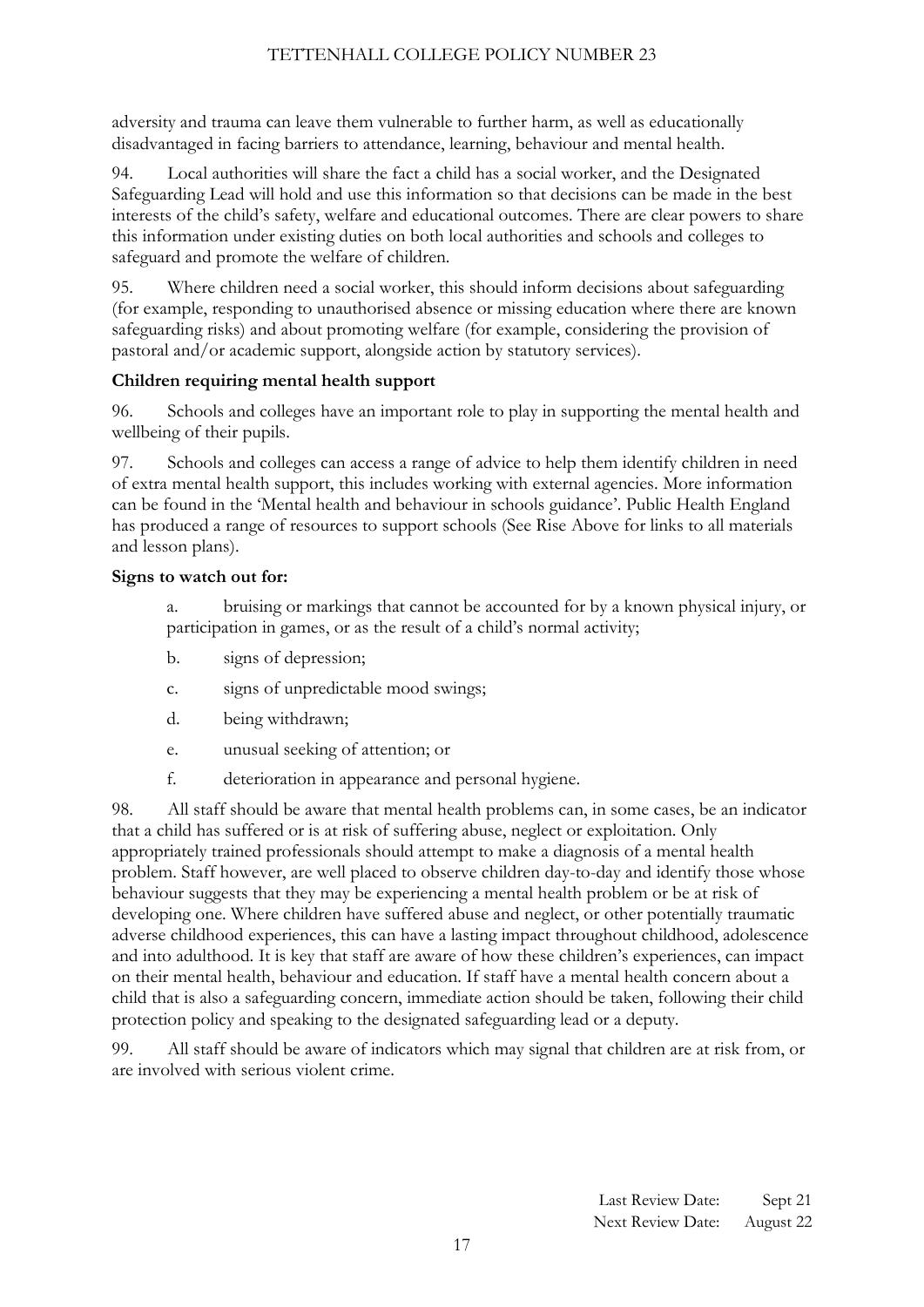adversity and trauma can leave them vulnerable to further harm, as well as educationally disadvantaged in facing barriers to attendance, learning, behaviour and mental health.

94. Local authorities will share the fact a child has a social worker, and the Designated Safeguarding Lead will hold and use this information so that decisions can be made in the best interests of the child's safety, welfare and educational outcomes. There are clear powers to share this information under existing duties on both local authorities and schools and colleges to safeguard and promote the welfare of children.

95. Where children need a social worker, this should inform decisions about safeguarding (for example, responding to unauthorised absence or missing education where there are known safeguarding risks) and about promoting welfare (for example, considering the provision of pastoral and/or academic support, alongside action by statutory services).

**Children requiring mental health support**

96. Schools and colleges have an important role to play in supporting the mental health and wellbeing of their pupils.

97. Schools and colleges can access a range of advice to help them identify children in need of extra mental health support, this includes working with external agencies. More information can be found in the 'Mental health and behaviour in schools guidance'. Public Health England has produced a range of resources to support schools (See Rise Above for links to all materials and lesson plans).

**Signs to watch out for:**

a. bruising or markings that cannot be accounted for by a known physical injury, or participation in games, or as the result of a child's normal activity;

b. signs of depression;

c. signs of unpredictable mood swings;

d. being withdrawn;

e. unusual seeking of attention; or

f. deterioration in appearance and personal hygiene.

98. All staff should be aware that mental health problems can, in some cases, be an indicator that a child has suffered or is at risk of suffering abuse, neglect or exploitation. Only appropriately trained professionals should attempt to make a diagnosis of a mental health problem. Staff however, are well placed to observe children day-to-day and identify those whose behaviour suggests that they may be experiencing a mental health problem or be at risk of developing one. Where children have suffered abuse and neglect, or other potentially traumatic adverse childhood experiences, this can have a lasting impact throughout childhood, adolescence and into adulthood. It is key that staff are aware of how these children's experiences, can impact on their mental health, behaviour and education. If staff have a mental health concern about a child that is also a safeguarding concern, immediate action should be taken, following their child protection policy and speaking to the designated safeguarding lead or a deputy.

99. All staff should be aware of indicators which may signal that children are at risk from, or are involved with serious violent crime.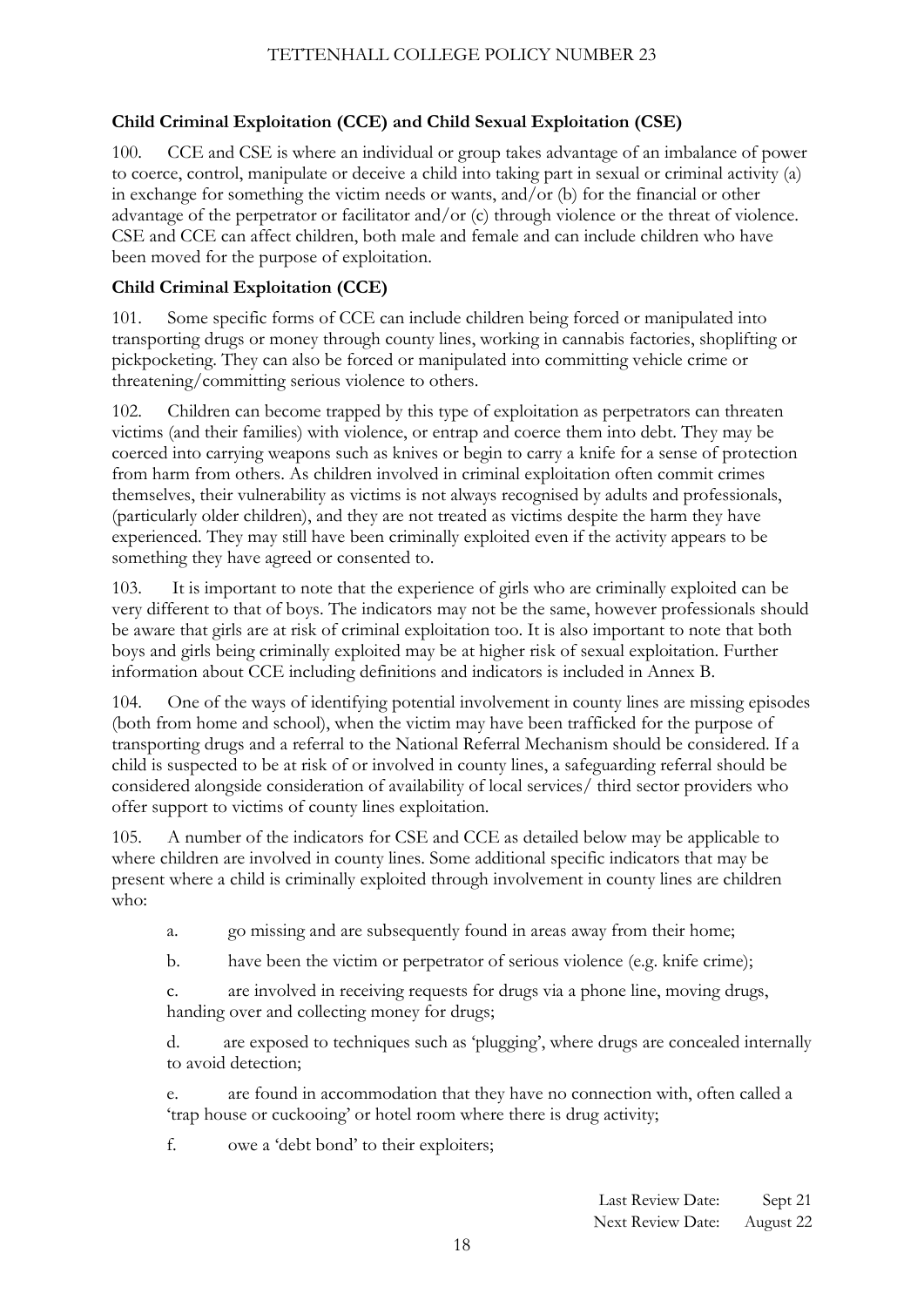**Child Criminal Exploitation (CCE) and Child Sexual Exploitation (CSE)**

100. CCE and CSE is where an individual or group takes advantage of an imbalance of power to coerce, control, manipulate or deceive a child into taking part in sexual or criminal activity (a) in exchange for something the victim needs or wants, and/or (b) for the financial or other advantage of the perpetrator or facilitator and/or (c) through violence or the threat of violence. CSE and CCE can affect children, both male and female and can include children who have been moved for the purpose of exploitation.

**Child Criminal Exploitation (CCE)**

101. Some specific forms of CCE can include children being forced or manipulated into transporting drugs or money through county lines, working in cannabis factories, shoplifting or pickpocketing. They can also be forced or manipulated into committing vehicle crime or threatening/committing serious violence to others.

102. Children can become trapped by this type of exploitation as perpetrators can threaten victims (and their families) with violence, or entrap and coerce them into debt. They may be coerced into carrying weapons such as knives or begin to carry a knife for a sense of protection from harm from others. As children involved in criminal exploitation often commit crimes themselves, their vulnerability as victims is not always recognised by adults and professionals, (particularly older children), and they are not treated as victims despite the harm they have experienced. They may still have been criminally exploited even if the activity appears to be something they have agreed or consented to.

103. It is important to note that the experience of girls who are criminally exploited can be very different to that of boys. The indicators may not be the same, however professionals should be aware that girls are at risk of criminal exploitation too. It is also important to note that both boys and girls being criminally exploited may be at higher risk of sexual exploitation. Further information about CCE including definitions and indicators is included in Annex B.

104. One of the ways of identifying potential involvement in county lines are missing episodes (both from home and school), when the victim may have been trafficked for the purpose of transporting drugs and a referral to the National Referral Mechanism should be considered. If a child is suspected to be at risk of or involved in county lines, a safeguarding referral should be considered alongside consideration of availability of local services/ third sector providers who offer support to victims of county lines exploitation.

105. A number of the indicators for CSE and CCE as detailed below may be applicable to where children are involved in county lines. Some additional specific indicators that may be present where a child is criminally exploited through involvement in county lines are children who:

a. go missing and are subsequently found in areas away from their home;

b. have been the victim or perpetrator of serious violence (e.g. knife crime);

c. are involved in receiving requests for drugs via a phone line, moving drugs, handing over and collecting money for drugs;

d. are exposed to techniques such as 'plugging', where drugs are concealed internally to avoid detection;

e. are found in accommodation that they have no connection with, often called a 'trap house or cuckooing' or hotel room where there is drug activity;

f. owe a 'debt bond' to their exploiters;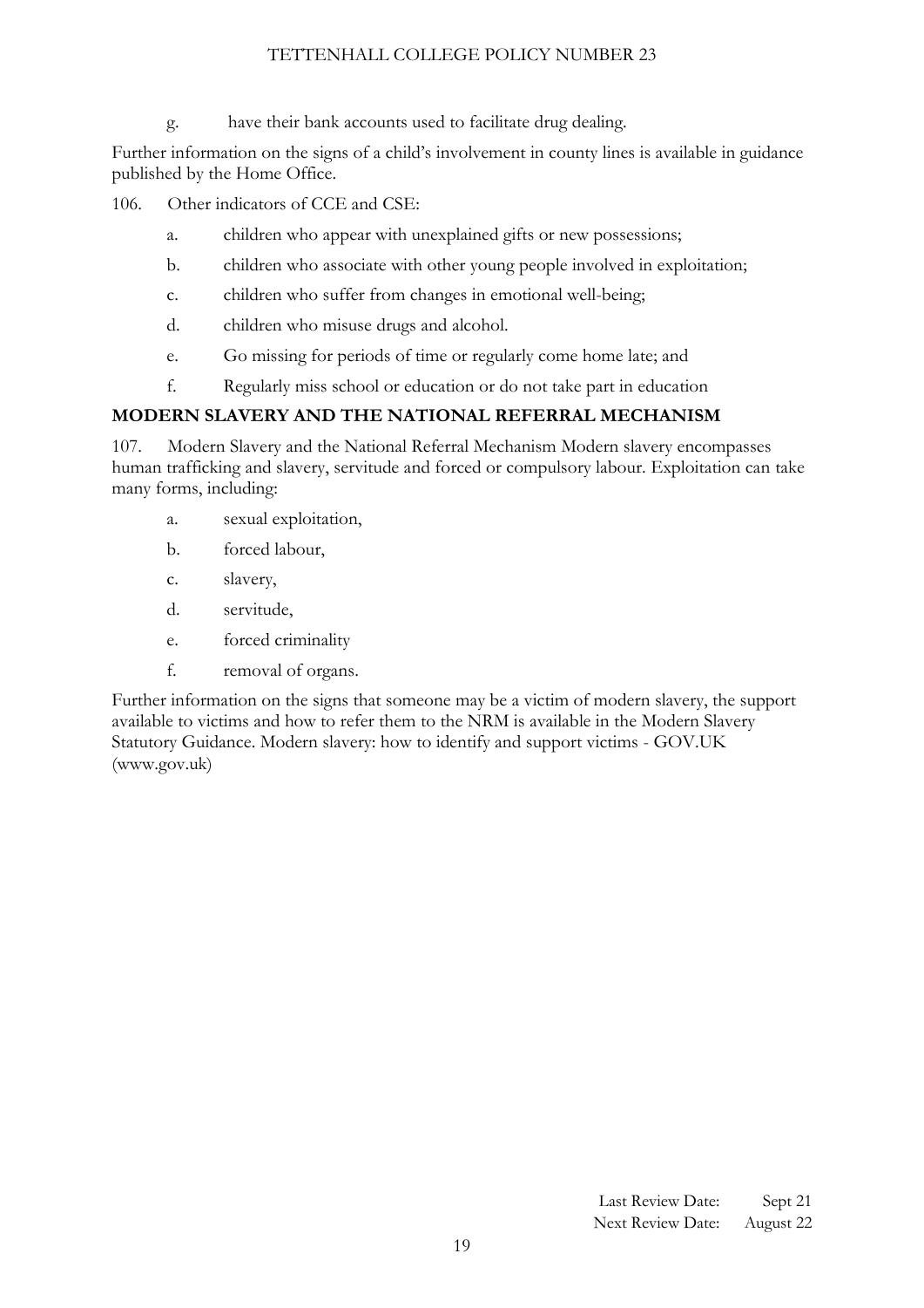g. have their bank accounts used to facilitate drug dealing.

Further information on the signs of a child's involvement in county lines is available in guidance published by the Home Office.

106. Other indicators of CCE and CSE:

a. children who appear with unexplained gifts or new possessions;

b. children who associate with other young people involved in exploitation;

c. children who suffer from changes in emotional well-being;

d. children who misuse drugs and alcohol.

e. Go missing for periods of time or regularly come home late; and

f. Regularly miss school or education or do not take part in education

## MODERN SLAVERY AND THE NATIONAL REFERRAL MECHANISM

107. Modern Slavery and the National Referral Mechanism Modern slavery encompasses human trafficking and slavery, servitude and forced or compulsory labour. Exploitation can take many forms, including:

a. sexual exploitation,

b. forced labour,

c. slavery,

d. servitude,

e. forced criminality

f. removal of organs.

Further information on the signs that someone may be a victim of modern slavery, the support available to victims and how to refer them to the NRM is available in the Modern Slavery Statutory Guidance. Modern slavery: how to identify and support victims - GOV.UK (www.gov.uk)

Last Review Date: Sept 21
Next Review Date: August 22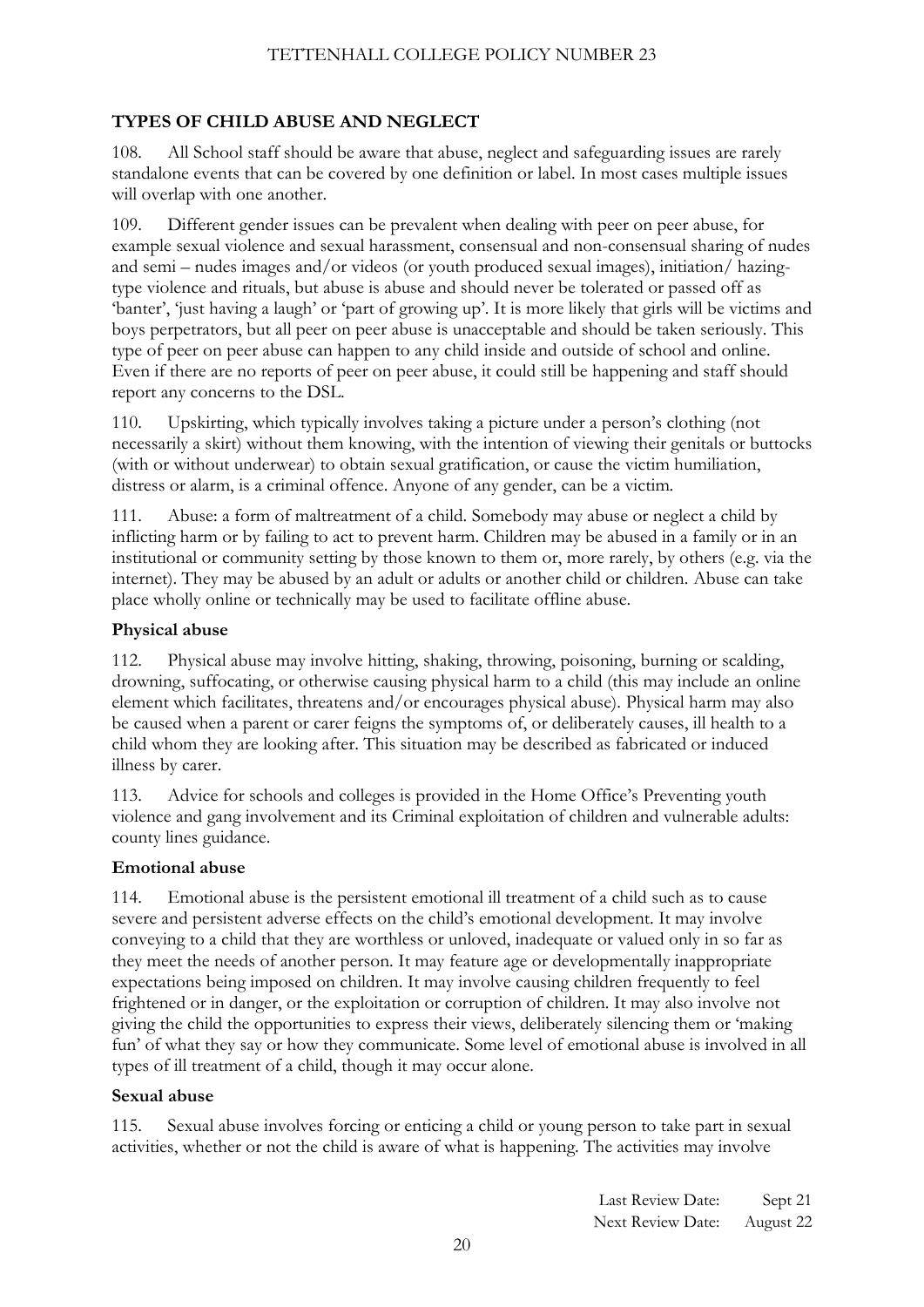## TYPES OF CHILD ABUSE AND NEGLECT

108. All School staff should be aware that abuse, neglect and safeguarding issues are rarely standalone events that can be covered by one definition or label. In most cases multiple issues will overlap with one another.

109. Different gender issues can be prevalent when dealing with peer on peer abuse, for example sexual violence and sexual harassment, consensual and non-consensual sharing of nudes and semi – nudes images and/or videos (or youth produced sexual images), initiation/ hazing-type violence and rituals, but abuse is abuse and should never be tolerated or passed off as 'banter', 'just having a laugh' or 'part of growing up'. It is more likely that girls will be victims and boys perpetrators, but all peer on peer abuse is unacceptable and should be taken seriously. This type of peer on peer abuse can happen to any child inside and outside of school and online. Even if there are no reports of peer on peer abuse, it could still be happening and staff should report any concerns to the DSL.

110. Upskirting, which typically involves taking a picture under a person's clothing (not necessarily a skirt) without them knowing, with the intention of viewing their genitals or buttocks (with or without underwear) to obtain sexual gratification, or cause the victim humiliation, distress or alarm, is a criminal offence. Anyone of any gender, can be a victim.

111. Abuse: a form of maltreatment of a child. Somebody may abuse or neglect a child by inflicting harm or by failing to act to prevent harm. Children may be abused in a family or in an institutional or community setting by those known to them or, more rarely, by others (e.g. via the internet). They may be abused by an adult or adults or another child or children. Abuse can take place wholly online or technically may be used to facilitate offline abuse.

### Physical abuse

112. Physical abuse may involve hitting, shaking, throwing, poisoning, burning or scalding, drowning, suffocating, or otherwise causing physical harm to a child (this may include an online element which facilitates, threatens and/or encourages physical abuse). Physical harm may also be caused when a parent or carer feigns the symptoms of, or deliberately causes, ill health to a child whom they are looking after. This situation may be described as fabricated or induced illness by carer.

113. Advice for schools and colleges is provided in the Home Office's Preventing youth violence and gang involvement and its Criminal exploitation of children and vulnerable adults: county lines guidance.

### Emotional abuse

114. Emotional abuse is the persistent emotional ill treatment of a child such as to cause severe and persistent adverse effects on the child's emotional development. It may involve conveying to a child that they are worthless or unloved, inadequate or valued only in so far as they meet the needs of another person. It may feature age or developmentally inappropriate expectations being imposed on children. It may involve causing children frequently to feel frightened or in danger, or the exploitation or corruption of children. It may also involve not giving the child the opportunities to express their views, deliberately silencing them or 'making fun' of what they say or how they communicate. Some level of emotional abuse is involved in all types of ill treatment of a child, though it may occur alone.

### Sexual abuse

115. Sexual abuse involves forcing or enticing a child or young person to take part in sexual activities, whether or not the child is aware of what is happening. The activities may involve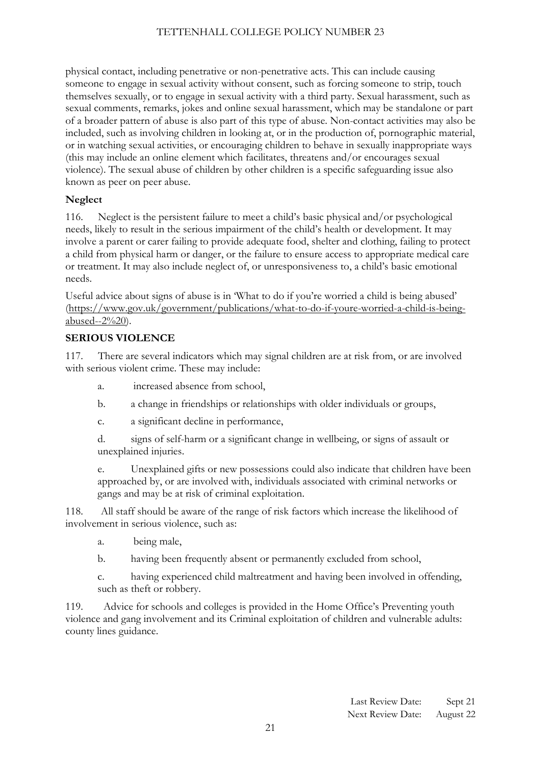physical contact, including penetrative or non-penetrative acts. This can include causing someone to engage in sexual activity without consent, such as forcing someone to strip, touch themselves sexually, or to engage in sexual activity with a third party. Sexual harassment, such as sexual comments, remarks, jokes and online sexual harassment, which may be standalone or part of a broader pattern of abuse is also part of this type of abuse. Non-contact activities may also be included, such as involving children in looking at, or in the production of, pornographic material, or in watching sexual activities, or encouraging children to behave in sexually inappropriate ways (this may include an online element which facilitates, threatens and/or encourages sexual violence). The sexual abuse of children by other children is a specific safeguarding issue also known as peer on peer abuse.

**Neglect**

116. Neglect is the persistent failure to meet a child's basic physical and/or psychological needs, likely to result in the serious impairment of the child's health or development. It may involve a parent or carer failing to provide adequate food, shelter and clothing, failing to protect a child from physical harm or danger, or the failure to ensure access to appropriate medical care or treatment. It may also include neglect of, or unresponsiveness to, a child's basic emotional needs.

Useful advice about signs of abuse is in 'What to do if you're worried a child is being abused' (https://www.gov.uk/government/publications/what-to-do-if-youre-worried-a-child-is-being-abused--2%20).

## SERIOUS VIOLENCE

117. There are several indicators which may signal children are at risk from, or are involved with serious violent crime. These may include:

a. increased absence from school,

b. a change in friendships or relationships with older individuals or groups,

c. a significant decline in performance,

d. signs of self-harm or a significant change in wellbeing, or signs of assault or unexplained injuries.

e. Unexplained gifts or new possessions could also indicate that children have been approached by, or are involved with, individuals associated with criminal networks or gangs and may be at risk of criminal exploitation.

118. All staff should be aware of the range of risk factors which increase the likelihood of involvement in serious violence, such as:

a. being male,

b. having been frequently absent or permanently excluded from school,

c. having experienced child maltreatment and having been involved in offending, such as theft or robbery.

119. Advice for schools and colleges is provided in the Home Office's Preventing youth violence and gang involvement and its Criminal exploitation of children and vulnerable adults: county lines guidance.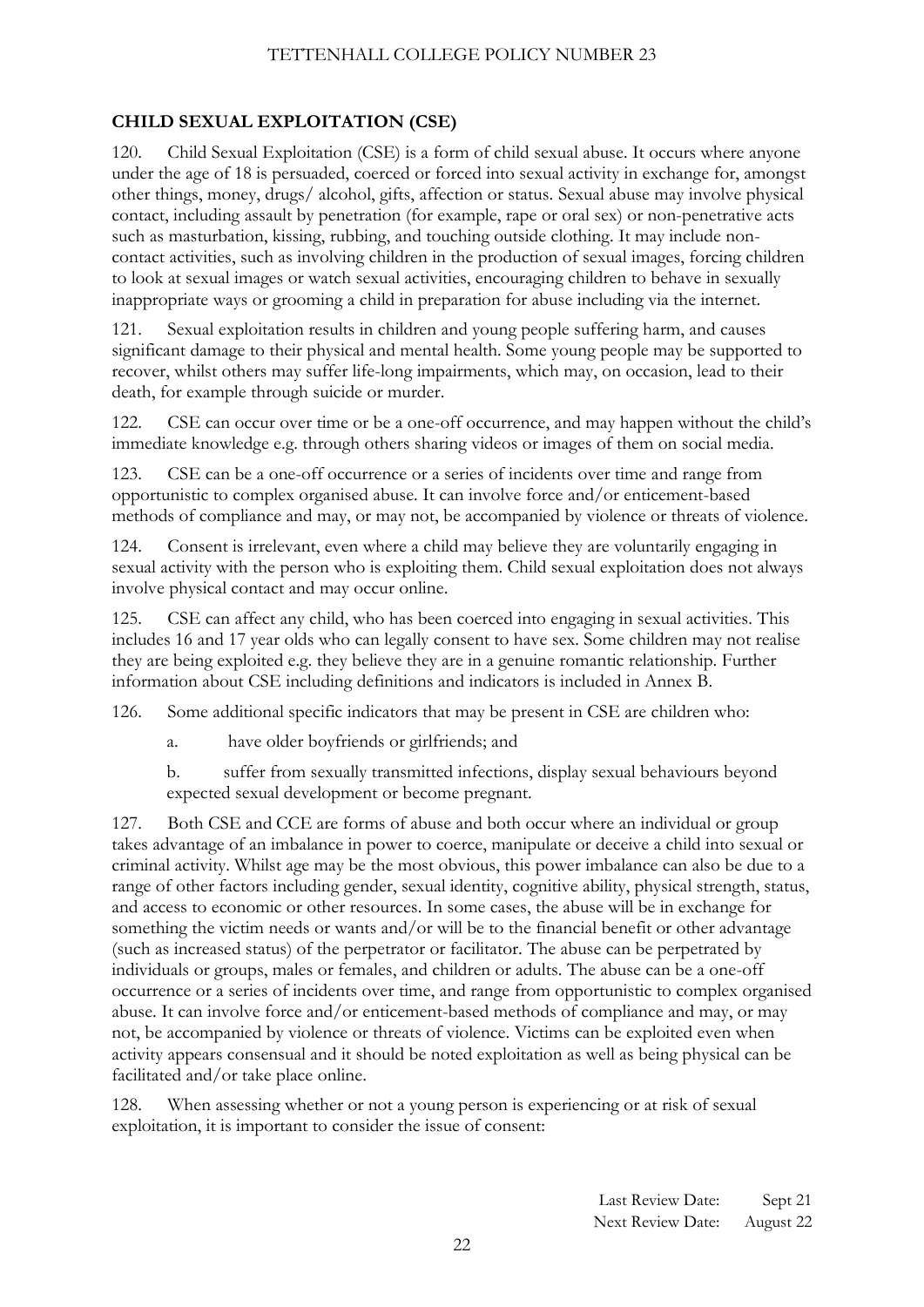## CHILD SEXUAL EXPLOITATION (CSE)

120. Child Sexual Exploitation (CSE) is a form of child sexual abuse. It occurs where anyone under the age of 18 is persuaded, coerced or forced into sexual activity in exchange for, amongst other things, money, drugs/ alcohol, gifts, affection or status. Sexual abuse may involve physical contact, including assault by penetration (for example, rape or oral sex) or non-penetrative acts such as masturbation, kissing, rubbing, and touching outside clothing. It may include non-contact activities, such as involving children in the production of sexual images, forcing children to look at sexual images or watch sexual activities, encouraging children to behave in sexually inappropriate ways or grooming a child in preparation for abuse including via the internet.

121. Sexual exploitation results in children and young people suffering harm, and causes significant damage to their physical and mental health. Some young people may be supported to recover, whilst others may suffer life-long impairments, which may, on occasion, lead to their death, for example through suicide or murder.

122. CSE can occur over time or be a one-off occurrence, and may happen without the child's immediate knowledge e.g. through others sharing videos or images of them on social media.

123. CSE can be a one-off occurrence or a series of incidents over time and range from opportunistic to complex organised abuse. It can involve force and/or enticement-based methods of compliance and may, or may not, be accompanied by violence or threats of violence.

124. Consent is irrelevant, even where a child may believe they are voluntarily engaging in sexual activity with the person who is exploiting them. Child sexual exploitation does not always involve physical contact and may occur online.

125. CSE can affect any child, who has been coerced into engaging in sexual activities. This includes 16 and 17 year olds who can legally consent to have sex. Some children may not realise they are being exploited e.g. they believe they are in a genuine romantic relationship. Further information about CSE including definitions and indicators is included in Annex B.

126. Some additional specific indicators that may be present in CSE are children who:

a. have older boyfriends or girlfriends; and

b. suffer from sexually transmitted infections, display sexual behaviours beyond expected sexual development or become pregnant.

127. Both CSE and CCE are forms of abuse and both occur where an individual or group takes advantage of an imbalance in power to coerce, manipulate or deceive a child into sexual or criminal activity. Whilst age may be the most obvious, this power imbalance can also be due to a range of other factors including gender, sexual identity, cognitive ability, physical strength, status, and access to economic or other resources. In some cases, the abuse will be in exchange for something the victim needs or wants and/or will be to the financial benefit or other advantage (such as increased status) of the perpetrator or facilitator. The abuse can be perpetrated by individuals or groups, males or females, and children or adults. The abuse can be a one-off occurrence or a series of incidents over time, and range from opportunistic to complex organised abuse. It can involve force and/or enticement-based methods of compliance and may, or may not, be accompanied by violence or threats of violence. Victims can be exploited even when activity appears consensual and it should be noted exploitation as well as being physical can be facilitated and/or take place online.

128. When assessing whether or not a young person is experiencing or at risk of sexual exploitation, it is important to consider the issue of consent: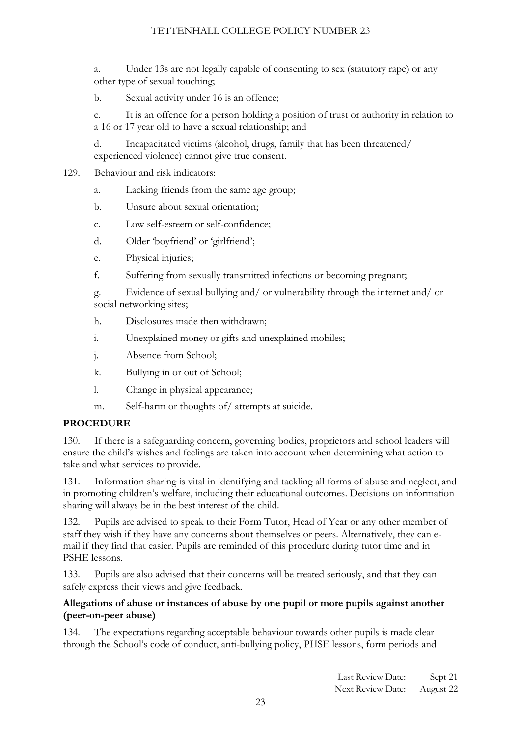a. Under 13s are not legally capable of consenting to sex (statutory rape) or any other type of sexual touching;

b. Sexual activity under 16 is an offence;

c. It is an offence for a person holding a position of trust or authority in relation to a 16 or 17 year old to have a sexual relationship; and

d. Incapacitated victims (alcohol, drugs, family that has been threatened/ experienced violence) cannot give true consent.

129. Behaviour and risk indicators:

a. Lacking friends from the same age group;

b. Unsure about sexual orientation;

c. Low self-esteem or self-confidence;

d. Older 'boyfriend' or 'girlfriend';

e. Physical injuries;

f. Suffering from sexually transmitted infections or becoming pregnant;

g. Evidence of sexual bullying and/ or vulnerability through the internet and/ or social networking sites;

h. Disclosures made then withdrawn;

i. Unexplained money or gifts and unexplained mobiles;

j. Absence from School;

k. Bullying in or out of School;

l. Change in physical appearance;

m. Self-harm or thoughts of/ attempts at suicide.

**PROCEDURE**

130. If there is a safeguarding concern, governing bodies, proprietors and school leaders will ensure the child's wishes and feelings are taken into account when determining what action to take and what services to provide.

131. Information sharing is vital in identifying and tackling all forms of abuse and neglect, and in promoting children's welfare, including their educational outcomes. Decisions on information sharing will always be in the best interest of the child.

132. Pupils are advised to speak to their Form Tutor, Head of Year or any other member of staff they wish if they have any concerns about themselves or peers. Alternatively, they can e-mail if they find that easier. Pupils are reminded of this procedure during tutor time and in PSHE lessons.

133. Pupils are also advised that their concerns will be treated seriously, and that they can safely express their views and give feedback.

**Allegations of abuse or instances of abuse by one pupil or more pupils against another (peer-on-peer abuse)**

134. The expectations regarding acceptable behaviour towards other pupils is made clear through the School's code of conduct, anti-bullying policy, PHSE lessons, form periods and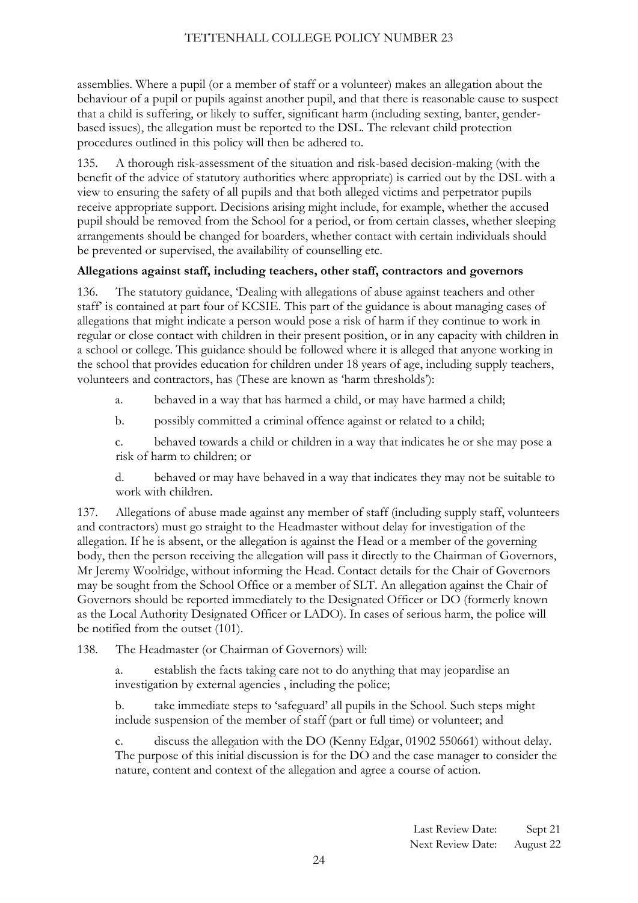assemblies. Where a pupil (or a member of staff or a volunteer) makes an allegation about the behaviour of a pupil or pupils against another pupil, and that there is reasonable cause to suspect that a child is suffering, or likely to suffer, significant harm (including sexting, banter, gender-based issues), the allegation must be reported to the DSL. The relevant child protection procedures outlined in this policy will then be adhered to.

135. A thorough risk-assessment of the situation and risk-based decision-making (with the benefit of the advice of statutory authorities where appropriate) is carried out by the DSL with a view to ensuring the safety of all pupils and that both alleged victims and perpetrator pupils receive appropriate support. Decisions arising might include, for example, whether the accused pupil should be removed from the School for a period, or from certain classes, whether sleeping arrangements should be changed for boarders, whether contact with certain individuals should be prevented or supervised, the availability of counselling etc.

**Allegations against staff, including teachers, other staff, contractors and governors**

136. The statutory guidance, 'Dealing with allegations of abuse against teachers and other staff' is contained at part four of KCSIE. This part of the guidance is about managing cases of allegations that might indicate a person would pose a risk of harm if they continue to work in regular or close contact with children in their present position, or in any capacity with children in a school or college. This guidance should be followed where it is alleged that anyone working in the school that provides education for children under 18 years of age, including supply teachers, volunteers and contractors, has (These are known as 'harm thresholds'):

a. behaved in a way that has harmed a child, or may have harmed a child;

b. possibly committed a criminal offence against or related to a child;

c. behaved towards a child or children in a way that indicates he or she may pose a risk of harm to children; or

d. behaved or may have behaved in a way that indicates they may not be suitable to work with children.

137. Allegations of abuse made against any member of staff (including supply staff, volunteers and contractors) must go straight to the Headmaster without delay for investigation of the allegation. If he is absent, or the allegation is against the Head or a member of the governing body, then the person receiving the allegation will pass it directly to the Chairman of Governors, Mr Jeremy Woolridge, without informing the Head. Contact details for the Chair of Governors may be sought from the School Office or a member of SLT. An allegation against the Chair of Governors should be reported immediately to the Designated Officer or DO (formerly known as the Local Authority Designated Officer or LADO). In cases of serious harm, the police will be notified from the outset (101).

138. The Headmaster (or Chairman of Governors) will:

a. establish the facts taking care not to do anything that may jeopardise an investigation by external agencies , including the police;

b. take immediate steps to 'safeguard' all pupils in the School. Such steps might include suspension of the member of staff (part or full time) or volunteer; and

c. discuss the allegation with the DO (Kenny Edgar, 01902 550661) without delay. The purpose of this initial discussion is for the DO and the case manager to consider the nature, content and context of the allegation and agree a course of action.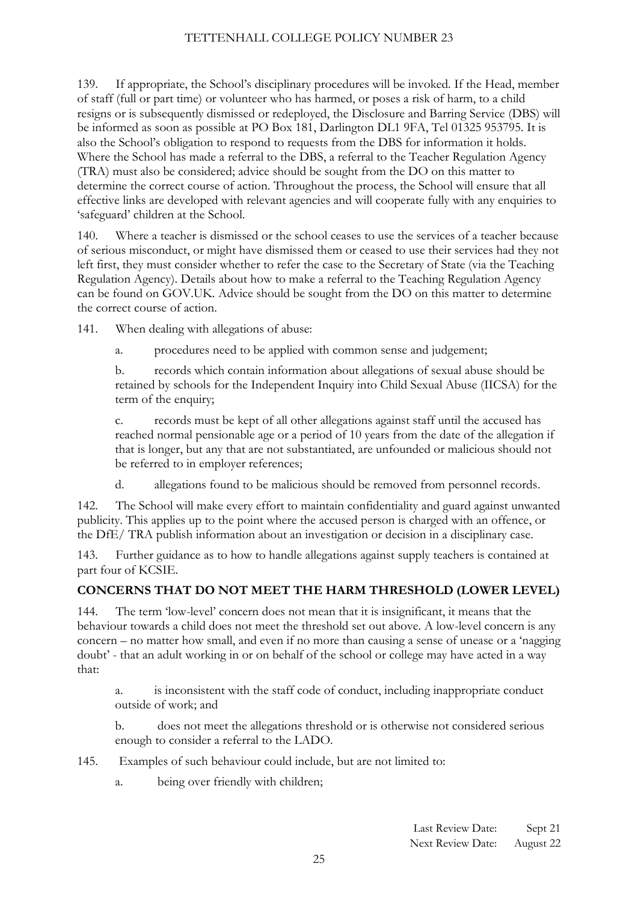139. If appropriate, the School's disciplinary procedures will be invoked. If the Head, member of staff (full or part time) or volunteer who has harmed, or poses a risk of harm, to a child resigns or is subsequently dismissed or redeployed, the Disclosure and Barring Service (DBS) will be informed as soon as possible at PO Box 181, Darlington DL1 9FA, Tel 01325 953795. It is also the School's obligation to respond to requests from the DBS for information it holds. Where the School has made a referral to the DBS, a referral to the Teacher Regulation Agency (TRA) must also be considered; advice should be sought from the DO on this matter to determine the correct course of action. Throughout the process, the School will ensure that all effective links are developed with relevant agencies and will cooperate fully with any enquiries to 'safeguard' children at the School.

140. Where a teacher is dismissed or the school ceases to use the services of a teacher because of serious misconduct, or might have dismissed them or ceased to use their services had they not left first, they must consider whether to refer the case to the Secretary of State (via the Teaching Regulation Agency). Details about how to make a referral to the Teaching Regulation Agency can be found on GOV.UK. Advice should be sought from the DO on this matter to determine the correct course of action.

141. When dealing with allegations of abuse:

a. procedures need to be applied with common sense and judgement;

b. records which contain information about allegations of sexual abuse should be retained by schools for the Independent Inquiry into Child Sexual Abuse (IICSA) for the term of the enquiry;

c. records must be kept of all other allegations against staff until the accused has reached normal pensionable age or a period of 10 years from the date of the allegation if that is longer, but any that are not substantiated, are unfounded or malicious should not be referred to in employer references;

d. allegations found to be malicious should be removed from personnel records.

142. The School will make every effort to maintain confidentiality and guard against unwanted publicity. This applies up to the point where the accused person is charged with an offence, or the DfE/ TRA publish information about an investigation or decision in a disciplinary case.

143. Further guidance as to how to handle allegations against supply teachers is contained at part four of KCSIE.

## CONCERNS THAT DO NOT MEET THE HARM THRESHOLD (LOWER LEVEL)

144. The term 'low-level' concern does not mean that it is insignificant, it means that the behaviour towards a child does not meet the threshold set out above. A low-level concern is any concern – no matter how small, and even if no more than causing a sense of unease or a 'nagging doubt' - that an adult working in or on behalf of the school or college may have acted in a way that:

a. is inconsistent with the staff code of conduct, including inappropriate conduct outside of work; and

b. does not meet the allegations threshold or is otherwise not considered serious enough to consider a referral to the LADO.

145. Examples of such behaviour could include, but are not limited to:

a. being over friendly with children;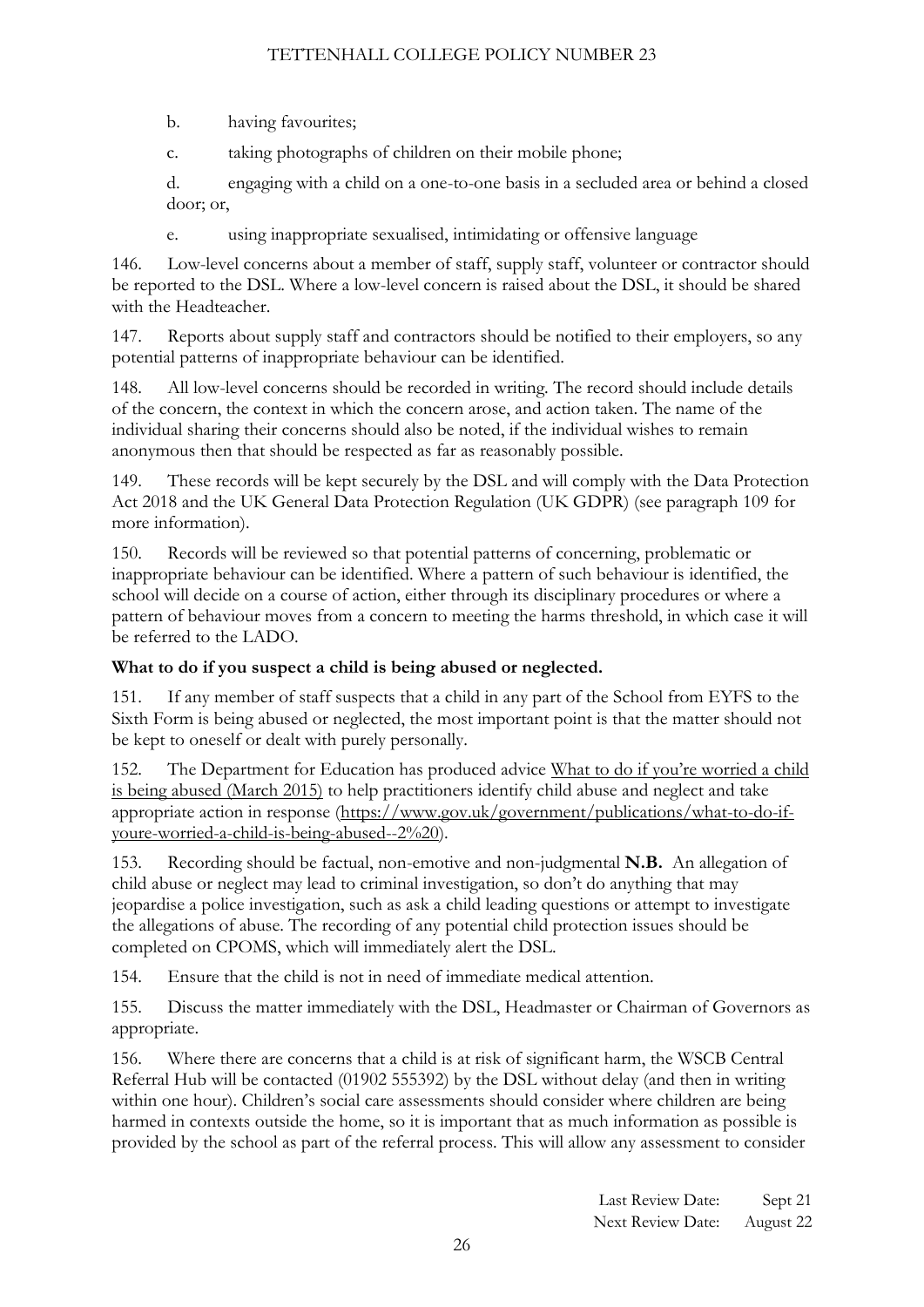b. having favourites;

c. taking photographs of children on their mobile phone;

d. engaging with a child on a one-to-one basis in a secluded area or behind a closed door; or,

e. using inappropriate sexualised, intimidating or offensive language

146. Low-level concerns about a member of staff, supply staff, volunteer or contractor should be reported to the DSL. Where a low-level concern is raised about the DSL, it should be shared with the Headteacher.

147. Reports about supply staff and contractors should be notified to their employers, so any potential patterns of inappropriate behaviour can be identified.

148. All low-level concerns should be recorded in writing. The record should include details of the concern, the context in which the concern arose, and action taken. The name of the individual sharing their concerns should also be noted, if the individual wishes to remain anonymous then that should be respected as far as reasonably possible.

149. These records will be kept securely by the DSL and will comply with the Data Protection Act 2018 and the UK General Data Protection Regulation (UK GDPR) (see paragraph 109 for more information).

150. Records will be reviewed so that potential patterns of concerning, problematic or inappropriate behaviour can be identified. Where a pattern of such behaviour is identified, the school will decide on a course of action, either through its disciplinary procedures or where a pattern of behaviour moves from a concern to meeting the harms threshold, in which case it will be referred to the LADO.

**What to do if you suspect a child is being abused or neglected.**

151. If any member of staff suspects that a child in any part of the School from EYFS to the Sixth Form is being abused or neglected, the most important point is that the matter should not be kept to oneself or dealt with purely personally.

152. The Department for Education has produced advice What to do if you're worried a child is being abused (March 2015) to help practitioners identify child abuse and neglect and take appropriate action in response (https://www.gov.uk/government/publications/what-to-do-if-youre-worried-a-child-is-being-abused--2%20).

153. Recording should be factual, non-emotive and non-judgmental **N.B.** An allegation of child abuse or neglect may lead to criminal investigation, so don't do anything that may jeopardise a police investigation, such as ask a child leading questions or attempt to investigate the allegations of abuse. The recording of any potential child protection issues should be completed on CPOMS, which will immediately alert the DSL.

154. Ensure that the child is not in need of immediate medical attention.

155. Discuss the matter immediately with the DSL, Headmaster or Chairman of Governors as appropriate.

156. Where there are concerns that a child is at risk of significant harm, the WSCB Central Referral Hub will be contacted (01902 555392) by the DSL without delay (and then in writing within one hour). Children's social care assessments should consider where children are being harmed in contexts outside the home, so it is important that as much information as possible is provided by the school as part of the referral process. This will allow any assessment to consider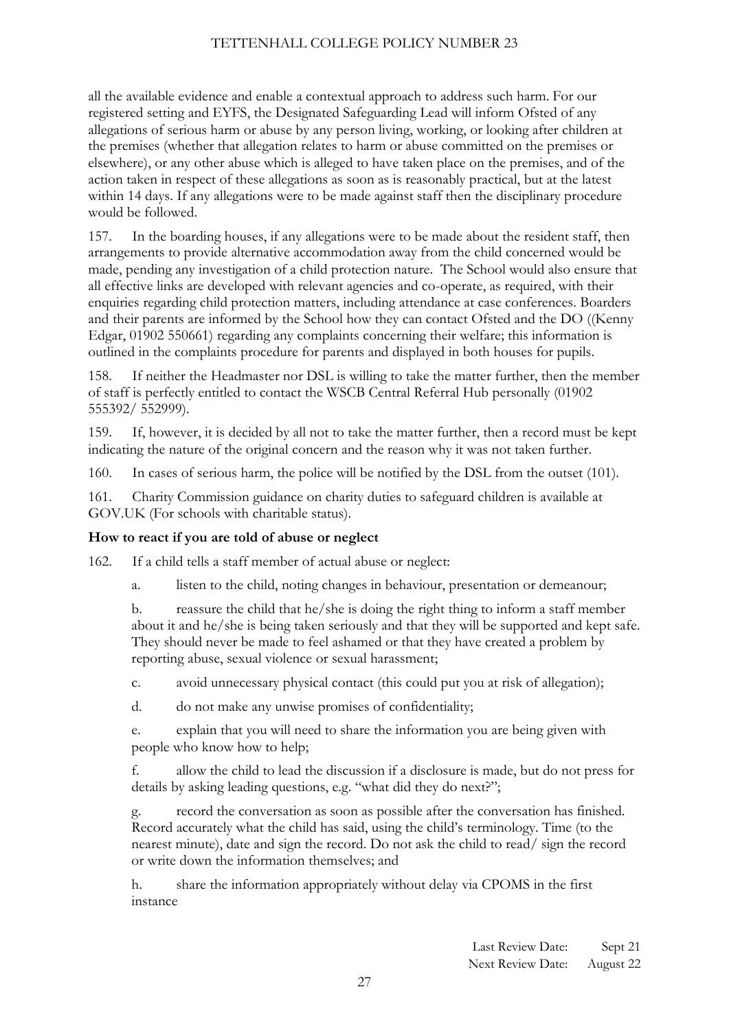all the available evidence and enable a contextual approach to address such harm. For our registered setting and EYFS, the Designated Safeguarding Lead will inform Ofsted of any allegations of serious harm or abuse by any person living, working, or looking after children at the premises (whether that allegation relates to harm or abuse committed on the premises or elsewhere), or any other abuse which is alleged to have taken place on the premises, and of the action taken in respect of these allegations as soon as is reasonably practical, but at the latest within 14 days. If any allegations were to be made against staff then the disciplinary procedure would be followed.

157. In the boarding houses, if any allegations were to be made about the resident staff, then arrangements to provide alternative accommodation away from the child concerned would be made, pending any investigation of a child protection nature. The School would also ensure that all effective links are developed with relevant agencies and co-operate, as required, with their enquiries regarding child protection matters, including attendance at case conferences. Boarders and their parents are informed by the School how they can contact Ofsted and the DO ((Kenny Edgar, 01902 550661) regarding any complaints concerning their welfare; this information is outlined in the complaints procedure for parents and displayed in both houses for pupils.

158. If neither the Headmaster nor DSL is willing to take the matter further, then the member of staff is perfectly entitled to contact the WSCB Central Referral Hub personally (01902 555392/ 552999).

159. If, however, it is decided by all not to take the matter further, then a record must be kept indicating the nature of the original concern and the reason why it was not taken further.

160. In cases of serious harm, the police will be notified by the DSL from the outset (101).

161. Charity Commission guidance on charity duties to safeguard children is available at GOV.UK (For schools with charitable status).

**How to react if you are told of abuse or neglect**

162. If a child tells a staff member of actual abuse or neglect:

a. listen to the child, noting changes in behaviour, presentation or demeanour;

b. reassure the child that he/she is doing the right thing to inform a staff member about it and he/she is being taken seriously and that they will be supported and kept safe. They should never be made to feel ashamed or that they have created a problem by reporting abuse, sexual violence or sexual harassment;

c. avoid unnecessary physical contact (this could put you at risk of allegation);

d. do not make any unwise promises of confidentiality;

e. explain that you will need to share the information you are being given with people who know how to help;

f. allow the child to lead the discussion if a disclosure is made, but do not press for details by asking leading questions, e.g. "what did they do next?";

g. record the conversation as soon as possible after the conversation has finished. Record accurately what the child has said, using the child's terminology. Time (to the nearest minute), date and sign the record. Do not ask the child to read/ sign the record or write down the information themselves; and

h. share the information appropriately without delay via CPOMS in the first instance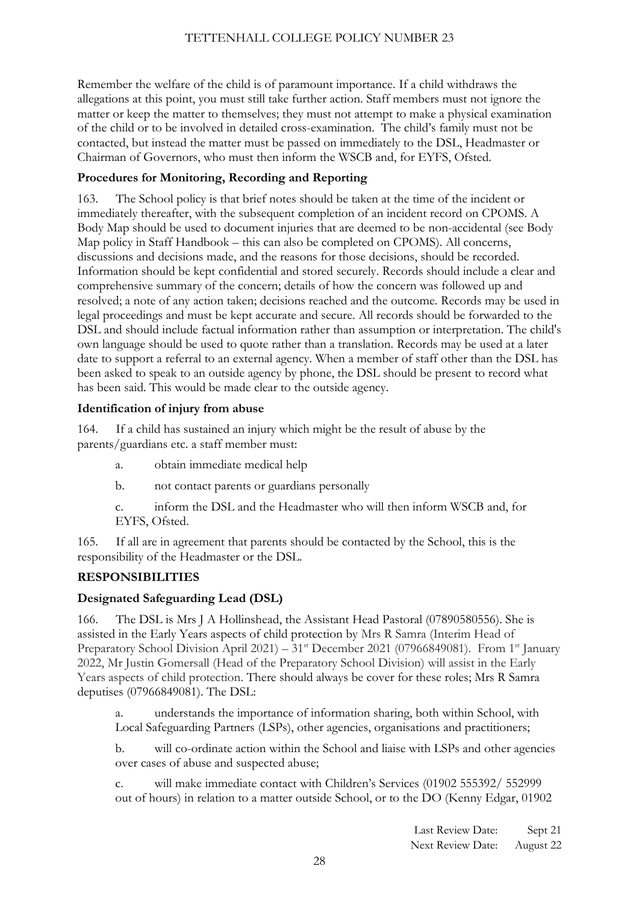Remember the welfare of the child is of paramount importance. If a child withdraws the allegations at this point, you must still take further action. Staff members must not ignore the matter or keep the matter to themselves; they must not attempt to make a physical examination of the child or to be involved in detailed cross-examination. The child's family must not be contacted, but instead the matter must be passed on immediately to the DSL, Headmaster or Chairman of Governors, who must then inform the WSCB and, for EYFS, Ofsted.

**Procedures for Monitoring, Recording and Reporting**

163. The School policy is that brief notes should be taken at the time of the incident or immediately thereafter, with the subsequent completion of an incident record on CPOMS. A Body Map should be used to document injuries that are deemed to be non-accidental (see Body Map policy in Staff Handbook – this can also be completed on CPOMS). All concerns, discussions and decisions made, and the reasons for those decisions, should be recorded. Information should be kept confidential and stored securely. Records should include a clear and comprehensive summary of the concern; details of how the concern was followed up and resolved; a note of any action taken; decisions reached and the outcome. Records may be used in legal proceedings and must be kept accurate and secure. All records should be forwarded to the DSL and should include factual information rather than assumption or interpretation. The child's own language should be used to quote rather than a translation. Records may be used at a later date to support a referral to an external agency. When a member of staff other than the DSL has been asked to speak to an outside agency by phone, the DSL should be present to record what has been said. This would be made clear to the outside agency.

**Identification of injury from abuse**

164. If a child has sustained an injury which might be the result of abuse by the parents/guardians etc. a staff member must:

a. obtain immediate medical help

b. not contact parents or guardians personally

c. inform the DSL and the Headmaster who will then inform WSCB and, for EYFS, Ofsted.

165. If all are in agreement that parents should be contacted by the School, this is the responsibility of the Headmaster or the DSL.

**RESPONSIBILITIES**

**Designated Safeguarding Lead (DSL)**

166. The DSL is Mrs J A Hollinshead, the Assistant Head Pastoral (07890580556). She is assisted in the Early Years aspects of child protection by Mrs R Samra (Interim Head of Preparatory School Division April 2021) – 31st December 2021 (07966849081). From 1st January 2022, Mr Justin Gomersall (Head of the Preparatory School Division) will assist in the Early Years aspects of child protection. There should always be cover for these roles; Mrs R Samra deputises (07966849081). The DSL:

a. understands the importance of information sharing, both within School, with Local Safeguarding Partners (LSPs), other agencies, organisations and practitioners;

b. will co-ordinate action within the School and liaise with LSPs and other agencies over cases of abuse and suspected abuse;

c. will make immediate contact with Children's Services (01902 555392/ 552999 out of hours) in relation to a matter outside School, or to the DO (Kenny Edgar, 01902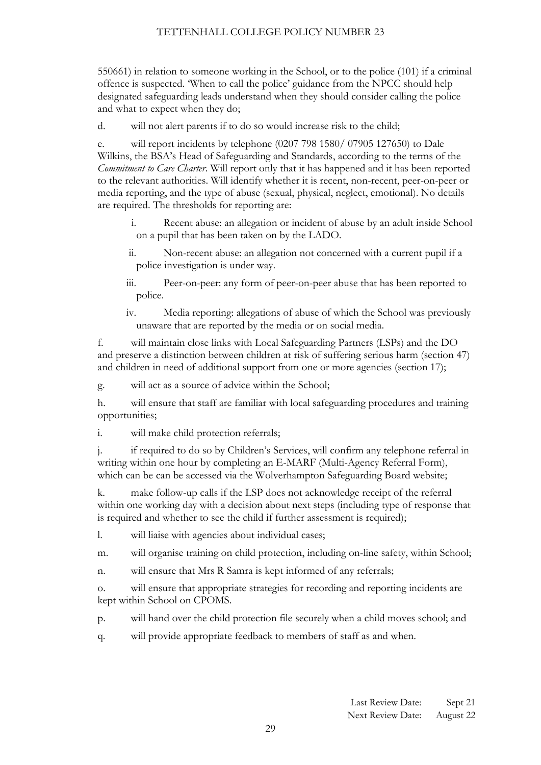550661) in relation to someone working in the School, or to the police (101) if a criminal offence is suspected. 'When to call the police' guidance from the NPCC should help designated safeguarding leads understand when they should consider calling the police and what to expect when they do;

d. will not alert parents if to do so would increase risk to the child;

e. will report incidents by telephone (0207 798 1580/ 07905 127650) to Dale Wilkins, the BSA's Head of Safeguarding and Standards, according to the terms of the *Commitment to Care Charter*. Will report only that it has happened and it has been reported to the relevant authorities. Will identify whether it is recent, non-recent, peer-on-peer or media reporting, and the type of abuse (sexual, physical, neglect, emotional). No details are required. The thresholds for reporting are:

   i. Recent abuse: an allegation or incident of abuse by an adult inside School on a pupil that has been taken on by the LADO.

   ii. Non-recent abuse: an allegation not concerned with a current pupil if a police investigation is under way.

   iii. Peer-on-peer: any form of peer-on-peer abuse that has been reported to police.

   iv. Media reporting: allegations of abuse of which the School was previously unaware that are reported by the media or on social media.

f. will maintain close links with Local Safeguarding Partners (LSPs) and the DO and preserve a distinction between children at risk of suffering serious harm (section 47) and children in need of additional support from one or more agencies (section 17);

g. will act as a source of advice within the School;

h. will ensure that staff are familiar with local safeguarding procedures and training opportunities;

i. will make child protection referrals;

j. if required to do so by Children's Services, will confirm any telephone referral in writing within one hour by completing an E-MARF (Multi-Agency Referral Form), which can be can be accessed via the Wolverhampton Safeguarding Board website;

k. make follow-up calls if the LSP does not acknowledge receipt of the referral within one working day with a decision about next steps (including type of response that is required and whether to see the child if further assessment is required);

l. will liaise with agencies about individual cases;

m. will organise training on child protection, including on-line safety, within School;

n. will ensure that Mrs R Samra is kept informed of any referrals;

o. will ensure that appropriate strategies for recording and reporting incidents are kept within School on CPOMS.

p. will hand over the child protection file securely when a child moves school; and

q. will provide appropriate feedback to members of staff as and when.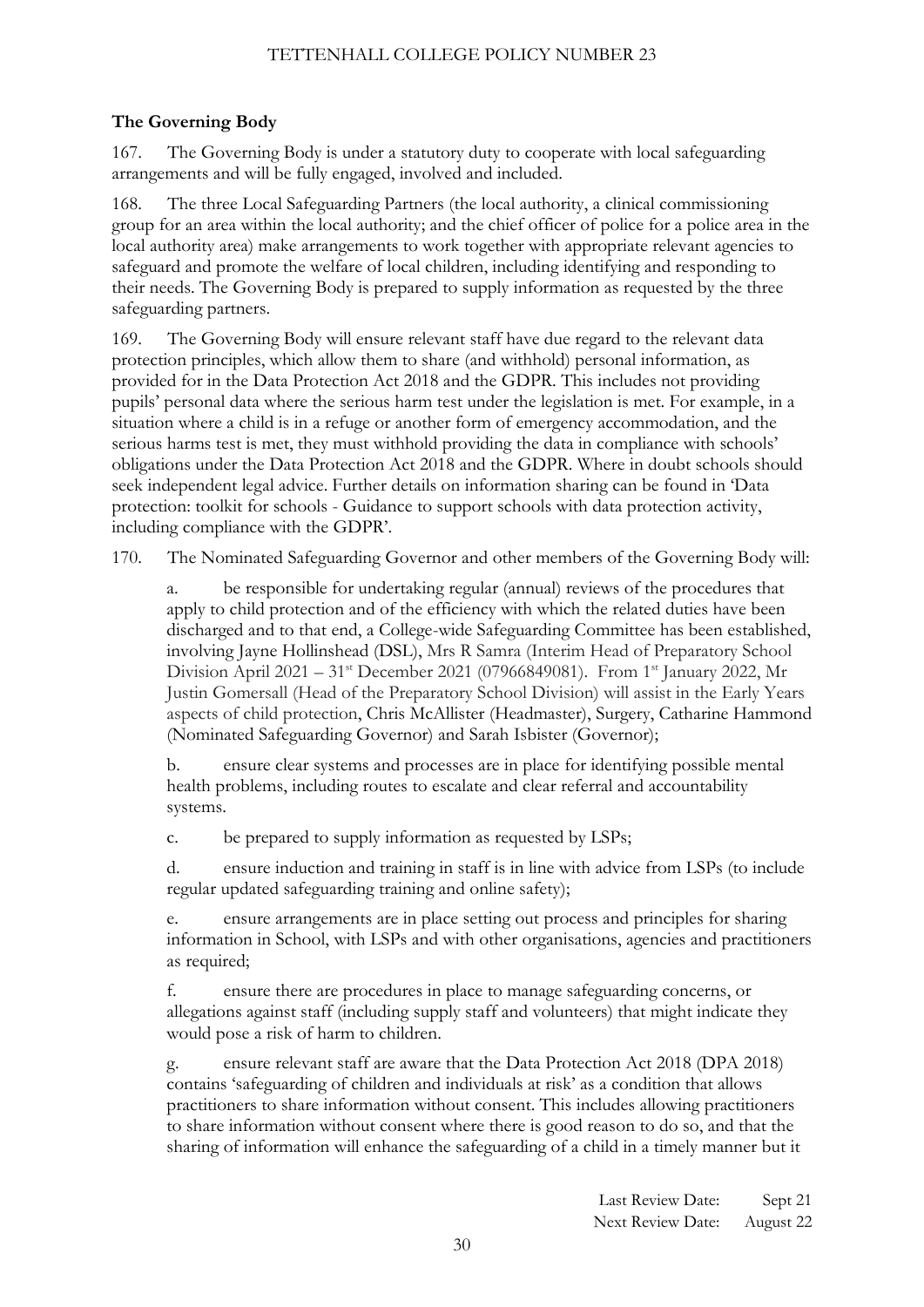**The Governing Body**

167. The Governing Body is under a statutory duty to cooperate with local safeguarding arrangements and will be fully engaged, involved and included.

168. The three Local Safeguarding Partners (the local authority, a clinical commissioning group for an area within the local authority; and the chief officer of police for a police area in the local authority area) make arrangements to work together with appropriate relevant agencies to safeguard and promote the welfare of local children, including identifying and responding to their needs. The Governing Body is prepared to supply information as requested by the three safeguarding partners.

169. The Governing Body will ensure relevant staff have due regard to the relevant data protection principles, which allow them to share (and withhold) personal information, as provided for in the Data Protection Act 2018 and the GDPR. This includes not providing pupils' personal data where the serious harm test under the legislation is met. For example, in a situation where a child is in a refuge or another form of emergency accommodation, and the serious harms test is met, they must withhold providing the data in compliance with schools' obligations under the Data Protection Act 2018 and the GDPR. Where in doubt schools should seek independent legal advice. Further details on information sharing can be found in 'Data protection: toolkit for schools - Guidance to support schools with data protection activity, including compliance with the GDPR'.

170. The Nominated Safeguarding Governor and other members of the Governing Body will:

a. be responsible for undertaking regular (annual) reviews of the procedures that apply to child protection and of the efficiency with which the related duties have been discharged and to that end, a College-wide Safeguarding Committee has been established, involving Jayne Hollinshead (DSL), Mrs R Samra (Interim Head of Preparatory School Division April 2021 – 31st December 2021 (07966849081). From 1st January 2022, Mr Justin Gomersall (Head of the Preparatory School Division) will assist in the Early Years aspects of child protection, Chris McAllister (Headmaster), Surgery, Catharine Hammond (Nominated Safeguarding Governor) and Sarah Isbister (Governor);

b. ensure clear systems and processes are in place for identifying possible mental health problems, including routes to escalate and clear referral and accountability systems.

c. be prepared to supply information as requested by LSPs;

d. ensure induction and training in staff is in line with advice from LSPs (to include regular updated safeguarding training and online safety);

e. ensure arrangements are in place setting out process and principles for sharing information in School, with LSPs and with other organisations, agencies and practitioners as required;

f. ensure there are procedures in place to manage safeguarding concerns, or allegations against staff (including supply staff and volunteers) that might indicate they would pose a risk of harm to children.

g. ensure relevant staff are aware that the Data Protection Act 2018 (DPA 2018) contains 'safeguarding of children and individuals at risk' as a condition that allows practitioners to share information without consent. This includes allowing practitioners to share information without consent where there is good reason to do so, and that the sharing of information will enhance the safeguarding of a child in a timely manner but it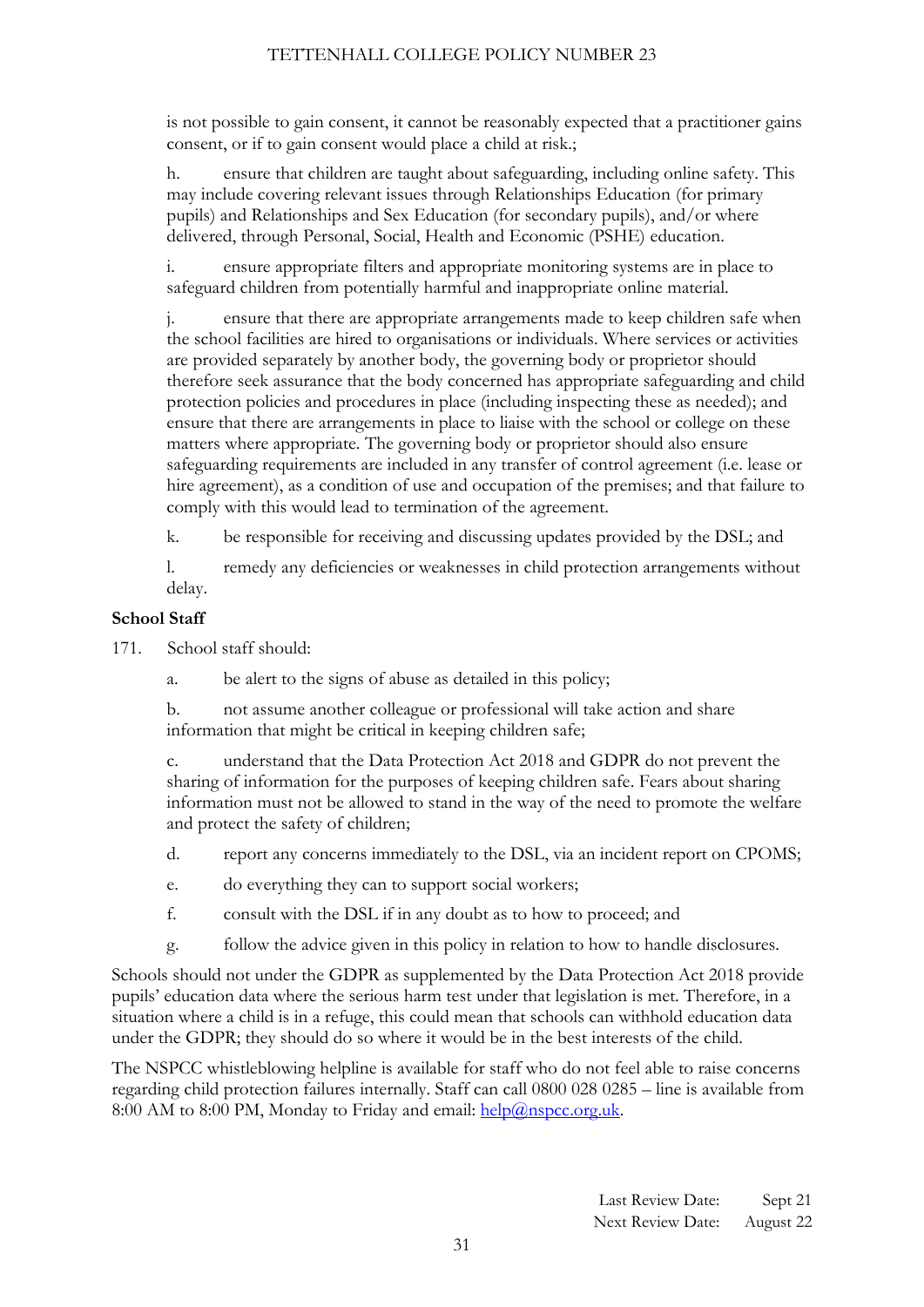is not possible to gain consent, it cannot be reasonably expected that a practitioner gains consent, or if to gain consent would place a child at risk.;

h. ensure that children are taught about safeguarding, including online safety. This may include covering relevant issues through Relationships Education (for primary pupils) and Relationships and Sex Education (for secondary pupils), and/or where delivered, through Personal, Social, Health and Economic (PSHE) education.

i. ensure appropriate filters and appropriate monitoring systems are in place to safeguard children from potentially harmful and inappropriate online material.

j. ensure that there are appropriate arrangements made to keep children safe when the school facilities are hired to organisations or individuals. Where services or activities are provided separately by another body, the governing body or proprietor should therefore seek assurance that the body concerned has appropriate safeguarding and child protection policies and procedures in place (including inspecting these as needed); and ensure that there are arrangements in place to liaise with the school or college on these matters where appropriate. The governing body or proprietor should also ensure safeguarding requirements are included in any transfer of control agreement (i.e. lease or hire agreement), as a condition of use and occupation of the premises; and that failure to comply with this would lead to termination of the agreement.

k. be responsible for receiving and discussing updates provided by the DSL; and

l. remedy any deficiencies or weaknesses in child protection arrangements without delay.

**School Staff**

171. School staff should:

a. be alert to the signs of abuse as detailed in this policy;

b. not assume another colleague or professional will take action and share information that might be critical in keeping children safe;

c. understand that the Data Protection Act 2018 and GDPR do not prevent the sharing of information for the purposes of keeping children safe. Fears about sharing information must not be allowed to stand in the way of the need to promote the welfare and protect the safety of children;

d. report any concerns immediately to the DSL, via an incident report on CPOMS;

e. do everything they can to support social workers;

f. consult with the DSL if in any doubt as to how to proceed; and

g. follow the advice given in this policy in relation to how to handle disclosures.

Schools should not under the GDPR as supplemented by the Data Protection Act 2018 provide pupils' education data where the serious harm test under that legislation is met. Therefore, in a situation where a child is in a refuge, this could mean that schools can withhold education data under the GDPR; they should do so where it would be in the best interests of the child.

The NSPCC whistleblowing helpline is available for staff who do not feel able to raise concerns regarding child protection failures internally. Staff can call 0800 028 0285 – line is available from 8:00 AM to 8:00 PM, Monday to Friday and email: help@nspcc.org.uk.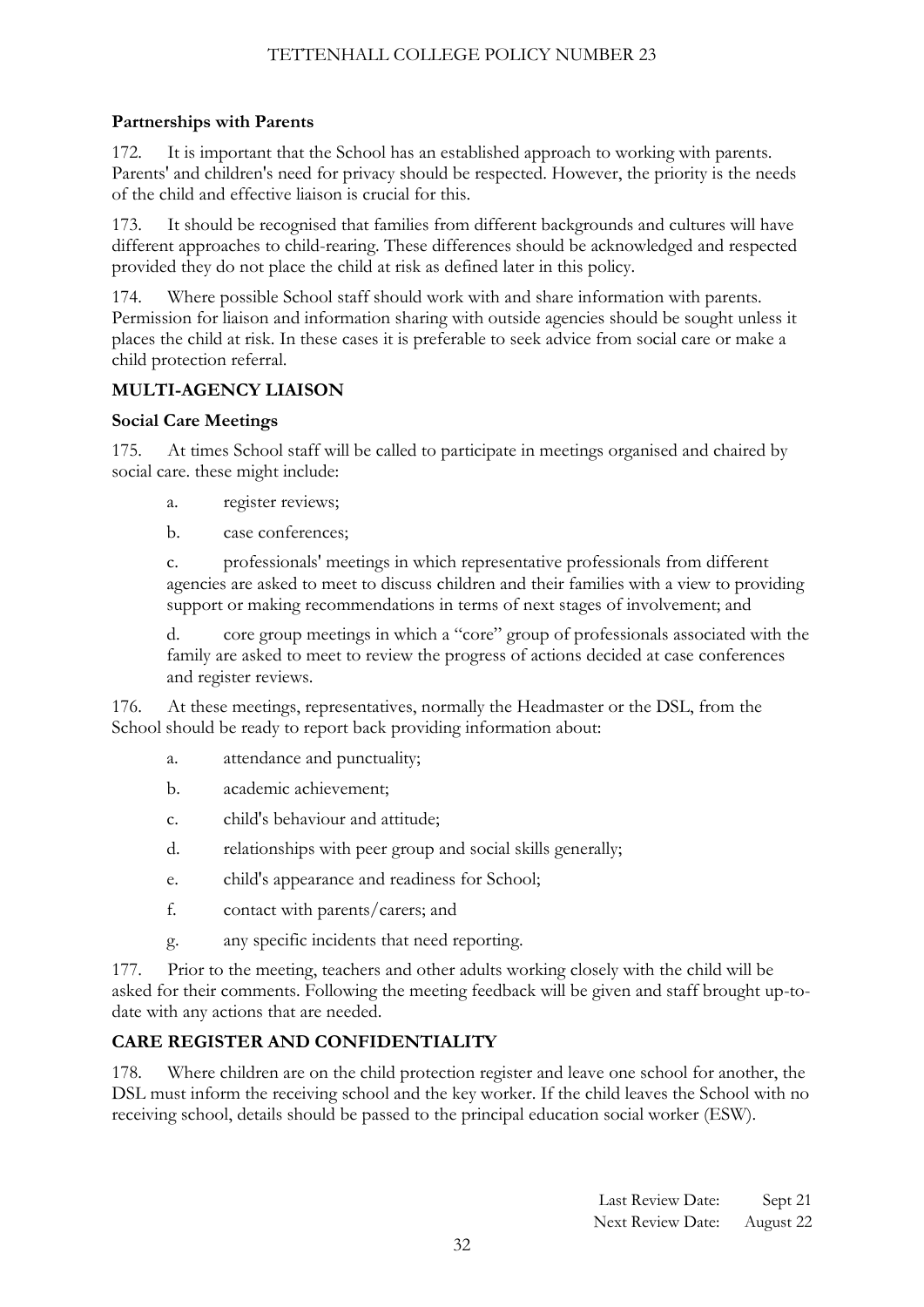**Partnerships with Parents**

172. It is important that the School has an established approach to working with parents. Parents' and children's need for privacy should be respected. However, the priority is the needs of the child and effective liaison is crucial for this.

173. It should be recognised that families from different backgrounds and cultures will have different approaches to child-rearing. These differences should be acknowledged and respected provided they do not place the child at risk as defined later in this policy.

174. Where possible School staff should work with and share information with parents. Permission for liaison and information sharing with outside agencies should be sought unless it places the child at risk. In these cases it is preferable to seek advice from social care or make a child protection referral.

## MULTI-AGENCY LIAISON

**Social Care Meetings**

175. At times School staff will be called to participate in meetings organised and chaired by social care. these might include:

a. register reviews;

b. case conferences;

c. professionals' meetings in which representative professionals from different agencies are asked to meet to discuss children and their families with a view to providing support or making recommendations in terms of next stages of involvement; and

d. core group meetings in which a "core" group of professionals associated with the family are asked to meet to review the progress of actions decided at case conferences and register reviews.

176. At these meetings, representatives, normally the Headmaster or the DSL, from the School should be ready to report back providing information about:

a. attendance and punctuality;

b. academic achievement;

c. child's behaviour and attitude;

d. relationships with peer group and social skills generally;

e. child's appearance and readiness for School;

f. contact with parents/carers; and

g. any specific incidents that need reporting.

177. Prior to the meeting, teachers and other adults working closely with the child will be asked for their comments. Following the meeting feedback will be given and staff brought up-to-date with any actions that are needed.

## CARE REGISTER AND CONFIDENTIALITY

178. Where children are on the child protection register and leave one school for another, the DSL must inform the receiving school and the key worker. If the child leaves the School with no receiving school, details should be passed to the principal education social worker (ESW).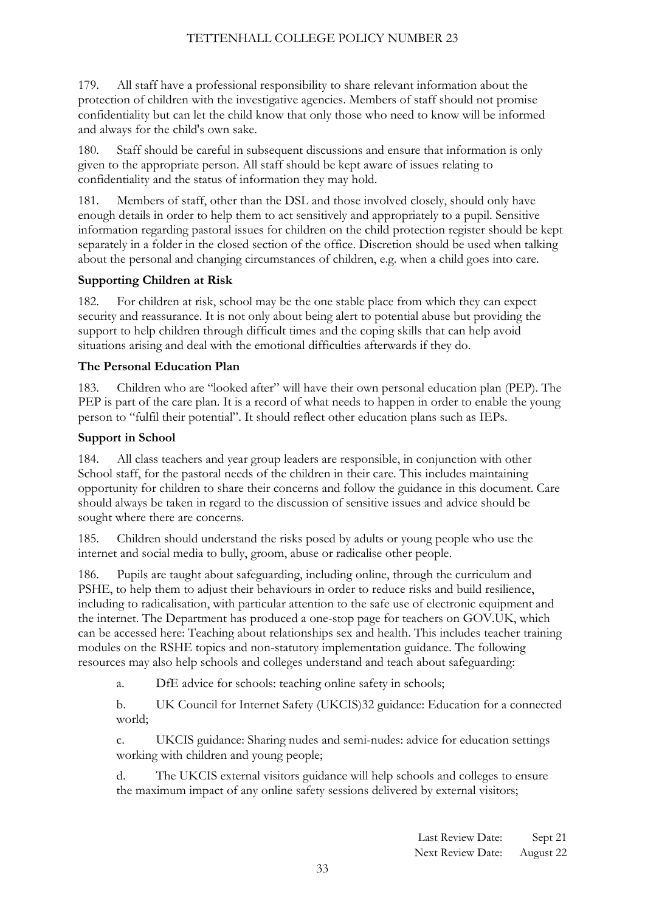179. All staff have a professional responsibility to share relevant information about the protection of children with the investigative agencies. Members of staff should not promise confidentiality but can let the child know that only those who need to know will be informed and always for the child's own sake.

180. Staff should be careful in subsequent discussions and ensure that information is only given to the appropriate person. All staff should be kept aware of issues relating to confidentiality and the status of information they may hold.

181. Members of staff, other than the DSL and those involved closely, should only have enough details in order to help them to act sensitively and appropriately to a pupil. Sensitive information regarding pastoral issues for children on the child protection register should be kept separately in a folder in the closed section of the office. Discretion should be used when talking about the personal and changing circumstances of children, e.g. when a child goes into care.

**Supporting Children at Risk**

182. For children at risk, school may be the one stable place from which they can expect security and reassurance. It is not only about being alert to potential abuse but providing the support to help children through difficult times and the coping skills that can help avoid situations arising and deal with the emotional difficulties afterwards if they do.

**The Personal Education Plan**

183. Children who are "looked after" will have their own personal education plan (PEP). The PEP is part of the care plan. It is a record of what needs to happen in order to enable the young person to "fulfil their potential". It should reflect other education plans such as IEPs.

**Support in School**

184. All class teachers and year group leaders are responsible, in conjunction with other School staff, for the pastoral needs of the children in their care. This includes maintaining opportunity for children to share their concerns and follow the guidance in this document. Care should always be taken in regard to the discussion of sensitive issues and advice should be sought where there are concerns.

185. Children should understand the risks posed by adults or young people who use the internet and social media to bully, groom, abuse or radicalise other people.

186. Pupils are taught about safeguarding, including online, through the curriculum and PSHE, to help them to adjust their behaviours in order to reduce risks and build resilience, including to radicalisation, with particular attention to the safe use of electronic equipment and the internet. The Department has produced a one-stop page for teachers on GOV.UK, which can be accessed here: Teaching about relationships sex and health. This includes teacher training modules on the RSHE topics and non-statutory implementation guidance. The following resources may also help schools and colleges understand and teach about safeguarding:

a. DfE advice for schools: teaching online safety in schools;

b. UK Council for Internet Safety (UKCIS)32 guidance: Education for a connected world;

c. UKCIS guidance: Sharing nudes and semi-nudes: advice for education settings working with children and young people;

d. The UKCIS external visitors guidance will help schools and colleges to ensure the maximum impact of any online safety sessions delivered by external visitors;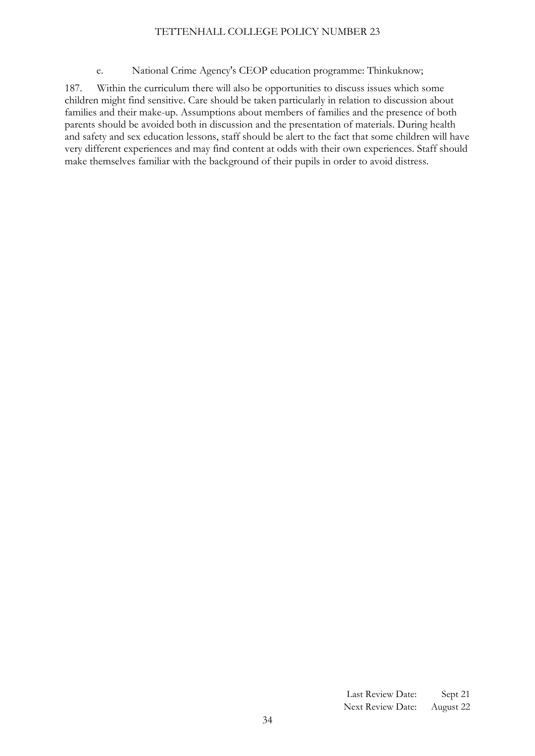e. National Crime Agency's CEOP education programme: Thinkuknow;

187. Within the curriculum there will also be opportunities to discuss issues which some children might find sensitive. Care should be taken particularly in relation to discussion about families and their make-up. Assumptions about members of families and the presence of both parents should be avoided both in discussion and the presentation of materials. During health and safety and sex education lessons, staff should be alert to the fact that some children will have very different experiences and may find content at odds with their own experiences. Staff should make themselves familiar with the background of their pupils in order to avoid distress.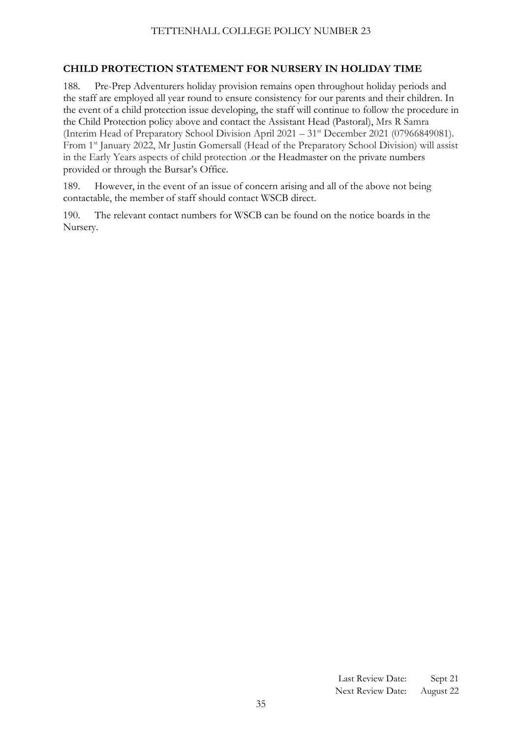## CHILD PROTECTION STATEMENT FOR NURSERY IN HOLIDAY TIME

188. Pre-Prep Adventurers holiday provision remains open throughout holiday periods and the staff are employed all year round to ensure consistency for our parents and their children. In the event of a child protection issue developing, the staff will continue to follow the procedure in the Child Protection policy above and contact the Assistant Head (Pastoral), Mrs R Samra (Interim Head of Preparatory School Division April 2021 – 31st December 2021 (07966849081). From 1st January 2022, Mr Justin Gomersall (Head of the Preparatory School Division) will assist in the Early Years aspects of child protection .or the Headmaster on the private numbers provided or through the Bursar's Office.

189. However, in the event of an issue of concern arising and all of the above not being contactable, the member of staff should contact WSCB direct.

190. The relevant contact numbers for WSCB can be found on the notice boards in the Nursery.

Last Review Date: Sept 21
Next Review Date: August 22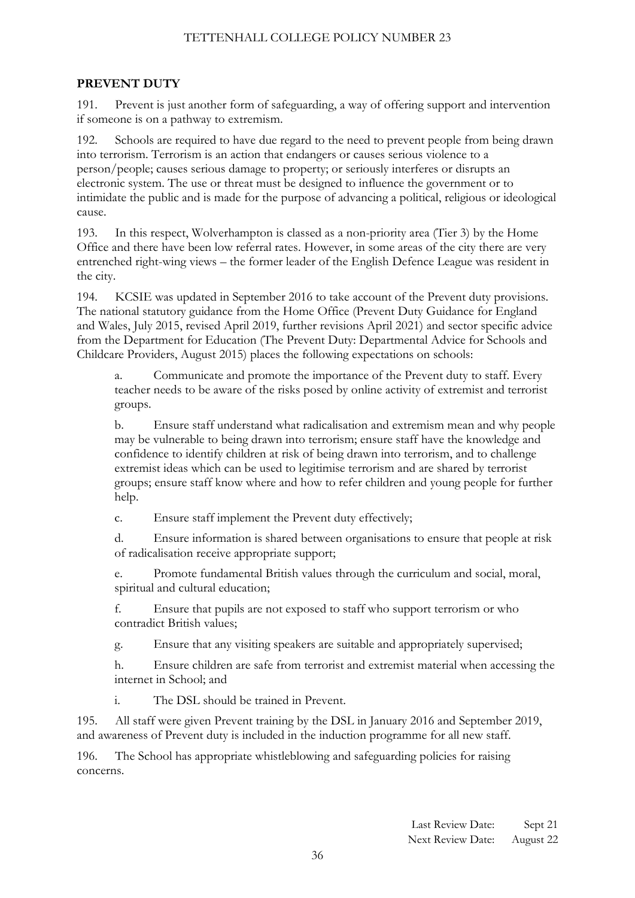## PREVENT DUTY

191. Prevent is just another form of safeguarding, a way of offering support and intervention if someone is on a pathway to extremism.

192. Schools are required to have due regard to the need to prevent people from being drawn into terrorism. Terrorism is an action that endangers or causes serious violence to a person/people; causes serious damage to property; or seriously interferes or disrupts an electronic system. The use or threat must be designed to influence the government or to intimidate the public and is made for the purpose of advancing a political, religious or ideological cause.

193. In this respect, Wolverhampton is classed as a non-priority area (Tier 3) by the Home Office and there have been low referral rates. However, in some areas of the city there are very entrenched right-wing views – the former leader of the English Defence League was resident in the city.

194. KCSIE was updated in September 2016 to take account of the Prevent duty provisions. The national statutory guidance from the Home Office (Prevent Duty Guidance for England and Wales, July 2015, revised April 2019, further revisions April 2021) and sector specific advice from the Department for Education (The Prevent Duty: Departmental Advice for Schools and Childcare Providers, August 2015) places the following expectations on schools:

a. Communicate and promote the importance of the Prevent duty to staff. Every teacher needs to be aware of the risks posed by online activity of extremist and terrorist groups.

b. Ensure staff understand what radicalisation and extremism mean and why people may be vulnerable to being drawn into terrorism; ensure staff have the knowledge and confidence to identify children at risk of being drawn into terrorism, and to challenge extremist ideas which can be used to legitimise terrorism and are shared by terrorist groups; ensure staff know where and how to refer children and young people for further help.

c. Ensure staff implement the Prevent duty effectively;

d. Ensure information is shared between organisations to ensure that people at risk of radicalisation receive appropriate support;

e. Promote fundamental British values through the curriculum and social, moral, spiritual and cultural education;

f. Ensure that pupils are not exposed to staff who support terrorism or who contradict British values;

g. Ensure that any visiting speakers are suitable and appropriately supervised;

h. Ensure children are safe from terrorist and extremist material when accessing the internet in School; and

i. The DSL should be trained in Prevent.

195. All staff were given Prevent training by the DSL in January 2016 and September 2019, and awareness of Prevent duty is included in the induction programme for all new staff.

196. The School has appropriate whistleblowing and safeguarding policies for raising concerns.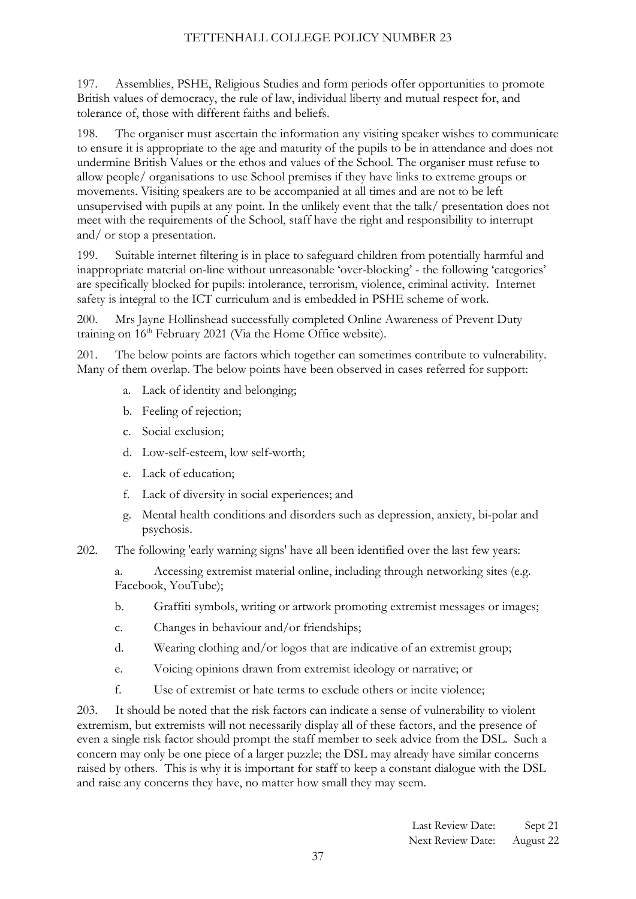197. Assemblies, PSHE, Religious Studies and form periods offer opportunities to promote British values of democracy, the rule of law, individual liberty and mutual respect for, and tolerance of, those with different faiths and beliefs.

198. The organiser must ascertain the information any visiting speaker wishes to communicate to ensure it is appropriate to the age and maturity of the pupils to be in attendance and does not undermine British Values or the ethos and values of the School. The organiser must refuse to allow people/ organisations to use School premises if they have links to extreme groups or movements. Visiting speakers are to be accompanied at all times and are not to be left unsupervised with pupils at any point. In the unlikely event that the talk/ presentation does not meet with the requirements of the School, staff have the right and responsibility to interrupt and/ or stop a presentation.

199. Suitable internet filtering is in place to safeguard children from potentially harmful and inappropriate material on-line without unreasonable 'over-blocking' - the following 'categories' are specifically blocked for pupils: intolerance, terrorism, violence, criminal activity. Internet safety is integral to the ICT curriculum and is embedded in PSHE scheme of work.

200. Mrs Jayne Hollinshead successfully completed Online Awareness of Prevent Duty training on 16th February 2021 (Via the Home Office website).

201. The below points are factors which together can sometimes contribute to vulnerability. Many of them overlap. The below points have been observed in cases referred for support:

a. Lack of identity and belonging;
b. Feeling of rejection;
c. Social exclusion;
d. Low-self-esteem, low self-worth;
e. Lack of education;
f. Lack of diversity in social experiences; and
g. Mental health conditions and disorders such as depression, anxiety, bi-polar and psychosis.

202. The following 'early warning signs' have all been identified over the last few years:

a. Accessing extremist material online, including through networking sites (e.g. Facebook, YouTube);
b. Graffiti symbols, writing or artwork promoting extremist messages or images;
c. Changes in behaviour and/or friendships;
d. Wearing clothing and/or logos that are indicative of an extremist group;
e. Voicing opinions drawn from extremist ideology or narrative; or
f. Use of extremist or hate terms to exclude others or incite violence;

203. It should be noted that the risk factors can indicate a sense of vulnerability to violent extremism, but extremists will not necessarily display all of these factors, and the presence of even a single risk factor should prompt the staff member to seek advice from the DSL. Such a concern may only be one piece of a larger puzzle; the DSL may already have similar concerns raised by others. This is why it is important for staff to keep a constant dialogue with the DSL and raise any concerns they have, no matter how small they may seem.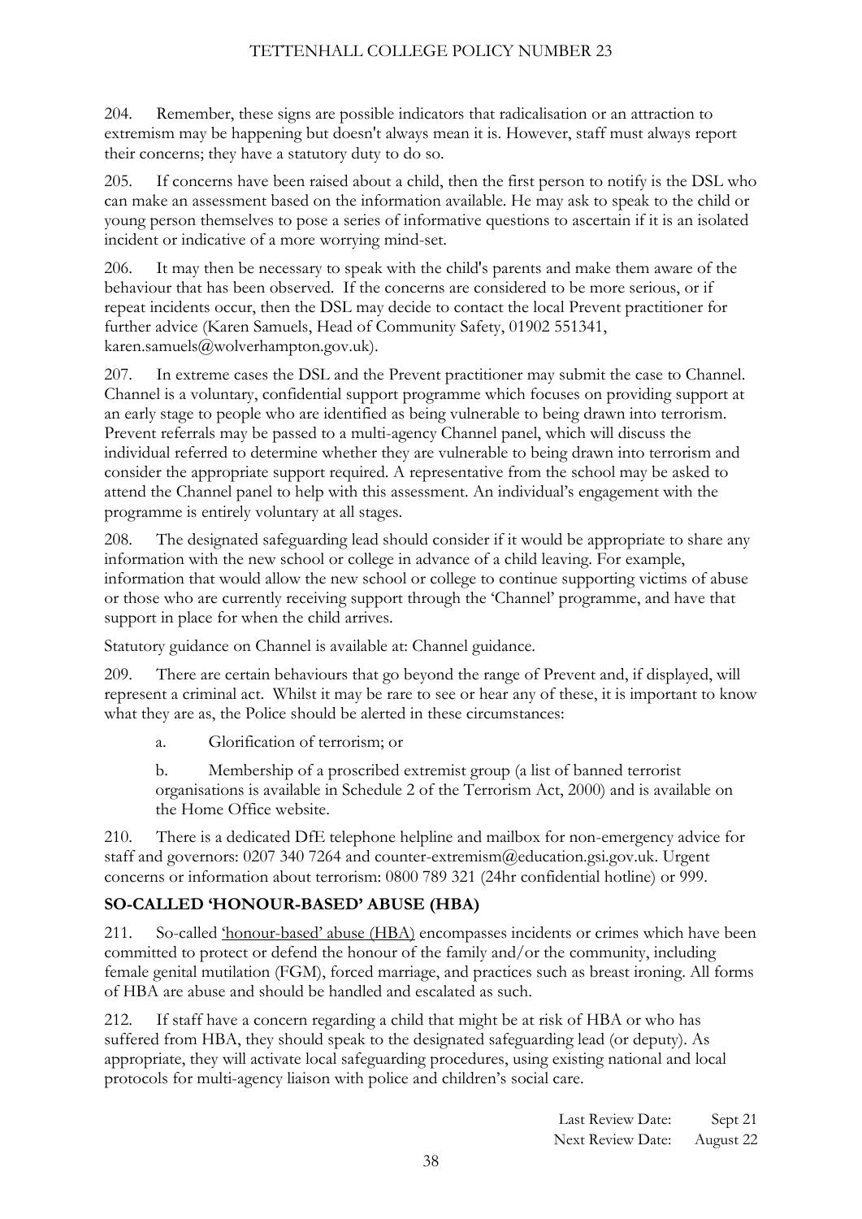204. Remember, these signs are possible indicators that radicalisation or an attraction to extremism may be happening but doesn't always mean it is. However, staff must always report their concerns; they have a statutory duty to do so.

205. If concerns have been raised about a child, then the first person to notify is the DSL who can make an assessment based on the information available. He may ask to speak to the child or young person themselves to pose a series of informative questions to ascertain if it is an isolated incident or indicative of a more worrying mind-set.

206. It may then be necessary to speak with the child's parents and make them aware of the behaviour that has been observed. If the concerns are considered to be more serious, or if repeat incidents occur, then the DSL may decide to contact the local Prevent practitioner for further advice (Karen Samuels, Head of Community Safety, 01902 551341, karen.samuels@wolverhampton.gov.uk).

207. In extreme cases the DSL and the Prevent practitioner may submit the case to Channel. Channel is a voluntary, confidential support programme which focuses on providing support at an early stage to people who are identified as being vulnerable to being drawn into terrorism. Prevent referrals may be passed to a multi-agency Channel panel, which will discuss the individual referred to determine whether they are vulnerable to being drawn into terrorism and consider the appropriate support required. A representative from the school may be asked to attend the Channel panel to help with this assessment. An individual's engagement with the programme is entirely voluntary at all stages.

208. The designated safeguarding lead should consider if it would be appropriate to share any information with the new school or college in advance of a child leaving. For example, information that would allow the new school or college to continue supporting victims of abuse or those who are currently receiving support through the 'Channel' programme, and have that support in place for when the child arrives.

Statutory guidance on Channel is available at: Channel guidance.

209. There are certain behaviours that go beyond the range of Prevent and, if displayed, will represent a criminal act. Whilst it may be rare to see or hear any of these, it is important to know what they are as, the Police should be alerted in these circumstances:

a. Glorification of terrorism; or

b. Membership of a proscribed extremist group (a list of banned terrorist organisations is available in Schedule 2 of the Terrorism Act, 2000) and is available on the Home Office website.

210. There is a dedicated DfE telephone helpline and mailbox for non-emergency advice for staff and governors: 0207 340 7264 and counter-extremism@education.gsi.gov.uk. Urgent concerns or information about terrorism: 0800 789 321 (24hr confidential hotline) or 999.

## SO-CALLED 'HONOUR-BASED' ABUSE (HBA)

211. So-called 'honour-based' abuse (HBA) encompasses incidents or crimes which have been committed to protect or defend the honour of the family and/or the community, including female genital mutilation (FGM), forced marriage, and practices such as breast ironing. All forms of HBA are abuse and should be handled and escalated as such.

212. If staff have a concern regarding a child that might be at risk of HBA or who has suffered from HBA, they should speak to the designated safeguarding lead (or deputy). As appropriate, they will activate local safeguarding procedures, using existing national and local protocols for multi-agency liaison with police and children's social care.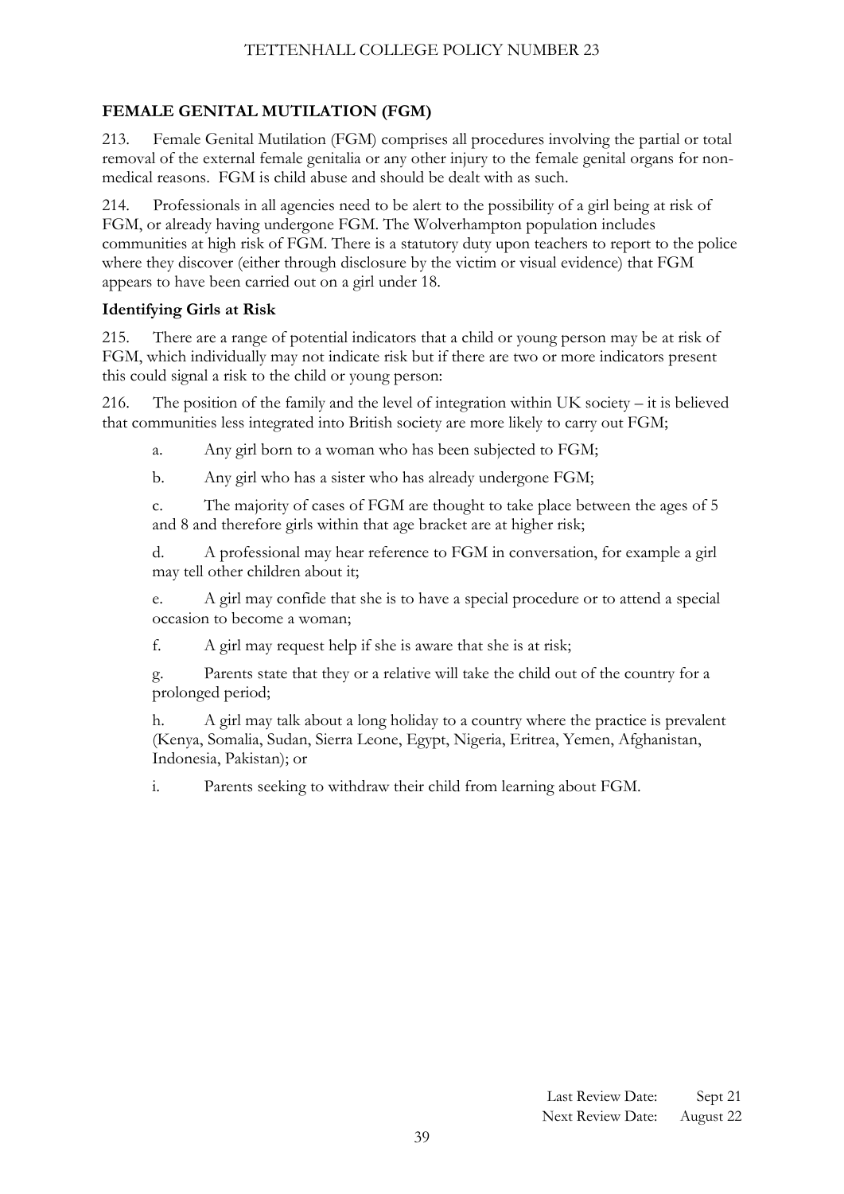## FEMALE GENITAL MUTILATION (FGM)

213. Female Genital Mutilation (FGM) comprises all procedures involving the partial or total removal of the external female genitalia or any other injury to the female genital organs for non-medical reasons. FGM is child abuse and should be dealt with as such.

214. Professionals in all agencies need to be alert to the possibility of a girl being at risk of FGM, or already having undergone FGM. The Wolverhampton population includes communities at high risk of FGM. There is a statutory duty upon teachers to report to the police where they discover (either through disclosure by the victim or visual evidence) that FGM appears to have been carried out on a girl under 18.

### Identifying Girls at Risk

215. There are a range of potential indicators that a child or young person may be at risk of FGM, which individually may not indicate risk but if there are two or more indicators present this could signal a risk to the child or young person:

216. The position of the family and the level of integration within UK society – it is believed that communities less integrated into British society are more likely to carry out FGM;

a. Any girl born to a woman who has been subjected to FGM;

b. Any girl who has a sister who has already undergone FGM;

c. The majority of cases of FGM are thought to take place between the ages of 5 and 8 and therefore girls within that age bracket are at higher risk;

d. A professional may hear reference to FGM in conversation, for example a girl may tell other children about it;

e. A girl may confide that she is to have a special procedure or to attend a special occasion to become a woman;

f. A girl may request help if she is aware that she is at risk;

g. Parents state that they or a relative will take the child out of the country for a prolonged period;

h. A girl may talk about a long holiday to a country where the practice is prevalent (Kenya, Somalia, Sudan, Sierra Leone, Egypt, Nigeria, Eritrea, Yemen, Afghanistan, Indonesia, Pakistan); or

i. Parents seeking to withdraw their child from learning about FGM.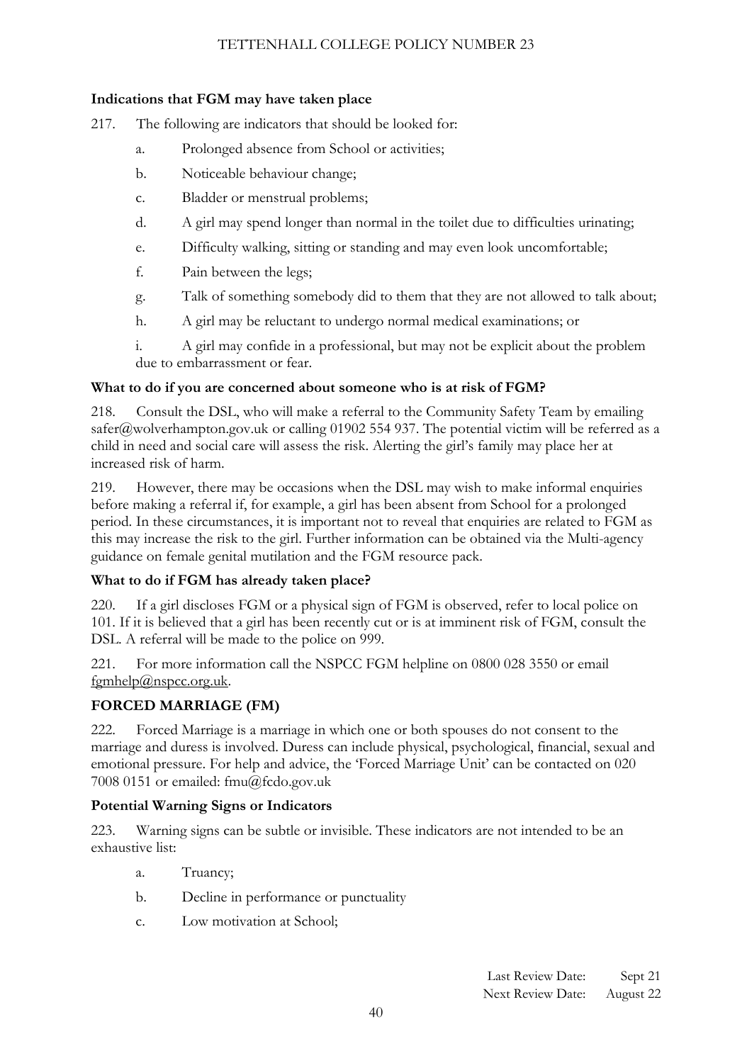**Indications that FGM may have take place**

217. The following are indicators that should be looked for:

a. Prolonged absence from School or activities;

b. Noticeable behaviour change;

c. Bladder or menstrual problems;

d. A girl may spend longer than normal in the toilet due to difficulties urinating;

e. Difficulty walking, sitting or standing and may even look uncomfortable;

f. Pain between the legs;

g. Talk of something somebody did to them that they are not allowed to talk about;

h. A girl may be reluctant to undergo normal medical examinations; or

i. A girl may confide in a professional, but may not be explicit about the problem due to embarrassment or fear.

**What to do if you are concerned about someone who is at risk of FGM?**

218. Consult the DSL, who will make a referral to the Community Safety Team by emailing safer@wolverhampton.gov.uk or calling 01902 554 937. The potential victim will be referred as a child in need and social care will assess the risk. Alerting the girl's family may place her at increased risk of harm.

219. However, there may be occasions when the DSL may wish to make informal enquiries before making a referral if, for example, a girl has been absent from School for a prolonged period. In these circumstances, it is important not to reveal that enquiries are related to FGM as this may increase the risk to the girl. Further information can be obtained via the Multi-agency guidance on female genital mutilation and the FGM resource pack.

**What to do if FGM has already taken place?**

220. If a girl discloses FGM or a physical sign of FGM is observed, refer to local police on 101. If it is believed that a girl has been recently cut or is at imminent risk of FGM, consult the DSL. A referral will be made to the police on 999.

221. For more information call the NSPCC FGM helpline on 0800 028 3550 or email fgmhelp@nspcc.org.uk.

## FORCED MARRIAGE (FM)

222. Forced Marriage is a marriage in which one or both spouses do not consent to the marriage and duress is involved. Duress can include physical, psychological, financial, sexual and emotional pressure. For help and advice, the 'Forced Marriage Unit' can be contacted on 020 7008 0151 or emailed: fmu@fcdo.gov.uk

**Potential Warning Signs or Indicators**

223. Warning signs can be subtle or invisible. These indicators are not intended to be an exhaustive list:

a. Truancy;

b. Decline in performance or punctuality

c. Low motivation at School;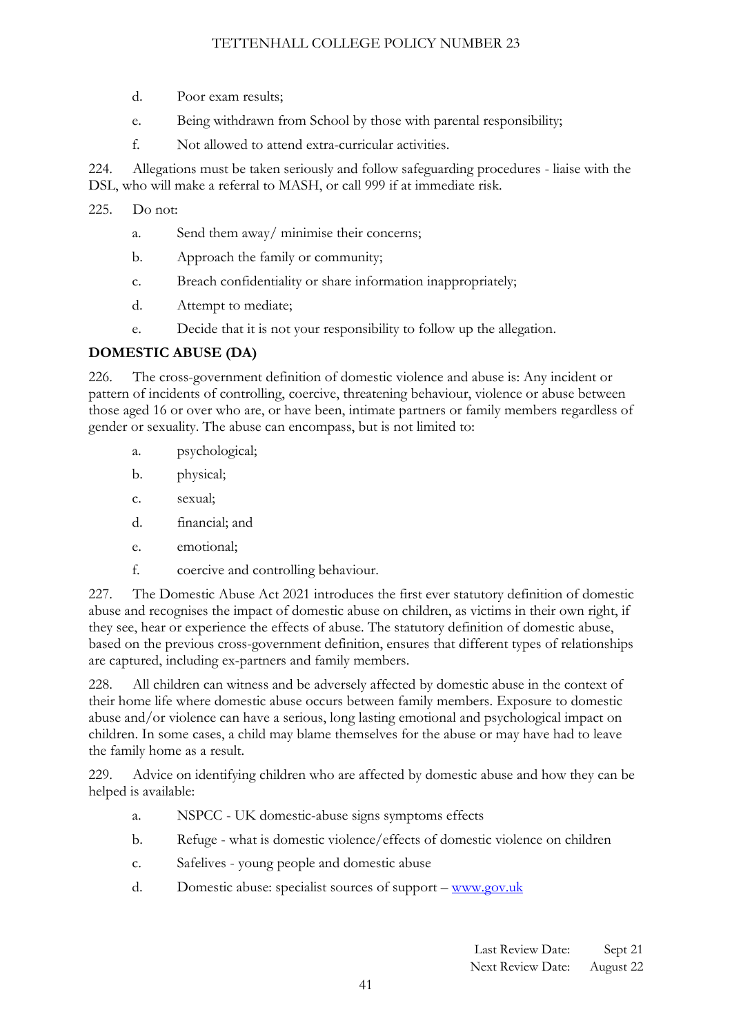d. Poor exam results;

e. Being withdrawn from School by those with parental responsibility;

f. Not allowed to attend extra-curricular activities.

224. Allegations must be taken seriously and follow safeguarding procedures - liaise with the DSL, who will make a referral to MASH, or call 999 if at immediate risk.

225. Do not:

a. Send them away/ minimise their concerns;

b. Approach the family or community;

c. Breach confidentiality or share information inappropriately;

d. Attempt to mediate;

e. Decide that it is not your responsibility to follow up the allegation.

**DOMESTIC ABUSE (DA)**

226. The cross-government definition of domestic violence and abuse is: Any incident or pattern of incidents of controlling, coercive, threatening behaviour, violence or abuse between those aged 16 or over who are, or have been, intimate partners or family members regardless of gender or sexuality. The abuse can encompass, but is not limited to:

a. psychological;

b. physical;

c. sexual;

d. financial; and

e. emotional;

f. coercive and controlling behaviour.

227. The Domestic Abuse Act 2021 introduces the first ever statutory definition of domestic abuse and recognises the impact of domestic abuse on children, as victims in their own right, if they see, hear or experience the effects of abuse. The statutory definition of domestic abuse, based on the previous cross-government definition, ensures that different types of relationships are captured, including ex-partners and family members.

228. All children can witness and be adversely affected by domestic abuse in the context of their home life where domestic abuse occurs between family members. Exposure to domestic abuse and/or violence can have a serious, long lasting emotional and psychological impact on children. In some cases, a child may blame themselves for the abuse or may have had to leave the family home as a result.

229. Advice on identifying children who are affected by domestic abuse and how they can be helped is available:

a. NSPCC - UK domestic-abuse signs symptoms effects

b. Refuge - what is domestic violence/effects of domestic violence on children

c. Safelives - young people and domestic abuse

d. Domestic abuse: specialist sources of support – [www.gov.uk](www.gov.uk)

Last Review Date: Sept 21
Next Review Date: August 22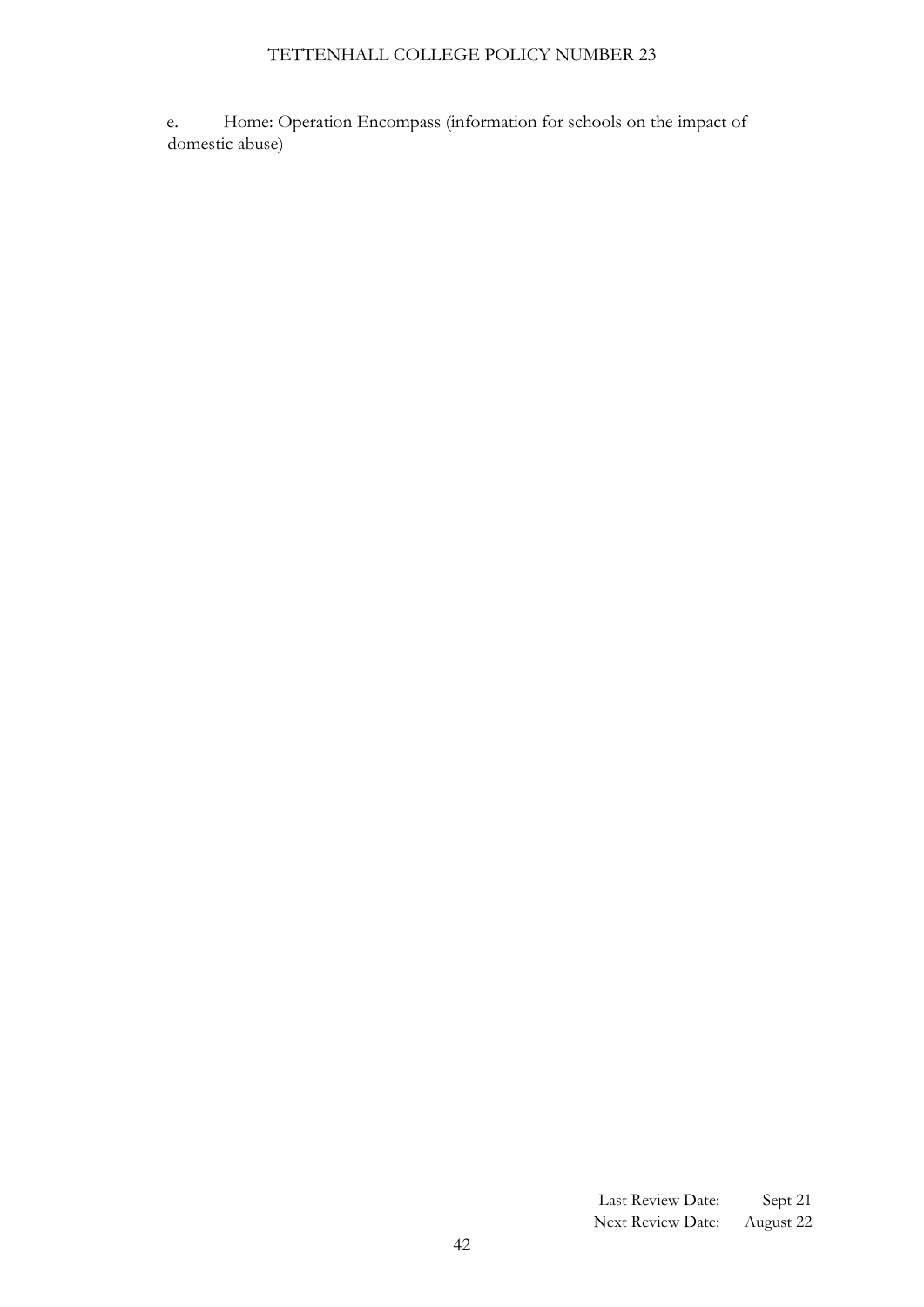e. Home: Operation Encompass (information for schools on the impact of domestic abuse)

Last Review Date: Sept 21
Next Review Date: August 22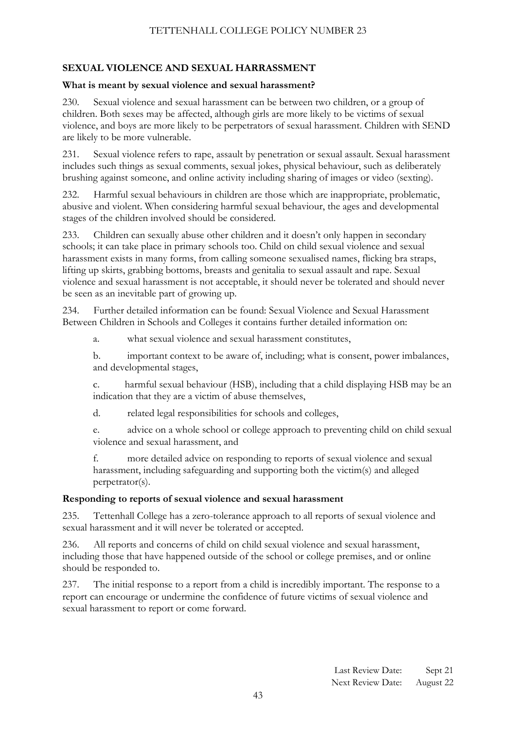## SEXUAL VIOLENCE AND SEXUAL HARRASSMENT

### What is meant by sexual violence and sexual harassment?

230. Sexual violence and sexual harassment can be between two children, or a group of children. Both sexes may be affected, although girls are more likely to be victims of sexual violence, and boys are more likely to be perpetrators of sexual harassment. Children with SEND are likely to be more vulnerable.

231. Sexual violence refers to rape, assault by penetration or sexual assault. Sexual harassment includes such things as sexual comments, sexual jokes, physical behaviour, such as deliberately brushing against someone, and online activity including sharing of images or video (sexting).

232. Harmful sexual behaviours in children are those which are inappropriate, problematic, abusive and violent. When considering harmful sexual behaviour, the ages and developmental stages of the children involved should be considered.

233. Children can sexually abuse other children and it doesn't only happen in secondary schools; it can take place in primary schools too. Child on child sexual violence and sexual harassment exists in many forms, from calling someone sexualised names, flicking bra straps, lifting up skirts, grabbing bottoms, breasts and genitalia to sexual assault and rape. Sexual violence and sexual harassment is not acceptable, it should never be tolerated and should never be seen as an inevitable part of growing up.

234. Further detailed information can be found: Sexual Violence and Sexual Harassment Between Children in Schools and Colleges it contains further detailed information on:

a. what sexual violence and sexual harassment constitutes,

b. important context to be aware of, including; what is consent, power imbalances, and developmental stages,

c. harmful sexual behaviour (HSB), including that a child displaying HSB may be an indication that they are a victim of abuse themselves,

d. related legal responsibilities for schools and colleges,

e. advice on a whole school or college approach to preventing child on child sexual violence and sexual harassment, and

f. more detailed advice on responding to reports of sexual violence and sexual harassment, including safeguarding and supporting both the victim(s) and alleged perpetrator(s).

### Responding to reports of sexual violence and sexual harassment

235. Tettenhall College has a zero-tolerance approach to all reports of sexual violence and sexual harassment and it will never be tolerated or accepted.

236. All reports and concerns of child on child sexual violence and sexual harassment, including those that have happened outside of the school or college premises, and or online should be responded to.

237. The initial response to a report from a child is incredibly important. The response to a report can encourage or undermine the confidence of future victims of sexual violence and sexual harassment to report or come forward.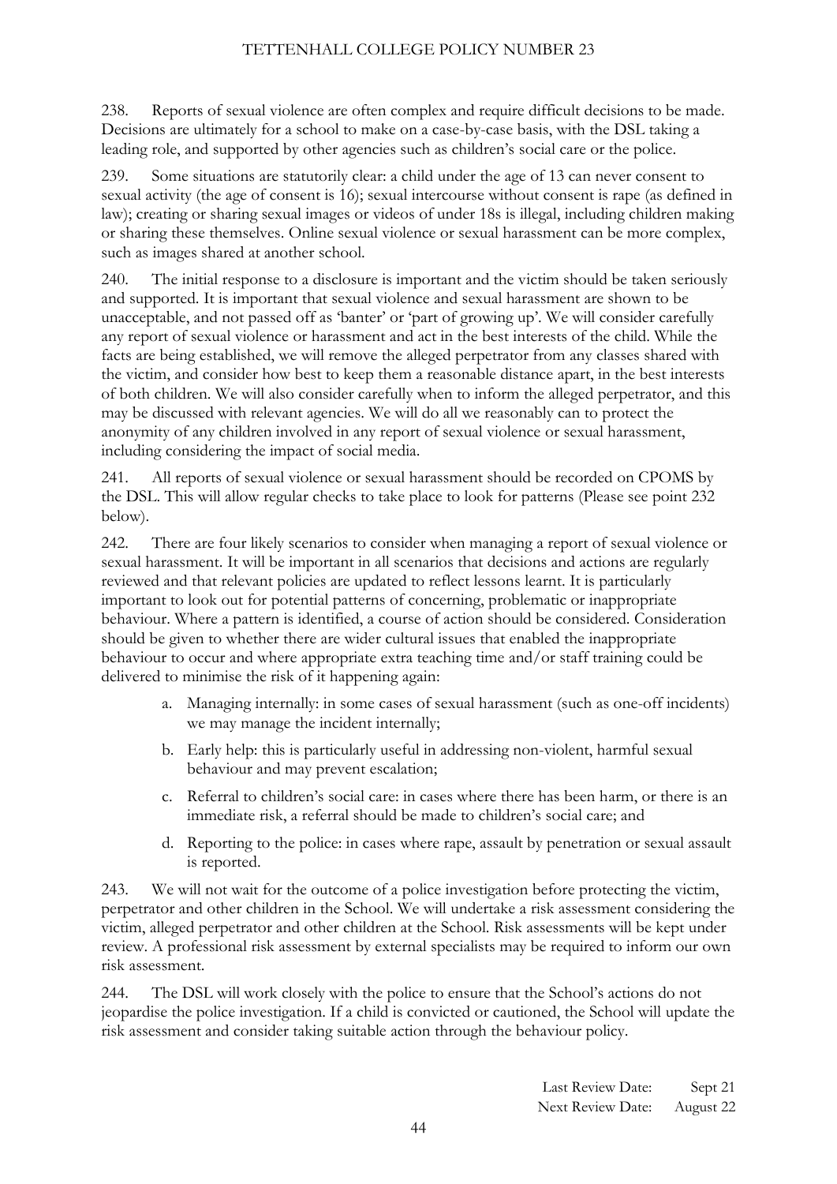238. Reports of sexual violence are often complex and require difficult decisions to be made. Decisions are ultimately for a school to make on a case-by-case basis, with the DSL taking a leading role, and supported by other agencies such as children's social care or the police.

239. Some situations are statutorily clear: a child under the age of 13 can never consent to sexual activity (the age of consent is 16); sexual intercourse without consent is rape (as defined in law); creating or sharing sexual images or videos of under 18s is illegal, including children making or sharing these themselves. Online sexual violence or sexual harassment can be more complex, such as images shared at another school.

240. The initial response to a disclosure is important and the victim should be taken seriously and supported. It is important that sexual violence and sexual harassment are shown to be unacceptable, and not passed off as 'banter' or 'part of growing up'. We will consider carefully any report of sexual violence or harassment and act in the best interests of the child. While the facts are being established, we will remove the alleged perpetrator from any classes shared with the victim, and consider how best to keep them a reasonable distance apart, in the best interests of both children. We will also consider carefully when to inform the alleged perpetrator, and this may be discussed with relevant agencies. We will do all we reasonably can to protect the anonymity of any children involved in any report of sexual violence or sexual harassment, including considering the impact of social media.

241. All reports of sexual violence or sexual harassment should be recorded on CPOMS by the DSL. This will allow regular checks to take place to look for patterns (Please see point 232 below).

242. There are four likely scenarios to consider when managing a report of sexual violence or sexual harassment. It will be important in all scenarios that decisions and actions are regularly reviewed and that relevant policies are updated to reflect lessons learnt. It is particularly important to look out for potential patterns of concerning, problematic or inappropriate behaviour. Where a pattern is identified, a course of action should be considered. Consideration should be given to whether there are wider cultural issues that enabled the inappropriate behaviour to occur and where appropriate extra teaching time and/or staff training could be delivered to minimise the risk of it happening again:

a. Managing internally: in some cases of sexual harassment (such as one-off incidents) we may manage the incident internally;

b. Early help: this is particularly useful in addressing non-violent, harmful sexual behaviour and may prevent escalation;

c. Referral to children's social care: in cases where there has been harm, or there is an immediate risk, a referral should be made to children's social care; and

d. Reporting to the police: in cases where rape, assault by penetration or sexual assault is reported.

243. We will not wait for the outcome of a police investigation before protecting the victim, perpetrator and other children in the School. We will undertake a risk assessment considering the victim, alleged perpetrator and other children at the School. Risk assessments will be kept under review. A professional risk assessment by external specialists may be required to inform our own risk assessment.

244. The DSL will work closely with the police to ensure that the School's actions do not jeopardise the police investigation. If a child is convicted or cautioned, the School will update the risk assessment and consider taking suitable action through the behaviour policy.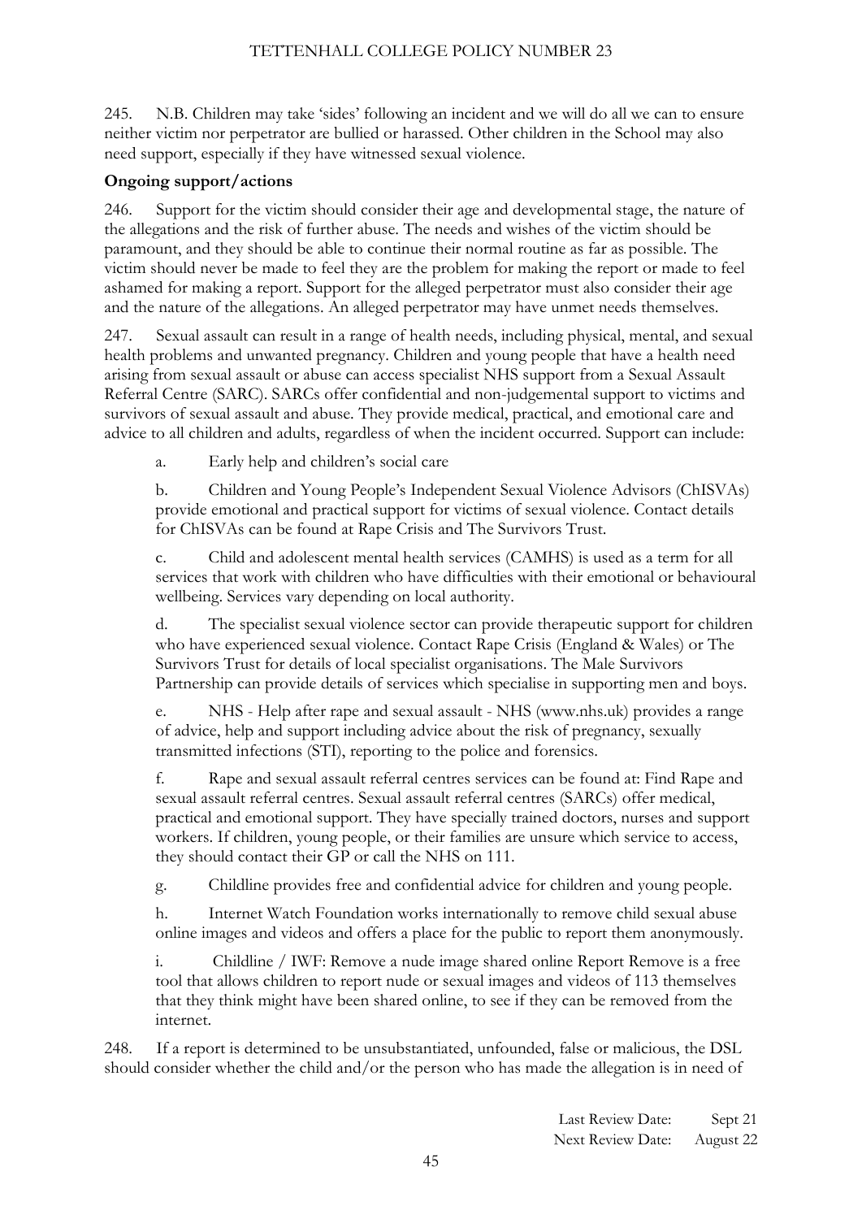245. N.B. Children may take 'sides' following an incident and we will do all we can to ensure neither victim nor perpetrator are bullied or harassed. Other children in the School may also need support, especially if they have witnessed sexual violence.

**Ongoing support/actions**

246. Support for the victim should consider their age and developmental stage, the nature of the allegations and the risk of further abuse. The needs and wishes of the victim should be paramount, and they should be able to continue their normal routine as far as possible. The victim should never be made to feel they are the problem for making the report or made to feel ashamed for making a report. Support for the alleged perpetrator must also consider their age and the nature of the allegations. An alleged perpetrator may have unmet needs themselves.

247. Sexual assault can result in a range of health needs, including physical, mental, and sexual health problems and unwanted pregnancy. Children and young people that have a health need arising from sexual assault or abuse can access specialist NHS support from a Sexual Assault Referral Centre (SARC). SARCs offer confidential and non-judgemental support to victims and survivors of sexual assault and abuse. They provide medical, practical, and emotional care and advice to all children and adults, regardless of when the incident occurred. Support can include:

a. Early help and children's social care

b. Children and Young People's Independent Sexual Violence Advisors (ChISVAs) provide emotional and practical support for victims of sexual violence. Contact details for ChISVAs can be found at Rape Crisis and The Survivors Trust.

c. Child and adolescent mental health services (CAMHS) is used as a term for all services that work with children who have difficulties with their emotional or behavioural wellbeing. Services vary depending on local authority.

d. The specialist sexual violence sector can provide therapeutic support for children who have experienced sexual violence. Contact Rape Crisis (England & Wales) or The Survivors Trust for details of local specialist organisations. The Male Survivors Partnership can provide details of services which specialise in supporting men and boys.

e. NHS - Help after rape and sexual assault - NHS (www.nhs.uk) provides a range of advice, help and support including advice about the risk of pregnancy, sexually transmitted infections (STI), reporting to the police and forensics.

f. Rape and sexual assault referral centres services can be found at: Find Rape and sexual assault referral centres. Sexual assault referral centres (SARCs) offer medical, practical and emotional support. They have specially trained doctors, nurses and support workers. If children, young people, or their families are unsure which service to access, they should contact their GP or call the NHS on 111.

g. Childline provides free and confidential advice for children and young people.

h. Internet Watch Foundation works internationally to remove child sexual abuse online images and videos and offers a place for the public to report them anonymously.

i. Childline / IWF: Remove a nude image shared online Report Remove is a free tool that allows children to report nude or sexual images and videos of 113 themselves that they think might have been shared online, to see if they can be removed from the internet.

248. If a report is determined to be unsubstantiated, unfounded, false or malicious, the DSL should consider whether the child and/or the person who has made the allegation is in need of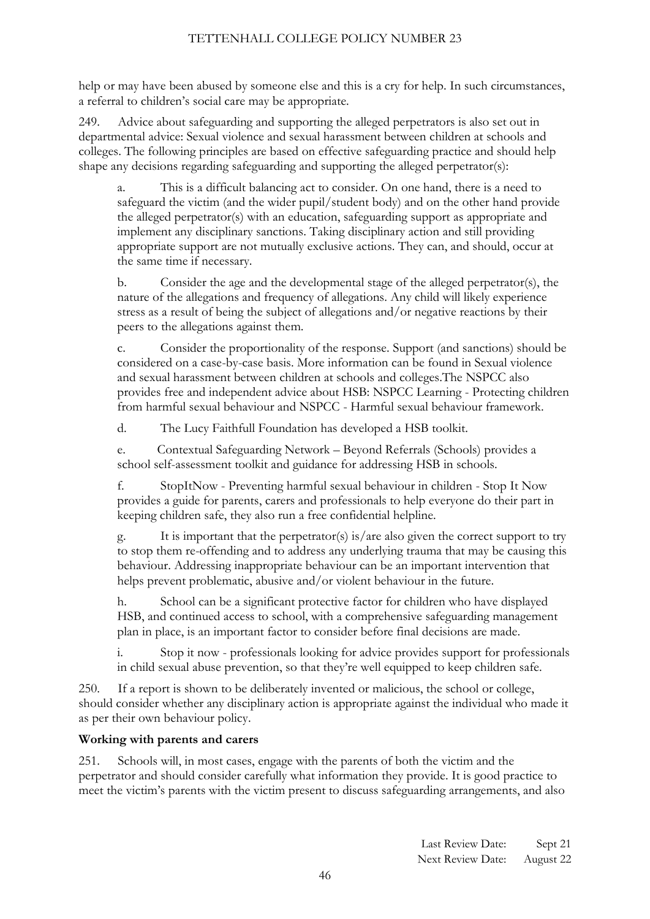help or may have been abused by someone else and this is a cry for help. In such circumstances, a referral to children's social care may be appropriate.

249. Advice about safeguarding and supporting the alleged perpetrators is also set out in departmental advice: Sexual violence and sexual harassment between children at schools and colleges. The following principles are based on effective safeguarding practice and should help shape any decisions regarding safeguarding and supporting the alleged perpetrator(s):

a. This is a difficult balancing act to consider. On one hand, there is a need to safeguard the victim (and the wider pupil/student body) and on the other hand provide the alleged perpetrator(s) with an education, safeguarding support as appropriate and implement any disciplinary sanctions. Taking disciplinary action and still providing appropriate support are not mutually exclusive actions. They can, and should, occur at the same time if necessary.

b. Consider the age and the developmental stage of the alleged perpetrator(s), the nature of the allegations and frequency of allegations. Any child will likely experience stress as a result of being the subject of allegations and/or negative reactions by their peers to the allegations against them.

c. Consider the proportionality of the response. Support (and sanctions) should be considered on a case-by-case basis. More information can be found in Sexual violence and sexual harassment between children at schools and colleges.The NSPCC also provides free and independent advice about HSB: NSPCC Learning - Protecting children from harmful sexual behaviour and NSPCC - Harmful sexual behaviour framework.

d. The Lucy Faithfull Foundation has developed a HSB toolkit.

e. Contextual Safeguarding Network – Beyond Referrals (Schools) provides a school self-assessment toolkit and guidance for addressing HSB in schools.

f. StopItNow - Preventing harmful sexual behaviour in children - Stop It Now provides a guide for parents, carers and professionals to help everyone do their part in keeping children safe, they also run a free confidential helpline.

g. It is important that the perpetrator(s) is/are also given the correct support to try to stop them re-offending and to address any underlying trauma that may be causing this behaviour. Addressing inappropriate behaviour can be an important intervention that helps prevent problematic, abusive and/or violent behaviour in the future.

h. School can be a significant protective factor for children who have displayed HSB, and continued access to school, with a comprehensive safeguarding management plan in place, is an important factor to consider before final decisions are made.

i. Stop it now - professionals looking for advice provides support for professionals in child sexual abuse prevention, so that they're well equipped to keep children safe.

250. If a report is shown to be deliberately invented or malicious, the school or college, should consider whether any disciplinary action is appropriate against the individual who made it as per their own behaviour policy.

**Working with parents and carers**

251. Schools will, in most cases, engage with the parents of both the victim and the perpetrator and should consider carefully what information they provide. It is good practice to meet the victim's parents with the victim present to discuss safeguarding arrangements, and also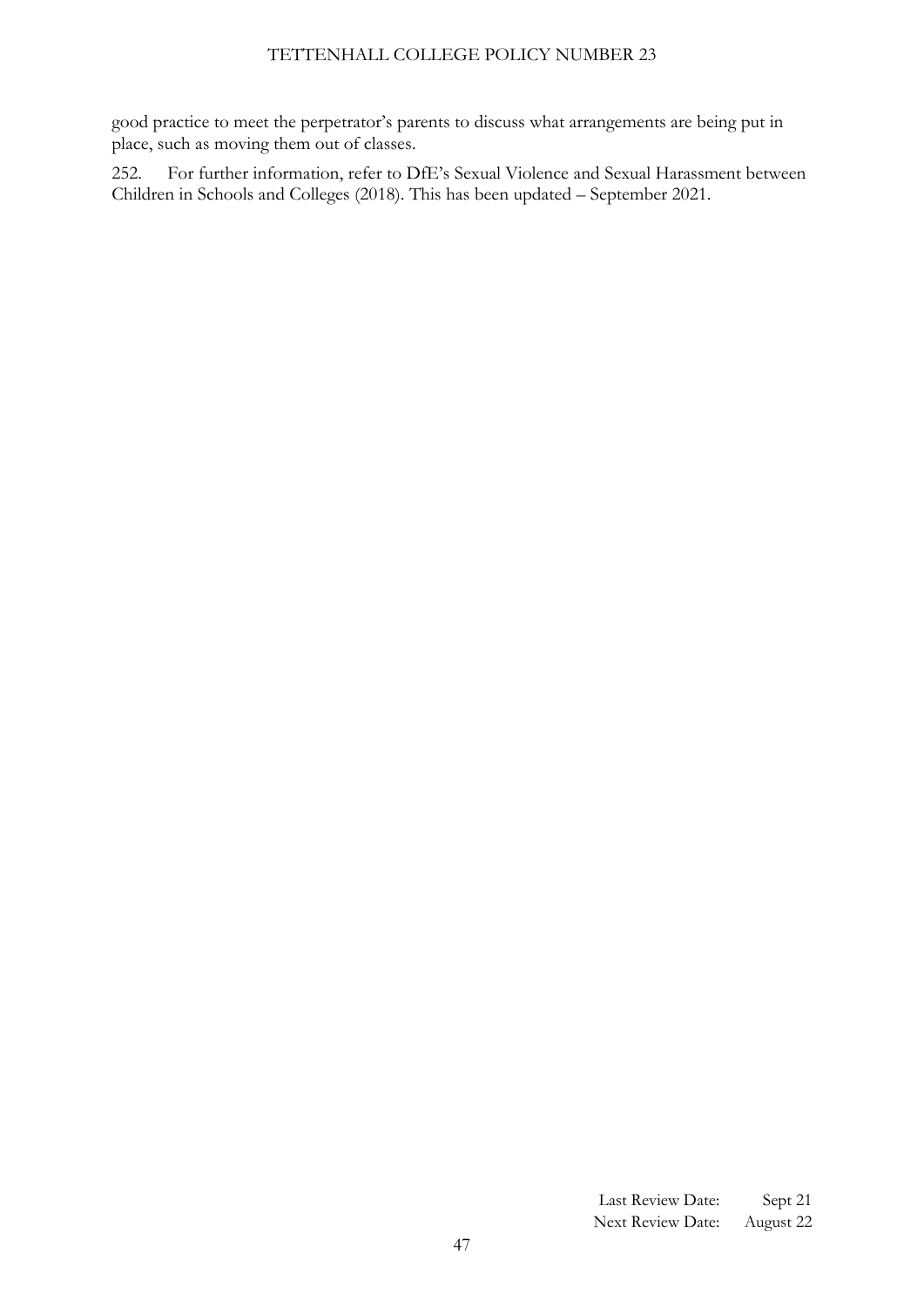good practice to meet the perpetrator's parents to discuss what arrangements are being put in place, such as moving them out of classes.

252. For further information, refer to DfE's Sexual Violence and Sexual Harassment between Children in Schools and Colleges (2018). This has been updated – September 2021.

Last Review Date: Sept 21
Next Review Date: August 22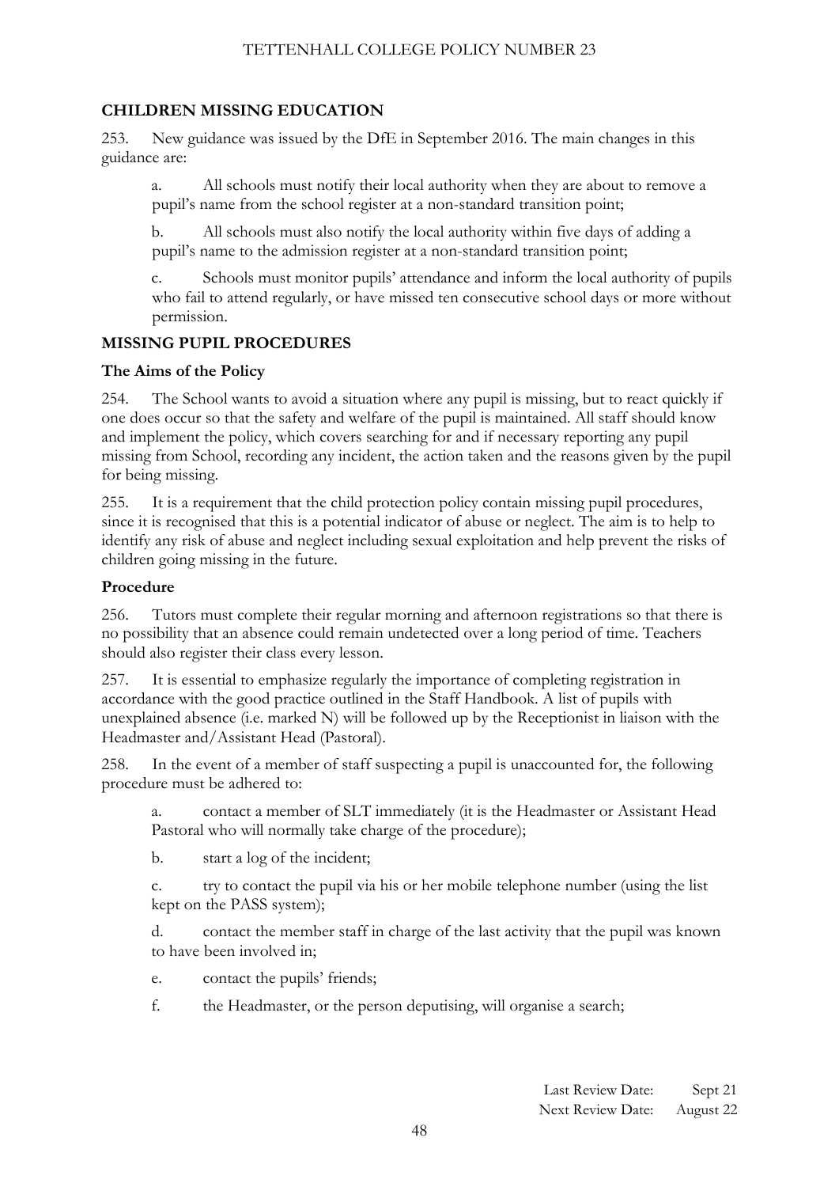## CHILDREN MISSING EDUCATION

253. New guidance was issued by the DfE in September 2016. The main changes in this guidance are:

a. All schools must notify their local authority when they are about to remove a pupil's name from the school register at a non-standard transition point;

b. All schools must also notify the local authority within five days of adding a pupil's name to the admission register at a non-standard transition point;

c. Schools must monitor pupils' attendance and inform the local authority of pupils who fail to attend regularly, or have missed ten consecutive school days or more without permission.

## MISSING PUPIL PROCEDURES

### The Aims of the Policy

254. The School wants to avoid a situation where any pupil is missing, but to react quickly if one does occur so that the safety and welfare of the pupil is maintained. All staff should know and implement the policy, which covers searching for and if necessary reporting any pupil missing from School, recording any incident, the action taken and the reasons given by the pupil for being missing.

255. It is a requirement that the child protection policy contain missing pupil procedures, since it is recognised that this is a potential indicator of abuse or neglect. The aim is to help to identify any risk of abuse and neglect including sexual exploitation and help prevent the risks of children going missing in the future.

### Procedure

256. Tutors must complete their regular morning and afternoon registrations so that there is no possibility that an absence could remain undetected over a long period of time. Teachers should also register their class every lesson.

257. It is essential to emphasize regularly the importance of completing registration in accordance with the good practice outlined in the Staff Handbook. A list of pupils with unexplained absence (i.e. marked N) will be followed up by the Receptionist in liaison with the Headmaster and/Assistant Head (Pastoral).

258. In the event of a member of staff suspecting a pupil is unaccounted for, the following procedure must be adhered to:

a. contact a member of SLT immediately (it is the Headmaster or Assistant Head Pastoral who will normally take charge of the procedure);

b. start a log of the incident;

c. try to contact the pupil via his or her mobile telephone number (using the list kept on the PASS system);

d. contact the member staff in charge of the last activity that the pupil was known to have been involved in;

e. contact the pupils' friends;

f. the Headmaster, or the person deputising, will organise a search;

Last Review Date: Sept 21
Next Review Date: August 22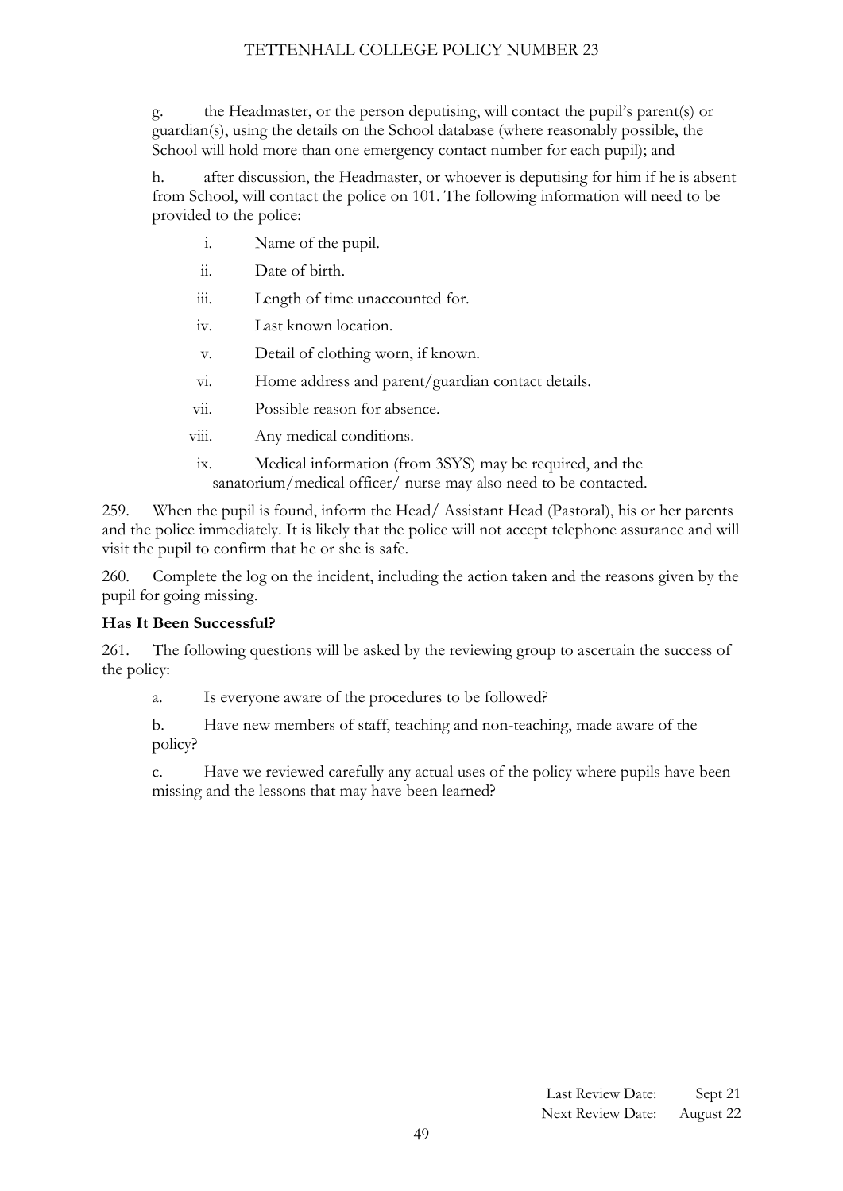g. the Headmaster, or the person deputising, will contact the pupil's parent(s) or guardian(s), using the details on the School database (where reasonably possible, the School will hold more than one emergency contact number for each pupil); and

h. after discussion, the Headmaster, or whoever is deputising for him if he is absent from School, will contact the police on 101. The following information will need to be provided to the police:

i. Name of the pupil.

ii. Date of birth.

iii. Length of time unaccounted for.

iv. Last known location.

v. Detail of clothing worn, if known.

vi. Home address and parent/guardian contact details.

vii. Possible reason for absence.

viii. Any medical conditions.

ix. Medical information (from 3SYS) may be required, and the sanatorium/medical officer/ nurse may also need to be contacted.

259. When the pupil is found, inform the Head/ Assistant Head (Pastoral), his or her parents and the police immediately. It is likely that the police will not accept telephone assurance and will visit the pupil to confirm that he or she is safe.

260. Complete the log on the incident, including the action taken and the reasons given by the pupil for going missing.

**Has It Been Successful?**

261. The following questions will be asked by the reviewing group to ascertain the success of the policy:

a. Is everyone aware of the procedures to be followed?

b. Have new members of staff, teaching and non-teaching, made aware of the policy?

c. Have we reviewed carefully any actual uses of the policy where pupils have been missing and the lessons that may have been learned?

Last Review Date: Sept 21
Next Review Date: August 22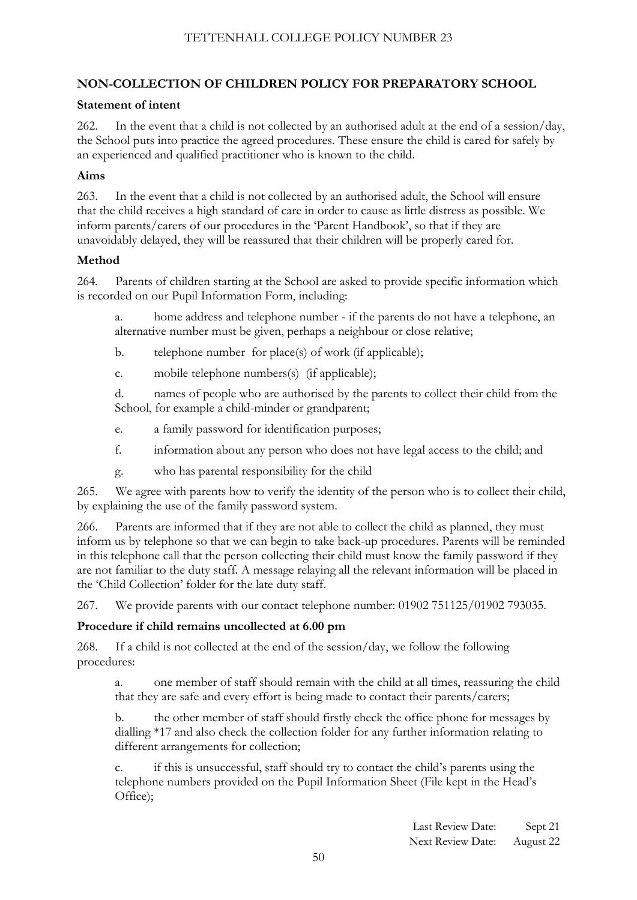## NON-COLLECTION OF CHILDREN POLICY FOR PREPARATORY SCHOOL

### Statement of intent

262. In the event that a child is not collected by an authorised adult at the end of a session/day, the School puts into practice the agreed procedures. These ensure the child is cared for safely by an experienced and qualified practitioner who is known to the child.

### Aims

263. In the event that a child is not collected by an authorised adult, the School will ensure that the child receives a high standard of care in order to cause as little distress as possible. We inform parents/carers of our procedures in the 'Parent Handbook', so that if they are unavoidably delayed, they will be reassured that their children will be properly cared for.

### Method

264. Parents of children starting at the School are asked to provide specific information which is recorded on our Pupil Information Form, including:

a. home address and telephone number - if the parents do not have a telephone, an alternative number must be given, perhaps a neighbour or close relative;

b. telephone number for place(s) of work (if applicable);

c. mobile telephone numbers(s) (if applicable);

d. names of people who are authorised by the parents to collect their child from the School, for example a child-minder or grandparent;

e. a family password for identification purposes;

f. information about any person who does not have legal access to the child; and

g. who has parental responsibility for the child

265. We agree with parents how to verify the identity of the person who is to collect their child, by explaining the use of the family password system.

266. Parents are informed that if they are not able to collect the child as planned, they must inform us by telephone so that we can begin to take back-up procedures. Parents will be reminded in this telephone call that the person collecting their child must know the family password if they are not familiar to the duty staff. A message relaying all the relevant information will be placed in the 'Child Collection' folder for the late duty staff.

267. We provide parents with our contact telephone number: 01902 751125/01902 793035.

### Procedure if child remains uncollected at 6.00 pm

268. If a child is not collected at the end of the session/day, we follow the following procedures:

a. one member of staff should remain with the child at all times, reassuring the child that they are safe and every effort is being made to contact their parents/carers;

b. the other member of staff should firstly check the office phone for messages by dialling *17 and also check the collection folder for any further information relating to different arrangements for collection;

c. if this is unsuccessful, staff should try to contact the child's parents using the telephone numbers provided on the Pupil Information Sheet (File kept in the Head's Office);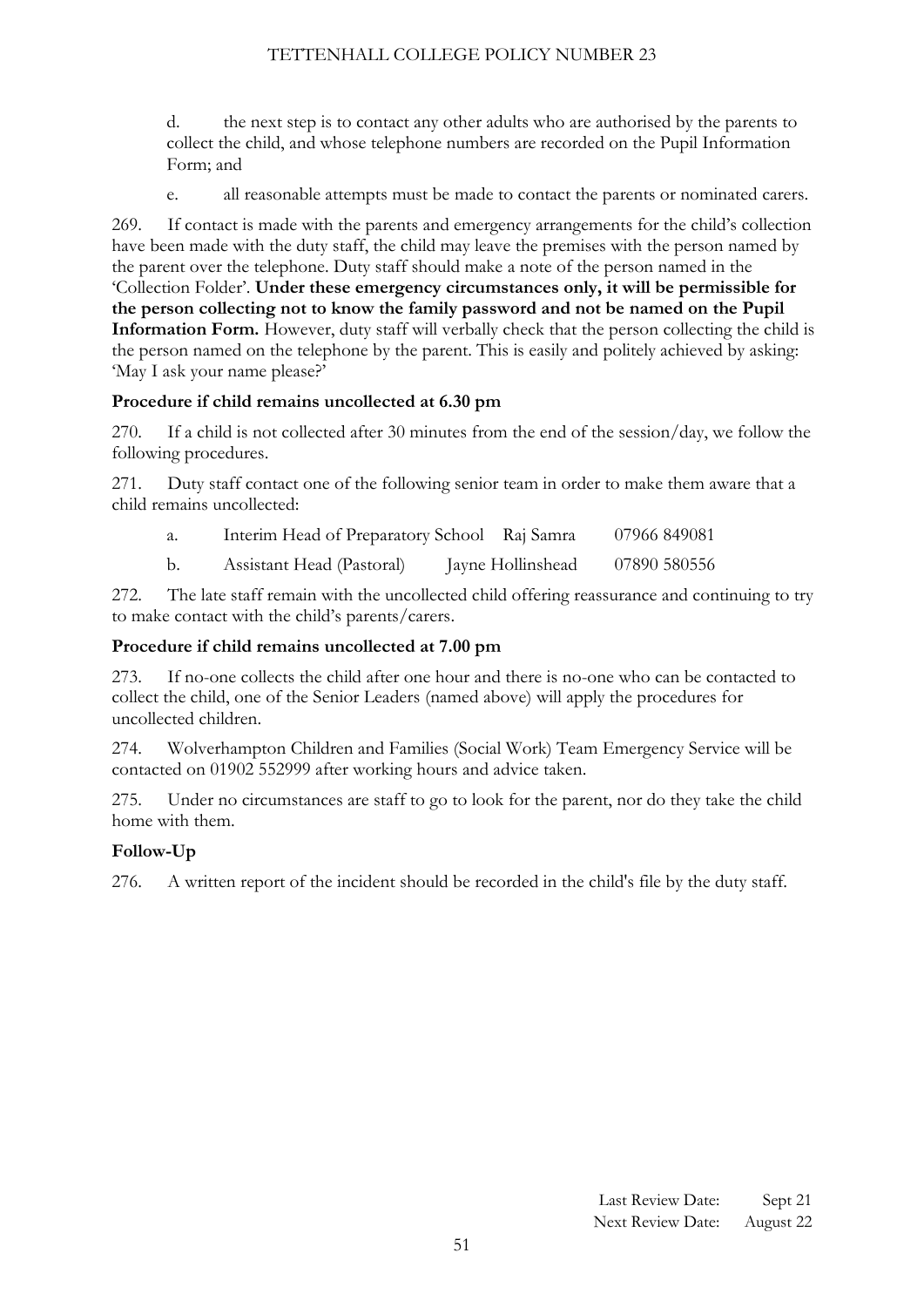d. the next step is to contact any other adults who are authorised by the parents to collect the child, and whose telephone numbers are recorded on the Pupil Information Form; and

e. all reasonable attempts must be made to contact the parents or nominated carers.

269. If contact is made with the parents and emergency arrangements for the child's collection have been made with the duty staff, the child may leave the premises with the person named by the parent over the telephone. Duty staff should make a note of the person named in the 'Collection Folder'. **Under these emergency circumstances only, it will be permissible for the person collecting not to know the family password and not be named on the Pupil Information Form.** However, duty staff will verbally check that the person collecting the child is the person named on the telephone by the parent. This is easily and politely achieved by asking: 'May I ask your name please?'

**Procedure if child remains uncollected at 6.30 pm**

270. If a child is not collected after 30 minutes from the end of the session/day, we follow the following procedures.

271. Duty staff contact one of the following senior team in order to make them aware that a child remains uncollected:

| | | | |
|---|---|---|---|
| a. | Interim Head of Preparatory School | Raj Samra | 07966 849081 |
| b. | Assistant Head (Pastoral) | Jayne Hollinshead | 07890 580556 |

272. The late staff remain with the uncollected child offering reassurance and continuing to try to make contact with the child's parents/carers.

**Procedure if child remains uncollected at 7.00 pm**

273. If no-one collects the child after one hour and there is no-one who can be contacted to collect the child, one of the Senior Leaders (named above) will apply the procedures for uncollected children.

274. Wolverhampton Children and Families (Social Work) Team Emergency Service will be contacted on 01902 552999 after working hours and advice taken.

275. Under no circumstances are staff to go to look for the parent, nor do they take the child home with them.

**Follow-Up**

276. A written report of the incident should be recorded in the child's file by the duty staff.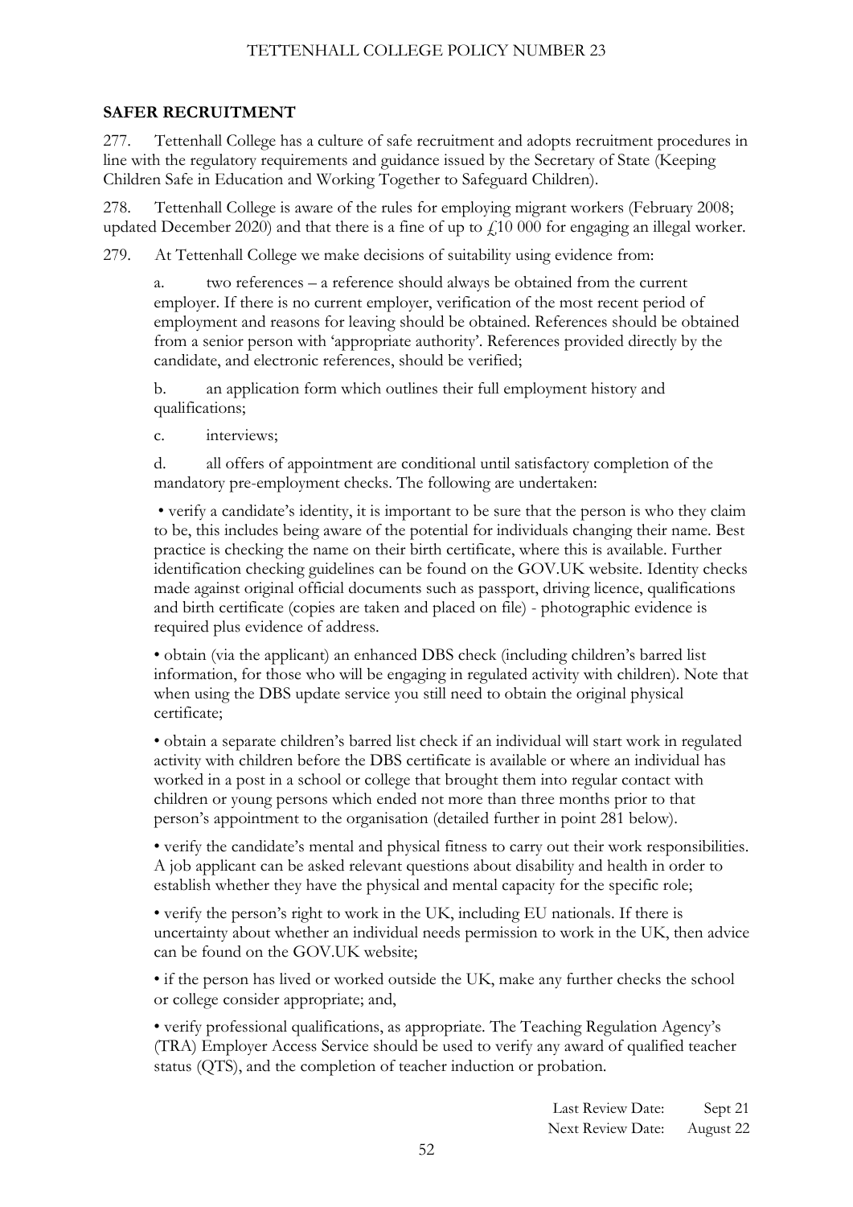## SAFER RECRUITMENT

277. Tettenhall College has a culture of safe recruitment and adopts recruitment procedures in line with the regulatory requirements and guidance issued by the Secretary of State (Keeping Children Safe in Education and Working Together to Safeguard Children).

278. Tettenhall College is aware of the rules for employing migrant workers (February 2008; updated December 2020) and that there is a fine of up to £10 000 for engaging an illegal worker.

279. At Tettenhall College we make decisions of suitability using evidence from:

a. two references – a reference should always be obtained from the current employer. If there is no current employer, verification of the most recent period of employment and reasons for leaving should be obtained. References should be obtained from a senior person with 'appropriate authority'. References provided directly by the candidate, and electronic references, should be verified;

b. an application form which outlines their full employment history and qualifications;

c. interviews;

d. all offers of appointment are conditional until satisfactory completion of the mandatory pre-employment checks. The following are undertaken:

- verify a candidate's identity, it is important to be sure that the person is who they claim to be, this includes being aware of the potential for individuals changing their name. Best practice is checking the name on their birth certificate, where this is available. Further identification checking guidelines can be found on the GOV.UK website. Identity checks made against original official documents such as passport, driving licence, qualifications and birth certificate (copies are taken and placed on file) - photographic evidence is required plus evidence of address.

- obtain (via the applicant) an enhanced DBS check (including children's barred list information, for those who will be engaging in regulated activity with children). Note that when using the DBS update service you still need to obtain the original physical certificate;

- obtain a separate children's barred list check if an individual will start work in regulated activity with children before the DBS certificate is available or where an individual has worked in a post in a school or college that brought them into regular contact with children or young persons which ended not more than three months prior to that person's appointment to the organisation (detailed further in point 281 below).

- verify the candidate's mental and physical fitness to carry out their work responsibilities. A job applicant can be asked relevant questions about disability and health in order to establish whether they have the physical and mental capacity for the specific role;

- verify the person's right to work in the UK, including EU nationals. If there is uncertainty about whether an individual needs permission to work in the UK, then advice can be found on the GOV.UK website;

- if the person has lived or worked outside the UK, make any further checks the school or college consider appropriate; and,

- verify professional qualifications, as appropriate. The Teaching Regulation Agency's (TRA) Employer Access Service should be used to verify any award of qualified teacher status (QTS), and the completion of teacher induction or probation.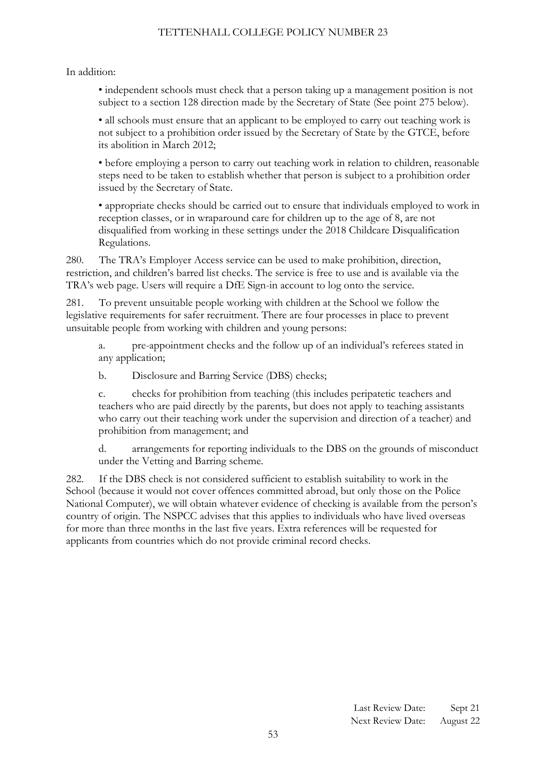In addition:

- independent schools must check that a person taking up a management position is not subject to a section 128 direction made by the Secretary of State (See point 275 below).
- all schools must ensure that an applicant to be employed to carry out teaching work is not subject to a prohibition order issued by the Secretary of State by the GTCE, before its abolition in March 2012;
- before employing a person to carry out teaching work in relation to children, reasonable steps need to be taken to establish whether that person is subject to a prohibition order issued by the Secretary of State.
- appropriate checks should be carried out to ensure that individuals employed to work in reception classes, or in wraparound care for children up to the age of 8, are not disqualified from working in these settings under the 2018 Childcare Disqualification Regulations.

280. The TRA's Employer Access service can be used to make prohibition, direction, restriction, and children's barred list checks. The service is free to use and is available via the TRA's web page. Users will require a DfE Sign-in account to log onto the service.

281. To prevent unsuitable people working with children at the School we follow the legislative requirements for safer recruitment. There are four processes in place to prevent unsuitable people from working with children and young persons:

a. pre-appointment checks and the follow up of an individual's referees stated in any application;

b. Disclosure and Barring Service (DBS) checks;

c. checks for prohibition from teaching (this includes peripatetic teachers and teachers who are paid directly by the parents, but does not apply to teaching assistants who carry out their teaching work under the supervision and direction of a teacher) and prohibition from management; and

d. arrangements for reporting individuals to the DBS on the grounds of misconduct under the Vetting and Barring scheme.

282. If the DBS check is not considered sufficient to establish suitability to work in the School (because it would not cover offences committed abroad, but only those on the Police National Computer), we will obtain whatever evidence of checking is available from the person's country of origin. The NSPCC advises that this applies to individuals who have lived overseas for more than three months in the last five years. Extra references will be requested for applicants from countries which do not provide criminal record checks.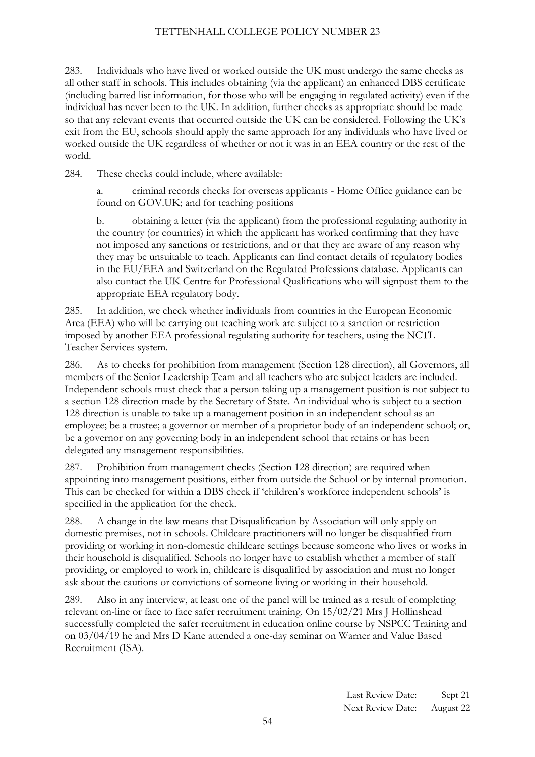283. Individuals who have lived or worked outside the UK must undergo the same checks as all other staff in schools. This includes obtaining (via the applicant) an enhanced DBS certificate (including barred list information, for those who will be engaging in regulated activity) even if the individual has never been to the UK. In addition, further checks as appropriate should be made so that any relevant events that occurred outside the UK can be considered. Following the UK's exit from the EU, schools should apply the same approach for any individuals who have lived or worked outside the UK regardless of whether or not it was in an EEA country or the rest of the world.

284. These checks could include, where available:

a. criminal records checks for overseas applicants - Home Office guidance can be found on GOV.UK; and for teaching positions

b. obtaining a letter (via the applicant) from the professional regulating authority in the country (or countries) in which the applicant has worked confirming that they have not imposed any sanctions or restrictions, and or that they are aware of any reason why they may be unsuitable to teach. Applicants can find contact details of regulatory bodies in the EU/EEA and Switzerland on the Regulated Professions database. Applicants can also contact the UK Centre for Professional Qualifications who will signpost them to the appropriate EEA regulatory body.

285. In addition, we check whether individuals from countries in the European Economic Area (EEA) who will be carrying out teaching work are subject to a sanction or restriction imposed by another EEA professional regulating authority for teachers, using the NCTL Teacher Services system.

286. As to checks for prohibition from management (Section 128 direction), all Governors, all members of the Senior Leadership Team and all teachers who are subject leaders are included. Independent schools must check that a person taking up a management position is not subject to a section 128 direction made by the Secretary of State. An individual who is subject to a section 128 direction is unable to take up a management position in an independent school as an employee; be a trustee; a governor or member of a proprietor body of an independent school; or, be a governor on any governing body in an independent school that retains or has been delegated any management responsibilities.

287. Prohibition from management checks (Section 128 direction) are required when appointing into management positions, either from outside the School or by internal promotion. This can be checked for within a DBS check if 'children's workforce independent schools' is specified in the application for the check.

288. A change in the law means that Disqualification by Association will only apply on domestic premises, not in schools. Childcare practitioners will no longer be disqualified from providing or working in non-domestic childcare settings because someone who lives or works in their household is disqualified. Schools no longer have to establish whether a member of staff providing, or employed to work in, childcare is disqualified by association and must no longer ask about the cautions or convictions of someone living or working in their household.

289. Also in any interview, at least one of the panel will be trained as a result of completing relevant on-line or face to face safer recruitment training. On 15/02/21 Mrs J Hollinshead successfully completed the safer recruitment in education online course by NSPCC Training and on 03/04/19 he and Mrs D Kane attended a one-day seminar on Warner and Value Based Recruitment (ISA).

Last Review Date: Sept 21
Next Review Date: August 22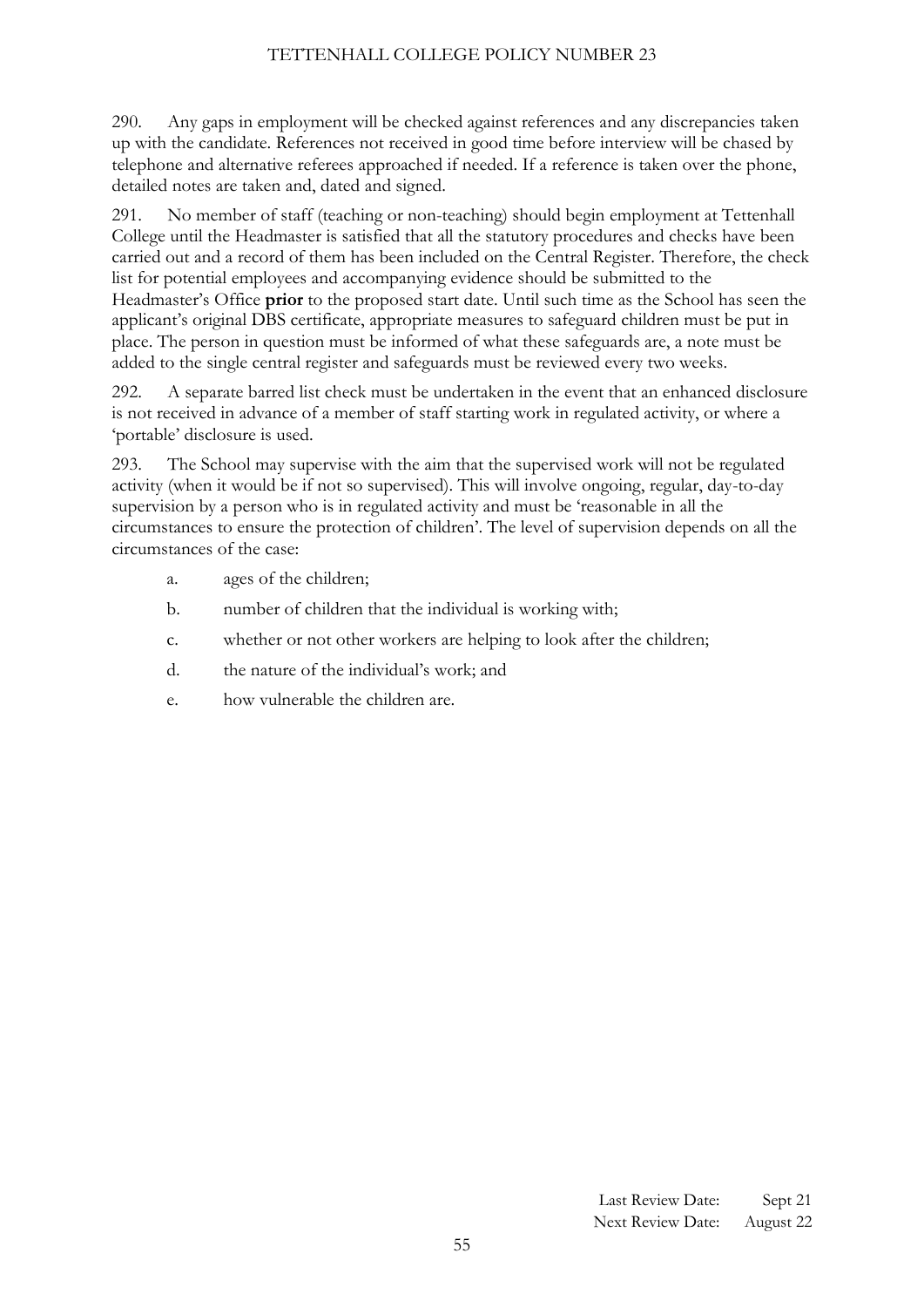290. Any gaps in employment will be checked against references and any discrepancies taken up with the candidate. References not received in good time before interview will be chased by telephone and alternative referees approached if needed. If a reference is taken over the phone, detailed notes are taken and, dated and signed.

291. No member of staff (teaching or non-teaching) should begin employment at Tettenhall College until the Headmaster is satisfied that all the statutory procedures and checks have been carried out and a record of them has been included on the Central Register. Therefore, the check list for potential employees and accompanying evidence should be submitted to the Headmaster's Office **prior** to the proposed start date. Until such time as the School has seen the applicant's original DBS certificate, appropriate measures to safeguard children must be put in place. The person in question must be informed of what these safeguards are, a note must be added to the single central register and safeguards must be reviewed every two weeks.

292. A separate barred list check must be undertaken in the event that an enhanced disclosure is not received in advance of a member of staff starting work in regulated activity, or where a 'portable' disclosure is used.

293. The School may supervise with the aim that the supervised work will not be regulated activity (when it would be if not so supervised). This will involve ongoing, regular, day-to-day supervision by a person who is in regulated activity and must be 'reasonable in all the circumstances to ensure the protection of children'. The level of supervision depends on all the circumstances of the case:

a. ages of the children;

b. number of children that the individual is working with;

c. whether or not other workers are helping to look after the children;

d. the nature of the individual's work; and

e. how vulnerable the children are.

Last Review Date: Sept 21
Next Review Date: August 22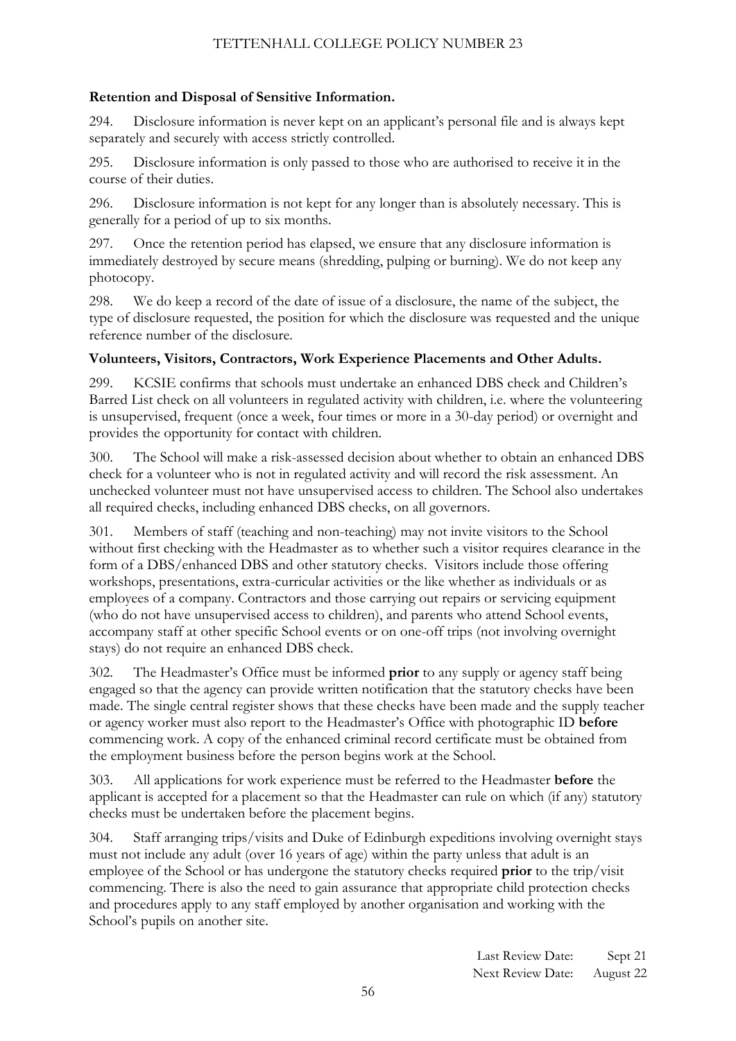**Retention and Disposal of Sensitive Information.**

294. Disclosure information is never kept on an applicant's personal file and is always kept separately and securely with access strictly controlled.

295. Disclosure information is only passed to those who are authorised to receive it in the course of their duties.

296. Disclosure information is not kept for any longer than is absolutely necessary. This is generally for a period of up to six months.

297. Once the retention period has elapsed, we ensure that any disclosure information is immediately destroyed by secure means (shredding, pulping or burning). We do not keep any photocopy.

298. We do keep a record of the date of issue of a disclosure, the name of the subject, the type of disclosure requested, the position for which the disclosure was requested and the unique reference number of the disclosure.

**Volunteers, Visitors, Contractors, Work Experience Placements and Other Adults.**

299. KCSIE confirms that schools must undertake an enhanced DBS check and Children's Barred List check on all volunteers in regulated activity with children, i.e. where the volunteering is unsupervised, frequent (once a week, four times or more in a 30-day period) or overnight and provides the opportunity for contact with children.

300. The School will make a risk-assessed decision about whether to obtain an enhanced DBS check for a volunteer who is not in regulated activity and will record the risk assessment. An unchecked volunteer must not have unsupervised access to children. The School also undertakes all required checks, including enhanced DBS checks, on all governors.

301. Members of staff (teaching and non-teaching) may not invite visitors to the School without first checking with the Headmaster as to whether such a visitor requires clearance in the form of a DBS/enhanced DBS and other statutory checks. Visitors include those offering workshops, presentations, extra-curricular activities or the like whether as individuals or as employees of a company. Contractors and those carrying out repairs or servicing equipment (who do not have unsupervised access to children), and parents who attend School events, accompany staff at other specific School events or on one-off trips (not involving overnight stays) do not require an enhanced DBS check.

302. The Headmaster's Office must be informed **prior** to any supply or agency staff being engaged so that the agency can provide written notification that the statutory checks have been made. The single central register shows that these checks have been made and the supply teacher or agency worker must also report to the Headmaster's Office with photographic ID **before** commencing work. A copy of the enhanced criminal record certificate must be obtained from the employment business before the person begins work at the School.

303. All applications for work experience must be referred to the Headmaster **before** the applicant is accepted for a placement so that the Headmaster can rule on which (if any) statutory checks must be undertaken before the placement begins.

304. Staff arranging trips/visits and Duke of Edinburgh expeditions involving overnight stays must not include any adult (over 16 years of age) within the party unless that adult is an employee of the School or has undergone the statutory checks required **prior** to the trip/visit commencing. There is also the need to gain assurance that appropriate child protection checks and procedures apply to any staff employed by another organisation and working with the School's pupils on another site.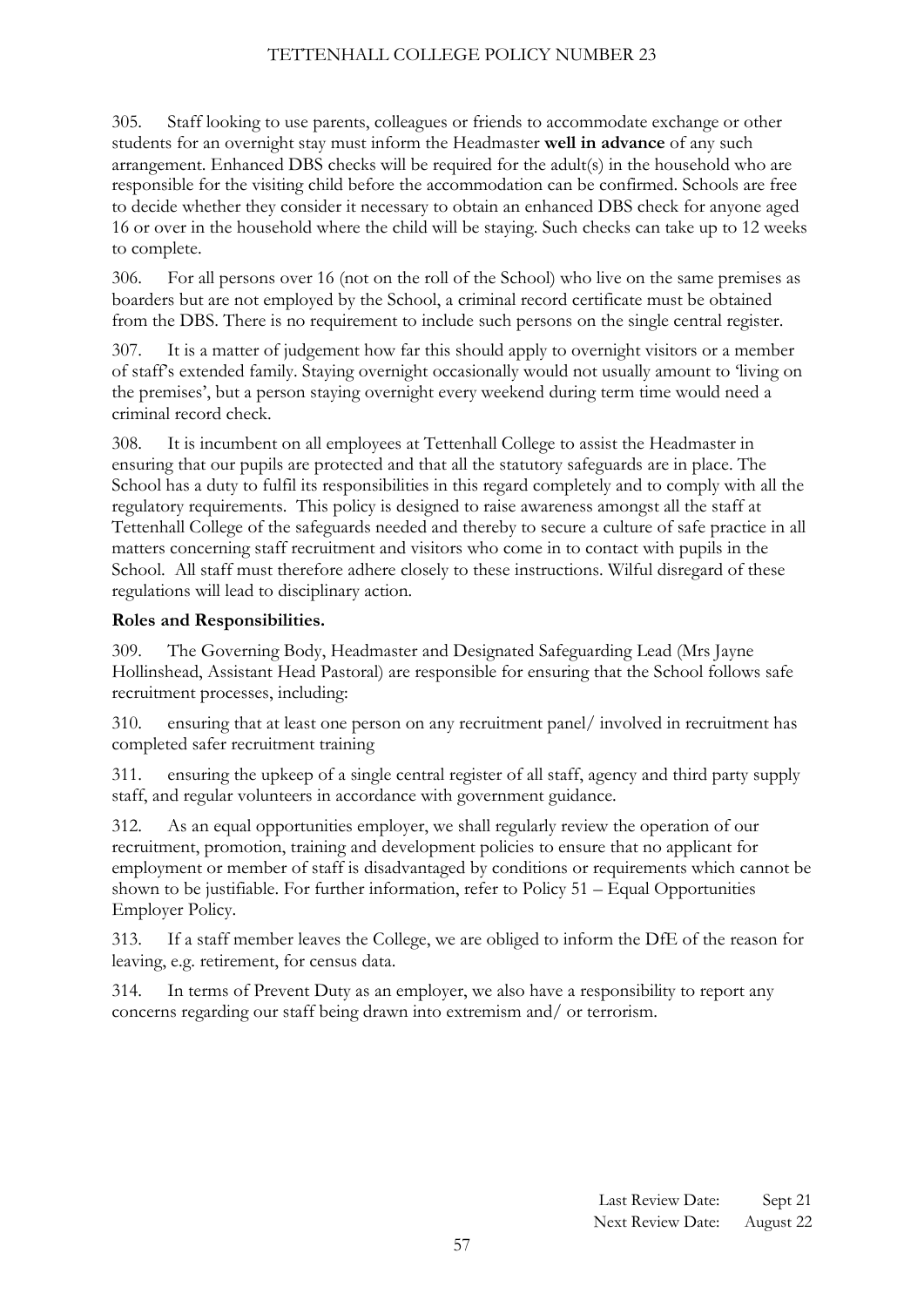305. Staff looking to use parents, colleagues or friends to accommodate exchange or other students for an overnight stay must inform the Headmaster **well in advance** of any such arrangement. Enhanced DBS checks will be required for the adult(s) in the household who are responsible for the visiting child before the accommodation can be confirmed. Schools are free to decide whether they consider it necessary to obtain an enhanced DBS check for anyone aged 16 or over in the household where the child will be staying. Such checks can take up to 12 weeks to complete.

306. For all persons over 16 (not on the roll of the School) who live on the same premises as boarders but are not employed by the School, a criminal record certificate must be obtained from the DBS. There is no requirement to include such persons on the single central register.

307. It is a matter of judgement how far this should apply to overnight visitors or a member of staff's extended family. Staying overnight occasionally would not usually amount to 'living on the premises', but a person staying overnight every weekend during term time would need a criminal record check.

308. It is incumbent on all employees at Tettenhall College to assist the Headmaster in ensuring that our pupils are protected and that all the statutory safeguards are in place. The School has a duty to fulfil its responsibilities in this regard completely and to comply with all the regulatory requirements. This policy is designed to raise awareness amongst all the staff at Tettenhall College of the safeguards needed and thereby to secure a culture of safe practice in all matters concerning staff recruitment and visitors who come in to contact with pupils in the School. All staff must therefore adhere closely to these instructions. Wilful disregard of these regulations will lead to disciplinary action.

**Roles and Responsibilities.**

309. The Governing Body, Headmaster and Designated Safeguarding Lead (Mrs Jayne Hollinshead, Assistant Head Pastoral) are responsible for ensuring that the School follows safe recruitment processes, including:

310. ensuring that at least one person on any recruitment panel/ involved in recruitment has completed safer recruitment training

311. ensuring the upkeep of a single central register of all staff, agency and third party supply staff, and regular volunteers in accordance with government guidance.

312. As an equal opportunities employer, we shall regularly review the operation of our recruitment, promotion, training and development policies to ensure that no applicant for employment or member of staff is disadvantaged by conditions or requirements which cannot be shown to be justifiable. For further information, refer to Policy 51 – Equal Opportunities Employer Policy.

313. If a staff member leaves the College, we are obliged to inform the DfE of the reason for leaving, e.g. retirement, for census data.

314. In terms of Prevent Duty as an employer, we also have a responsibility to report any concerns regarding our staff being drawn into extremism and/ or terrorism.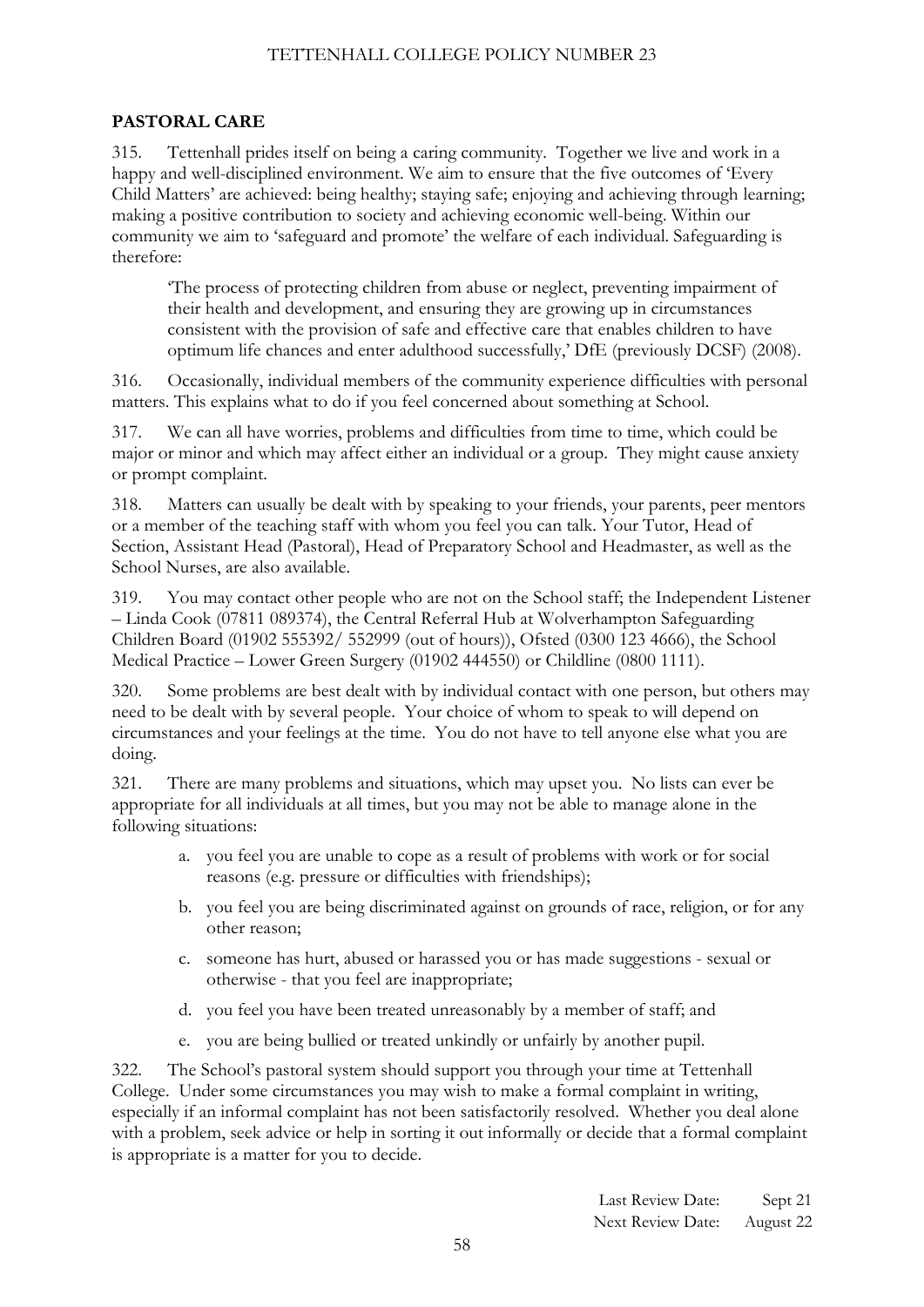## PASTORAL CARE

315. Tettenhall prides itself on being a caring community. Together we live and work in a happy and well-disciplined environment. We aim to ensure that the five outcomes of 'Every Child Matters' are achieved: being healthy; staying safe; enjoying and achieving through learning; making a positive contribution to society and achieving economic well-being. Within our community we aim to 'safeguard and promote' the welfare of each individual. Safeguarding is therefore:

> 'The process of protecting children from abuse or neglect, preventing impairment of their health and development, and ensuring they are growing up in circumstances consistent with the provision of safe and effective care that enables children to have optimum life chances and enter adulthood successfully,' DfE (previously DCSF) (2008).

316. Occasionally, individual members of the community experience difficulties with personal matters. This explains what to do if you feel concerned about something at School.

317. We can all have worries, problems and difficulties from time to time, which could be major or minor and which may affect either an individual or a group. They might cause anxiety or prompt complaint.

318. Matters can usually be dealt with by speaking to your friends, your parents, peer mentors or a member of the teaching staff with whom you feel you can talk. Your Tutor, Head of Section, Assistant Head (Pastoral), Head of Preparatory School and Headmaster, as well as the School Nurses, are also available.

319. You may contact other people who are not on the School staff; the Independent Listener – Linda Cook (07811 089374), the Central Referral Hub at Wolverhampton Safeguarding Children Board (01902 555392/ 552999 (out of hours)), Ofsted (0300 123 4666), the School Medical Practice – Lower Green Surgery (01902 444550) or Childline (0800 1111).

320. Some problems are best dealt with by individual contact with one person, but others may need to be dealt with by several people. Your choice of whom to speak to will depend on circumstances and your feelings at the time. You do not have to tell anyone else what you are doing.

321. There are many problems and situations, which may upset you. No lists can ever be appropriate for all individuals at all times, but you may not be able to manage alone in the following situations:

a. you feel you are unable to cope as a result of problems with work or for social reasons (e.g. pressure or difficulties with friendships);

b. you feel you are being discriminated against on grounds of race, religion, or for any other reason;

c. someone has hurt, abused or harassed you or has made suggestions - sexual or otherwise - that you feel are inappropriate;

d. you feel you have been treated unreasonably by a member of staff; and

e. you are being bullied or treated unkindly or unfairly by another pupil.

322. The School's pastoral system should support you through your time at Tettenhall College. Under some circumstances you may wish to make a formal complaint in writing, especially if an informal complaint has not been satisfactorily resolved. Whether you deal alone with a problem, seek advice or help in sorting it out informally or decide that a formal complaint is appropriate is a matter for you to decide.

Last Review Date: Sept 21
Next Review Date: August 22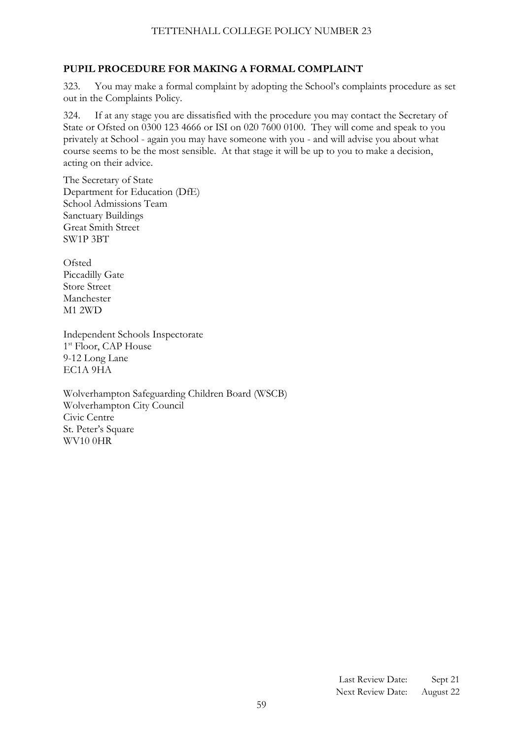**PUPIL PROCEDURE FOR MAKING A FORMAL COMPLAINT**

323. You may make a formal complaint by adopting the School's complaints procedure as set out in the Complaints Policy.

324. If at any stage you are dissatisfied with the procedure you may contact the Secretary of State or Ofsted on 0300 123 4666 or ISI on 020 7600 0100. They will come and speak to you privately at School - again you may have someone with you - and will advise you about what course seems to be the most sensible. At that stage it will be up to you to make a decision, acting on their advice.

The Secretary of State
Department for Education (DfE)
School Admissions Team
Sanctuary Buildings
Great Smith Street
SW1P 3BT

Ofsted
Piccadilly Gate
Store Street
Manchester
M1 2WD

Independent Schools Inspectorate
1st Floor, CAP House
9-12 Long Lane
EC1A 9HA

Wolverhampton Safeguarding Children Board (WSCB)
Wolverhampton City Council
Civic Centre
St. Peter's Square
WV10 0HR

Last Review Date: Sept 21
Next Review Date: August 22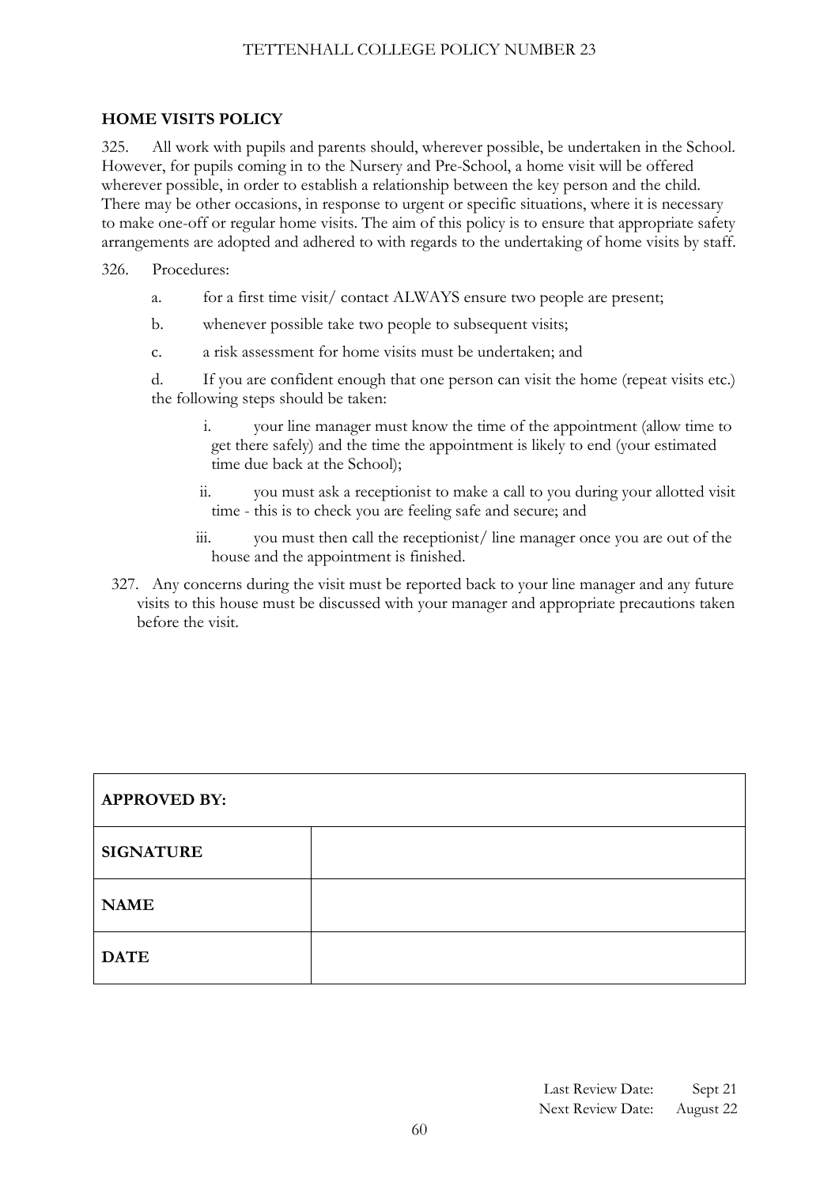## HOME VISITS POLICY

325. All work with pupils and parents should, wherever possible, be undertaken in the School. However, for pupils coming in to the Nursery and Pre-School, a home visit will be offered wherever possible, in order to establish a relationship between the key person and the child. There may be other occasions, in response to urgent or specific situations, where it is necessary to make one-off or regular home visits. The aim of this policy is to ensure that appropriate safety arrangements are adopted and adhered to with regards to the undertaking of home visits by staff.

326. Procedures:

a. for a first time visit/ contact ALWAYS ensure two people are present;

b. whenever possible take two people to subsequent visits;

c. a risk assessment for home visits must be undertaken; and

d. If you are confident enough that one person can visit the home (repeat visits etc.) the following steps should be taken:

i. your line manager must know the time of the appointment (allow time to get there safely) and the time the appointment is likely to end (your estimated time due back at the School);

ii. you must ask a receptionist to make a call to you during your allotted visit time - this is to check you are feeling safe and secure; and

iii. you must then call the receptionist/ line manager once you are out of the house and the appointment is finished.

327. Any concerns during the visit must be reported back to your line manager and any future visits to this house must be discussed with your manager and appropriate precautions taken before the visit.

| | |
|---|---|
| **APPROVED BY:** | |
| **SIGNATURE** | |
| **NAME** | |
| **DATE** | |

Last Review Date: Sept 21
Next Review Date: August 22